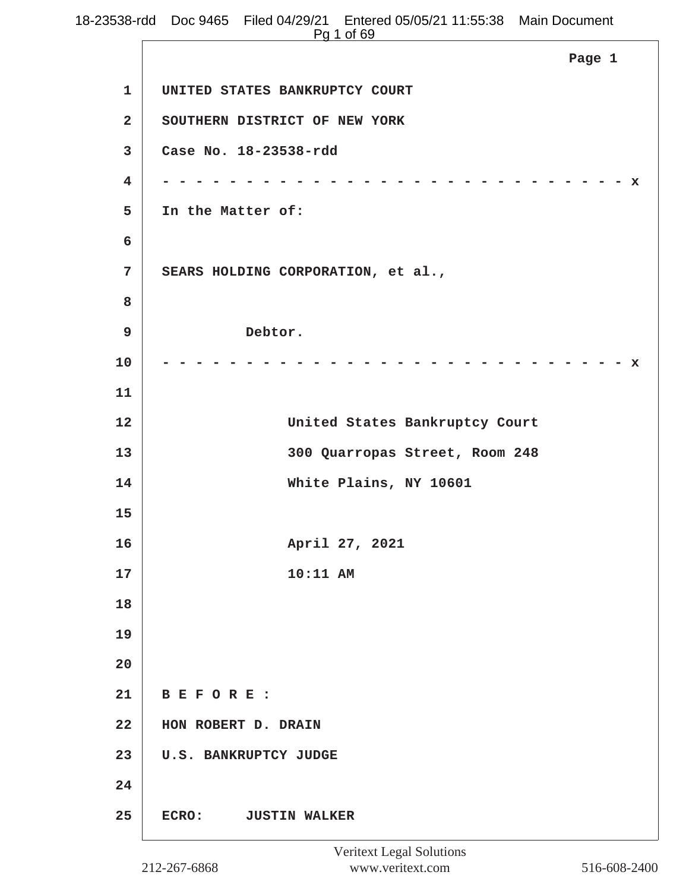UNITED STATES BANKRUPTCY COURT

SOUTHERN DISTRICT OF NEW YORK

Case No. 18-23538-rdd

- - - - - - - - - - - - - - - - - - - - - - - - - - - - - - - - x

In the Matter of:

SEARS HOLDING CORPORATION, et al.,

Debtor.

- - - - - - - - - - - - - - - - - - - - - - - - - - - - - - - - x

United States Bankruptcy Court

300 Quarropas Street, Room 248

White Plains, NY 10601

April 27, 2021

10:11 AM

B E F O R E :

HON ROBERT D. DRAIN

U.S. BANKRUPTCY JUDGE

ECRO: JUSTIN WALKER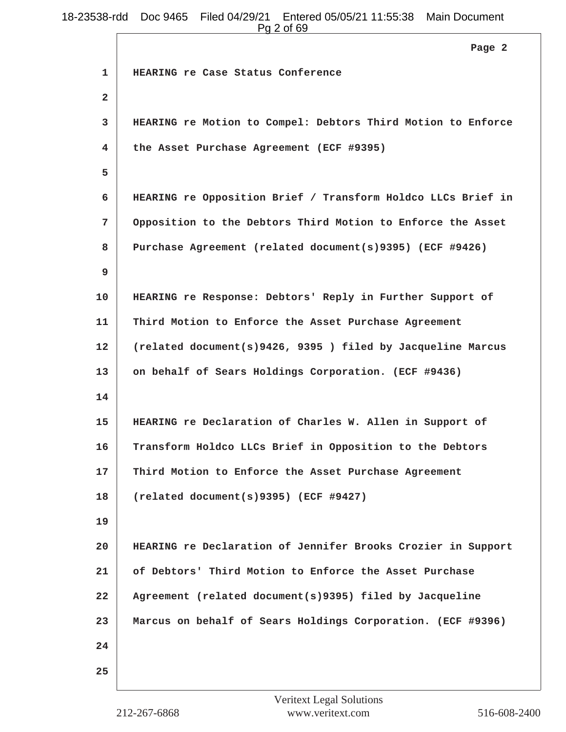HEARING re Case Status Conference

HEARING re Motion to Compel: Debtors Third Motion to Enforce the Asset Purchase Agreement (ECF #9395)

HEARING re Opposition Brief / Transform Holdco LLCs Brief in Opposition to the Debtors Third Motion to Enforce the Asset Purchase Agreement (related document(s)9395) (ECF #9426)

HEARING re Response: Debtors' Reply in Further Support of Third Motion to Enforce the Asset Purchase Agreement (related document(s)9426, 9395 ) filed by Jacqueline Marcus on behalf of Sears Holdings Corporation. (ECF #9436)

HEARING re Declaration of Charles W. Allen in Support of Transform Holdco LLCs Brief in Opposition to the Debtors Third Motion to Enforce the Asset Purchase Agreement (related document(s)9395) (ECF #9427)

HEARING re Declaration of Jennifer Brooks Crozier in Support of Debtors' Third Motion to Enforce the Asset Purchase Agreement (related document(s)9395) filed by Jacqueline Marcus on behalf of Sears Holdings Corporation. (ECF #9396)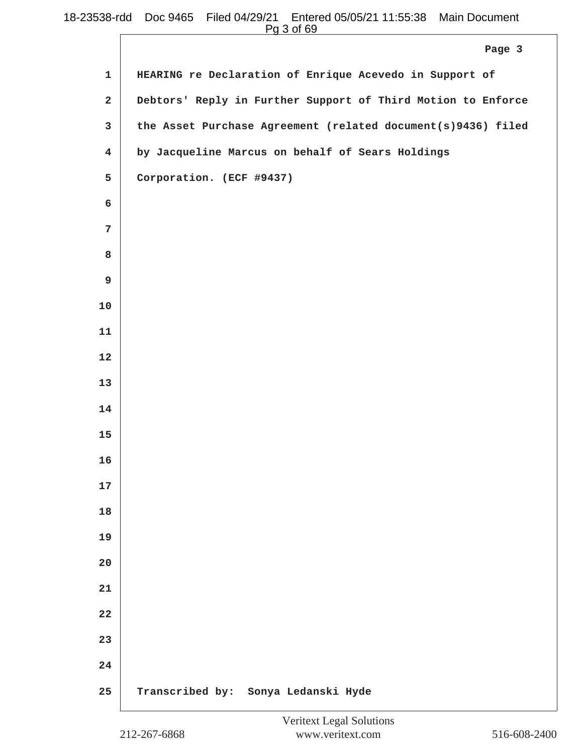HEARING re Declaration of Enrique Acevedo in Support of Debtors' Reply in Further Support of Third Motion to Enforce the Asset Purchase Agreement (related document(s)9436) filed by Jacqueline Marcus on behalf of Sears Holdings Corporation. (ECF #9437)

Transcribed by: Sonya Ledanski Hyde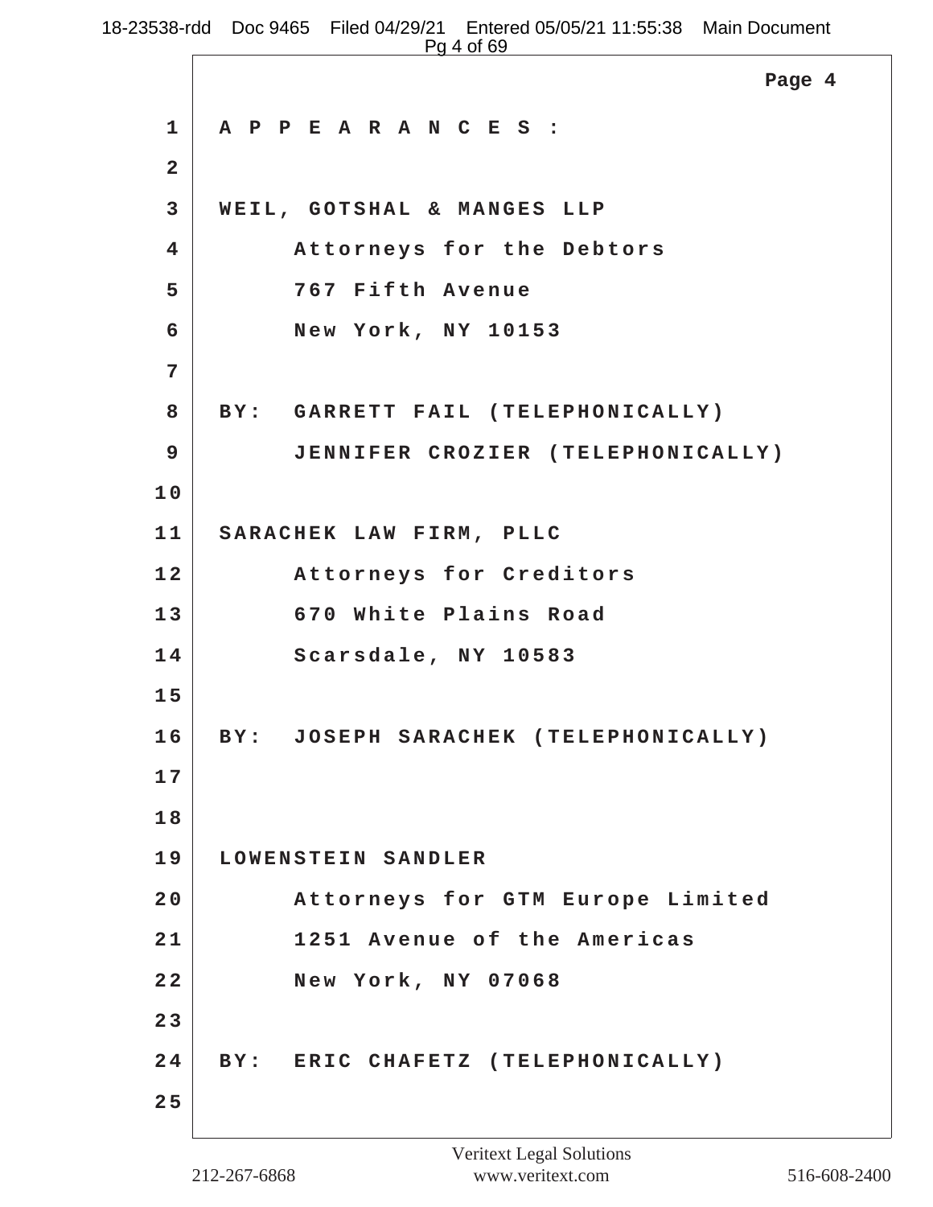A P P E A R A N C E S :

WEIL, GOTSHAL & MANGES LLP

Attorneys for the Debtors

767 Fifth Avenue

New York, NY 10153

BY: GARRETT FAIL (TELEPHONICALLY)

JENNIFER CROZIER (TELEPHONICALLY)

SARACHEK LAW FIRM, PLLC

Attorneys for Creditors

670 White Plains Road

Scarsdale, NY 10583

BY: JOSEPH SARACHEK (TELEPHONICALLY)

LOWENSTEIN SANDLER

Attorneys for GTM Europe Limited

1251 Avenue of the Americas

New York, NY 07068

BY: ERIC CHAFETZ (TELEPHONICALLY)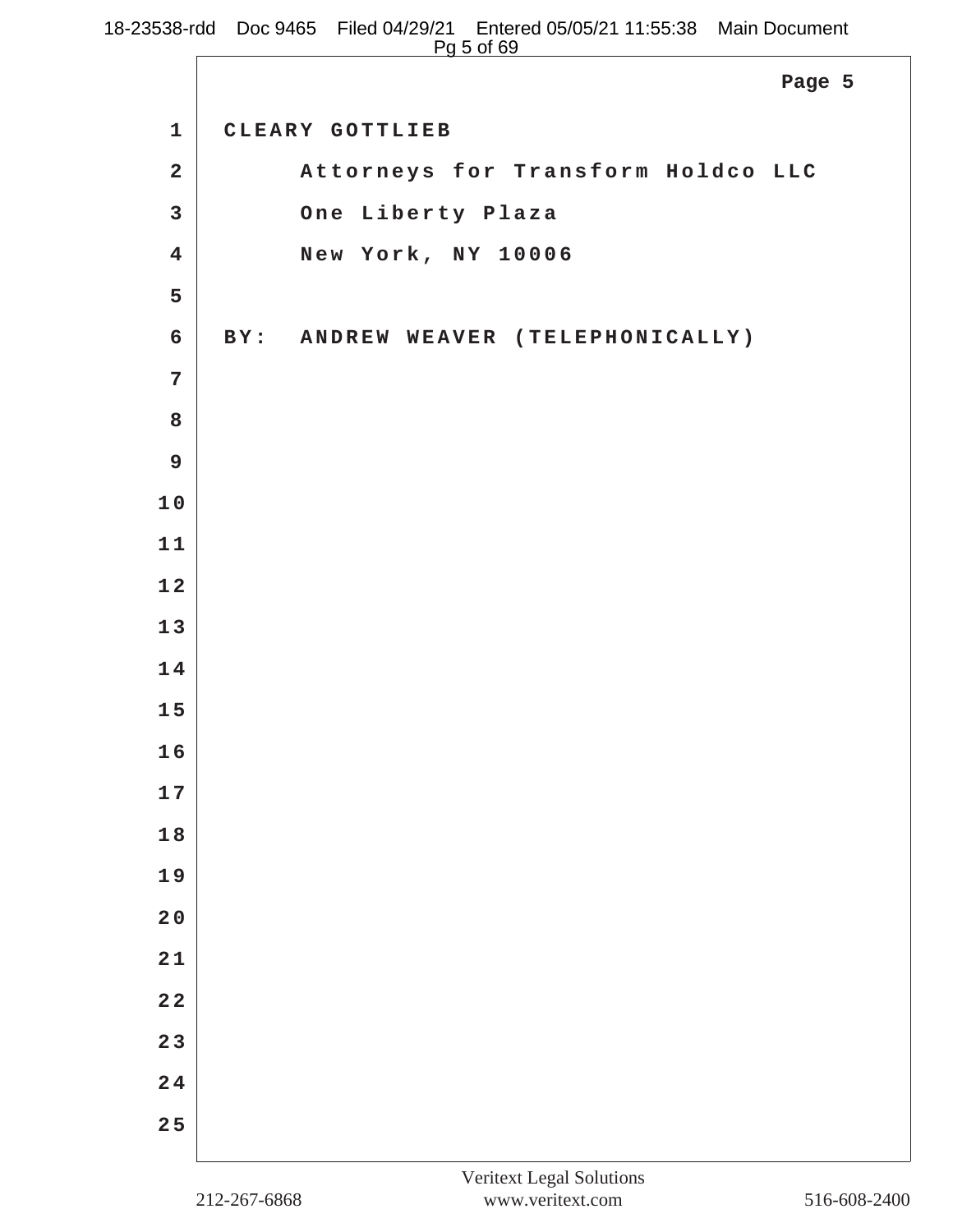CLEARY GOTTLIEB

Attorneys for Transform Holdco LLC

One Liberty Plaza

New York, NY 10006

BY: ANDREW WEAVER (TELEPHONICALLY)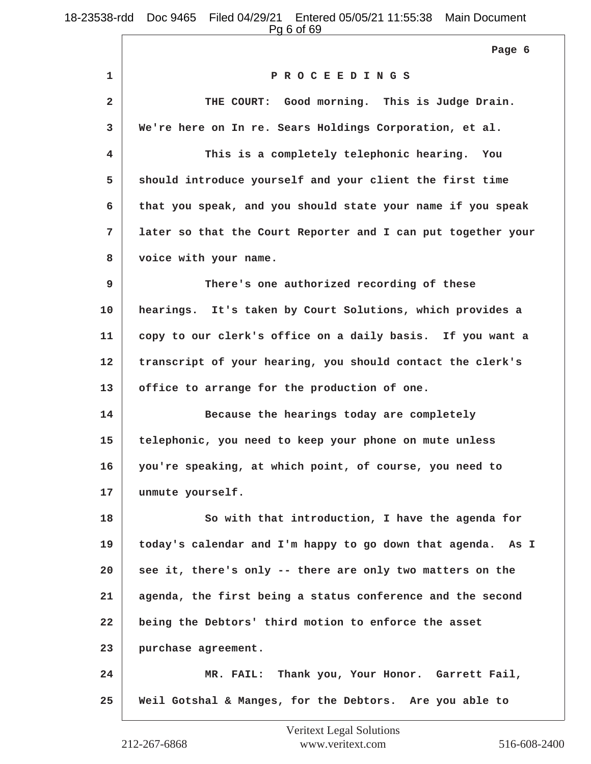P R O C E E D I N G S

THE COURT: Good morning. This is Judge Drain. We're here on In re. Sears Holdings Corporation, et al.

This is a completely telephonic hearing. You should introduce yourself and your client the first time that you speak, and you should state your name if you speak later so that the Court Reporter and I can put together your voice with your name.

There's one authorized recording of these hearings. It's taken by Court Solutions, which provides a copy to our clerk's office on a daily basis. If you want a transcript of your hearing, you should contact the clerk's office to arrange for the production of one.

Because the hearings today are completely telephonic, you need to keep your phone on mute unless you're speaking, at which point, of course, you need to unmute yourself.

So with that introduction, I have the agenda for today's calendar and I'm happy to go down that agenda. As I see it, there's only -- there are only two matters on the agenda, the first being a status conference and the second being the Debtors' third motion to enforce the asset purchase agreement.

MR. FAIL: Thank you, Your Honor. Garrett Fail, Weil Gotshal & Manges, for the Debtors. Are you able to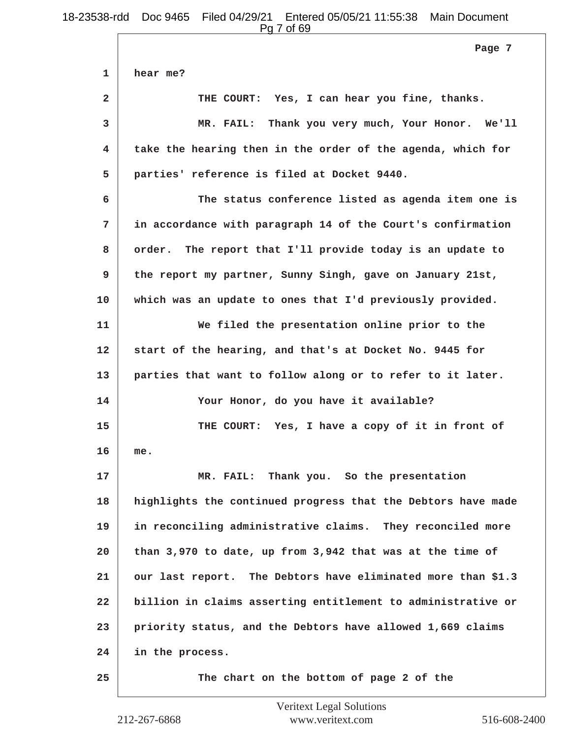Page 7

1 hear me?

2 THE COURT: Yes, I can hear you fine, thanks.

3 MR. FAIL: Thank you very much, Your Honor. We'll

4 take the hearing then in the order of the agenda, which for

5 parties' reference is filed at Docket 9440.

6 The status conference listed as agenda item one is

7 in accordance with paragraph 14 of the Court's confirmation

8 order. The report that I'll provide today is an update to

9 the report my partner, Sunny Singh, gave on January 21st,

10 which was an update to ones that I'd previously provided.

11 We filed the presentation online prior to the

12 start of the hearing, and that's at Docket No. 9445 for

13 parties that want to follow along or to refer to it later.

14 Your Honor, do you have it available?

15 THE COURT: Yes, I have a copy of it in front of

16 me.

17 MR. FAIL: Thank you. So the presentation

18 highlights the continued progress that the Debtors have made

19 in reconciling administrative claims. They reconciled more

20 than 3,970 to date, up from 3,942 that was at the time of

21 our last report. The Debtors have eliminated more than $1.3

22 billion in claims asserting entitlement to administrative or

23 priority status, and the Debtors have allowed 1,669 claims

24 in the process.

25 The chart on the bottom of page 2 of the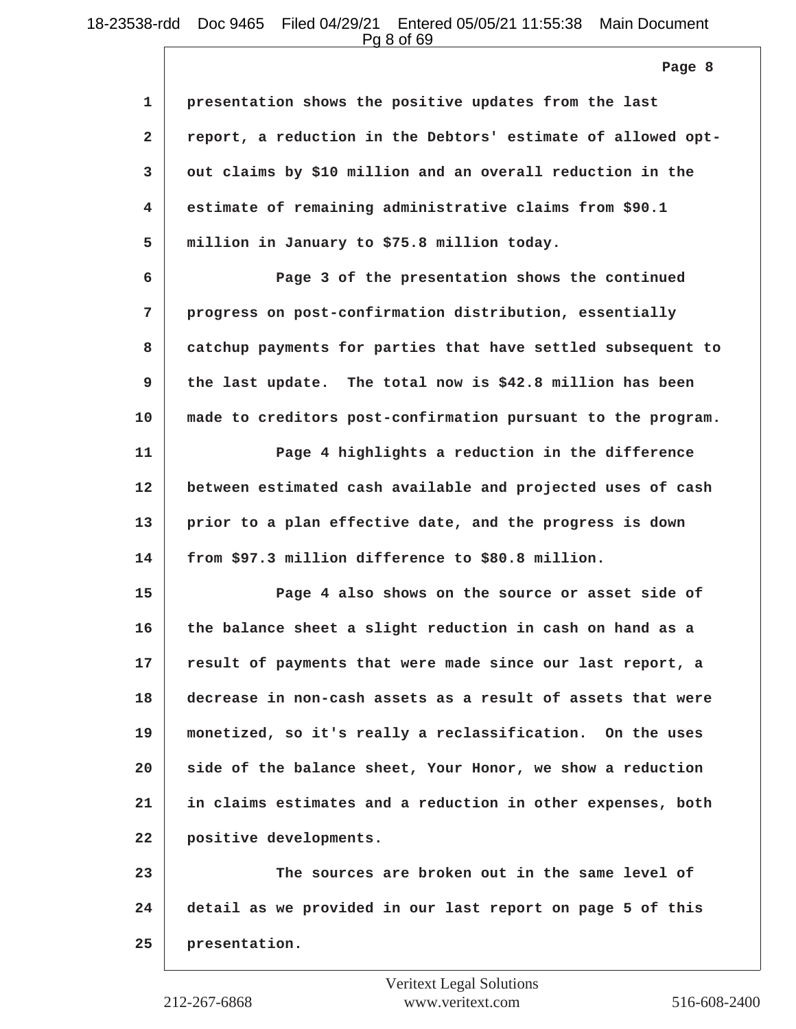presentation shows the positive updates from the last report, a reduction in the Debtors' estimate of allowed opt-out claims by $10 million and an overall reduction in the estimate of remaining administrative claims from $90.1 million in January to $75.8 million today.

Page 3 of the presentation shows the continued progress on post-confirmation distribution, essentially catchup payments for parties that have settled subsequent to the last update. The total now is $42.8 million has been made to creditors post-confirmation pursuant to the program.

Page 4 highlights a reduction in the difference between estimated cash available and projected uses of cash prior to a plan effective date, and the progress is down from $97.3 million difference to $80.8 million.

Page 4 also shows on the source or asset side of the balance sheet a slight reduction in cash on hand as a result of payments that were made since our last report, a decrease in non-cash assets as a result of assets that were monetized, so it's really a reclassification. On the uses side of the balance sheet, Your Honor, we show a reduction in claims estimates and a reduction in other expenses, both positive developments.

The sources are broken out in the same level of detail as we provided in our last report on page 5 of this presentation.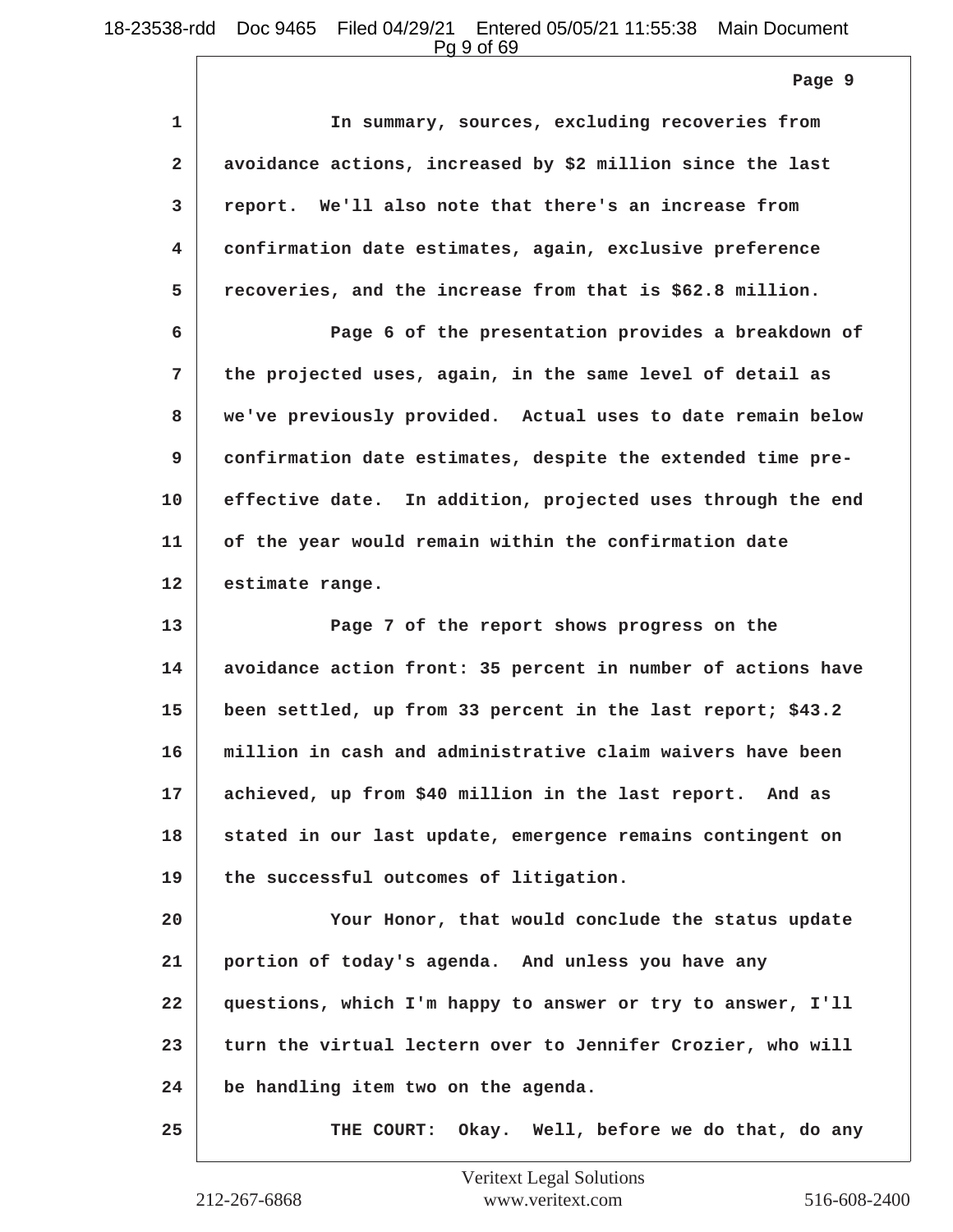Page 9

1 In summary, sources, excluding recoveries from
2 avoidance actions, increased by $2 million since the last
3 report. We'll also note that there's an increase from
4 confirmation date estimates, again, exclusive preference
5 recoveries, and the increase from that is $62.8 million.
6 Page 6 of the presentation provides a breakdown of
7 the projected uses, again, in the same level of detail as
8 we've previously provided. Actual uses to date remain below
9 confirmation date estimates, despite the extended time pre-
10 effective date. In addition, projected uses through the end
11 of the year would remain within the confirmation date
12 estimate range.
13 Page 7 of the report shows progress on the
14 avoidance action front: 35 percent in number of actions have
15 been settled, up from 33 percent in the last report; $43.2
16 million in cash and administrative claim waivers have been
17 achieved, up from $40 million in the last report. And as
18 stated in our last update, emergence remains contingent on
19 the successful outcomes of litigation.
20 Your Honor, that would conclude the status update
21 portion of today's agenda. And unless you have any
22 questions, which I'm happy to answer or try to answer, I'll
23 turn the virtual lectern over to Jennifer Crozier, who will
24 be handling item two on the agenda.
25 THE COURT: Okay. Well, before we do that, do any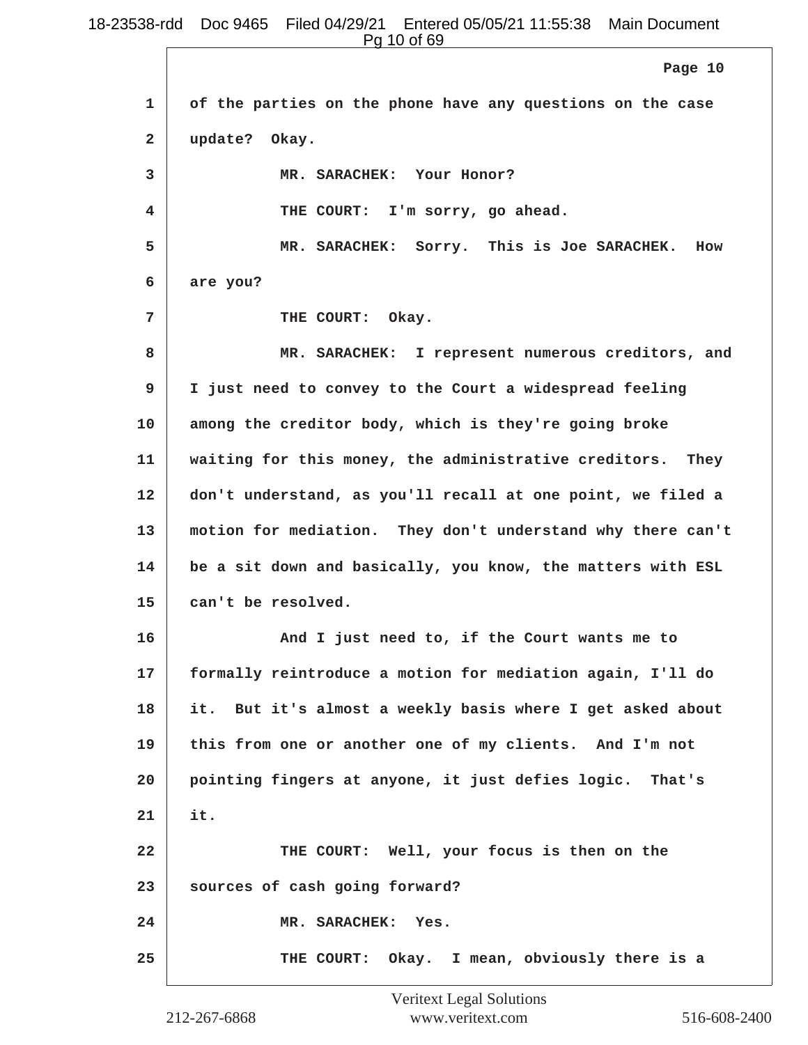Page 10

1 of the parties on the phone have any questions on the case

2 update? Okay.

3 MR. SARACHEK: Your Honor?

4 THE COURT: I'm sorry, go ahead.

5 MR. SARACHEK: Sorry. This is Joe SARACHEK. How

6 are you?

7 THE COURT: Okay.

8 MR. SARACHEK: I represent numerous creditors, and

9 I just need to convey to the Court a widespread feeling

10 among the creditor body, which is they're going broke

11 waiting for this money, the administrative creditors. They

12 don't understand, as you'll recall at one point, we filed a

13 motion for mediation. They don't understand why there can't

14 be a sit down and basically, you know, the matters with ESL

15 can't be resolved.

16 And I just need to, if the Court wants me to

17 formally reintroduce a motion for mediation again, I'll do

18 it. But it's almost a weekly basis where I get asked about

19 this from one or another one of my clients. And I'm not

20 pointing fingers at anyone, it just defies logic. That's

21 it.

22 THE COURT: Well, your focus is then on the

23 sources of cash going forward?

24 MR. SARACHEK: Yes.

25 THE COURT: Okay. I mean, obviously there is a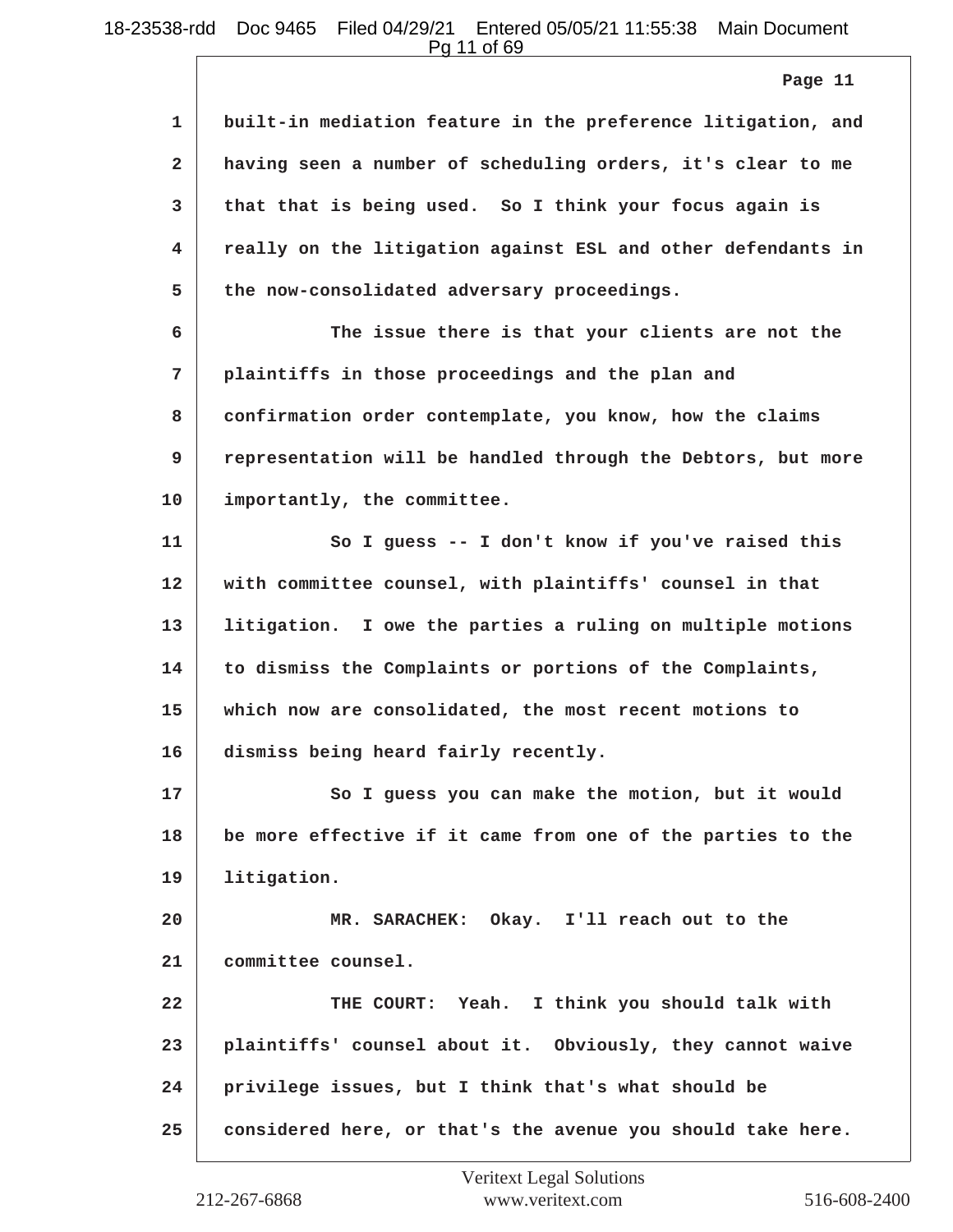1 built-in mediation feature in the preference litigation, and
2 having seen a number of scheduling orders, it's clear to me
3 that that is being used. So I think your focus again is
4 really on the litigation against ESL and other defendants in
5 the now-consolidated adversary proceedings.
6 The issue there is that your clients are not the
7 plaintiffs in those proceedings and the plan and
8 confirmation order contemplate, you know, how the claims
9 representation will be handled through the Debtors, but more
10 importantly, the committee.
11 So I guess -- I don't know if you've raised this
12 with committee counsel, with plaintiffs' counsel in that
13 litigation. I owe the parties a ruling on multiple motions
14 to dismiss the Complaints or portions of the Complaints,
15 which now are consolidated, the most recent motions to
16 dismiss being heard fairly recently.
17 So I guess you can make the motion, but it would
18 be more effective if it came from one of the parties to the
19 litigation.
20 MR. SARACHEK: Okay. I'll reach out to the
21 committee counsel.
22 THE COURT: Yeah. I think you should talk with
23 plaintiffs' counsel about it. Obviously, they cannot waive
24 privilege issues, but I think that's what should be
25 considered here, or that's the avenue you should take here.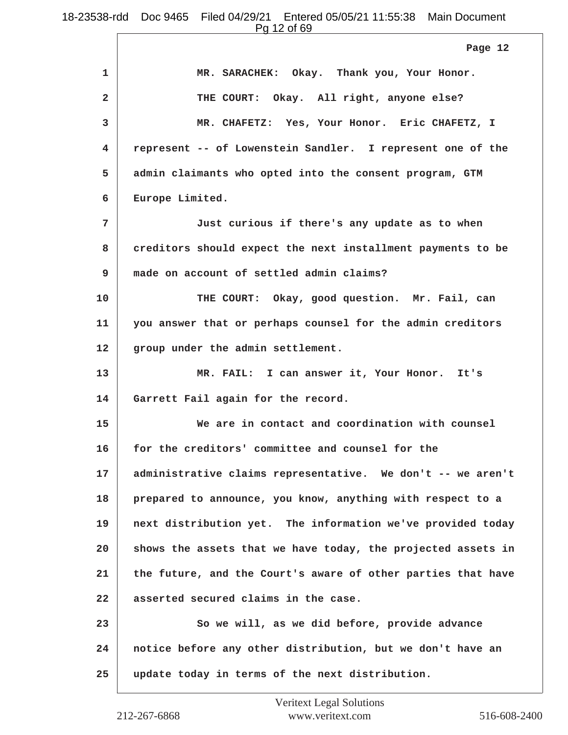1 MR. SARACHEK: Okay. Thank you, Your Honor.

2 THE COURT: Okay. All right, anyone else?

3 MR. CHAFETZ: Yes, Your Honor. Eric CHAFETZ, I

4 represent -- of Lowenstein Sandler. I represent one of the

5 admin claimants who opted into the consent program, GTM

6 Europe Limited.

7 Just curious if there's any update as to when

8 creditors should expect the next installment payments to be

9 made on account of settled admin claims?

10 THE COURT: Okay, good question. Mr. Fail, can

11 you answer that or perhaps counsel for the admin creditors

12 group under the admin settlement.

13 MR. FAIL: I can answer it, Your Honor. It's

14 Garrett Fail again for the record.

15 We are in contact and coordination with counsel

16 for the creditors' committee and counsel for the

17 administrative claims representative. We don't -- we aren't

18 prepared to announce, you know, anything with respect to a

19 next distribution yet. The information we've provided today

20 shows the assets that we have today, the projected assets in

21 the future, and the Court's aware of other parties that have

22 asserted secured claims in the case.

23 So we will, as we did before, provide advance

24 notice before any other distribution, but we don't have an

25 update today in terms of the next distribution.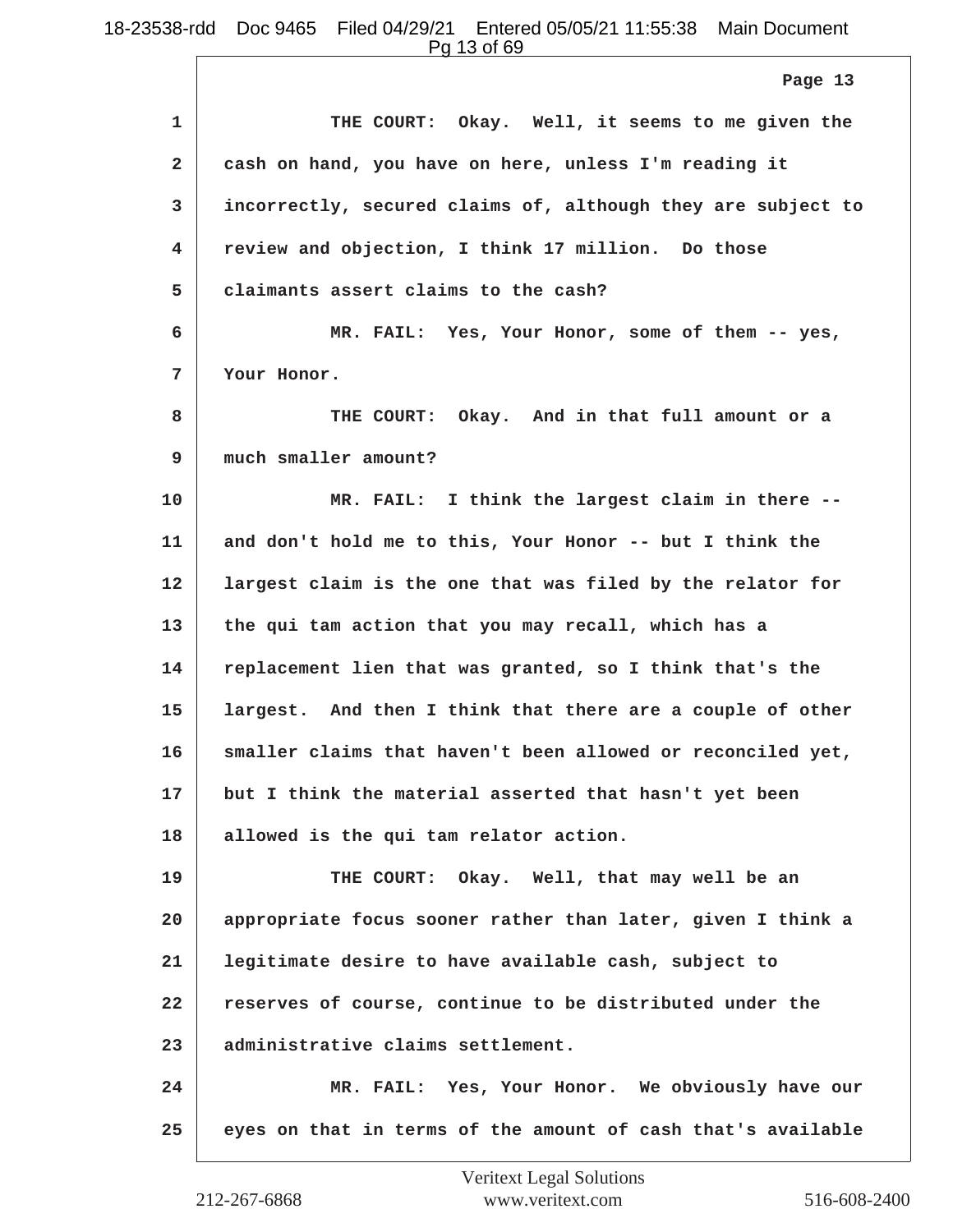THE COURT: Okay. Well, it seems to me given the cash on hand, you have on here, unless I'm reading it incorrectly, secured claims of, although they are subject to review and objection, I think 17 million. Do those claimants assert claims to the cash?

MR. FAIL: Yes, Your Honor, some of them -- yes, Your Honor.

THE COURT: Okay. And in that full amount or a much smaller amount?

MR. FAIL: I think the largest claim in there -- and don't hold me to this, Your Honor -- but I think the largest claim is the one that was filed by the relator for the qui tam action that you may recall, which has a replacement lien that was granted, so I think that's the largest. And then I think that there are a couple of other smaller claims that haven't been allowed or reconciled yet, but I think the material asserted that hasn't yet been allowed is the qui tam relator action.

THE COURT: Okay. Well, that may well be an appropriate focus sooner rather than later, given I think a legitimate desire to have available cash, subject to reserves of course, continue to be distributed under the administrative claims settlement.

MR. FAIL: Yes, Your Honor. We obviously have our eyes on that in terms of the amount of cash that's available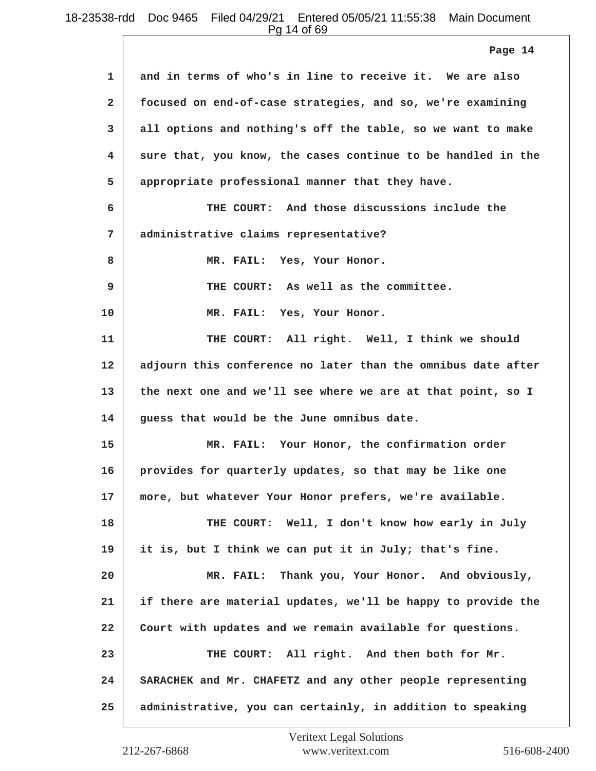Page 14

1 and in terms of who's in line to receive it. We are also
2 focused on end-of-case strategies, and so, we're examining
3 all options and nothing's off the table, so we want to make
4 sure that, you know, the cases continue to be handled in the
5 appropriate professional manner that they have.

6 THE COURT: And those discussions include the
7 administrative claims representative?

8 MR. FAIL: Yes, Your Honor.

9 THE COURT: As well as the committee.

10 MR. FAIL: Yes, Your Honor.

11 THE COURT: All right. Well, I think we should
12 adjourn this conference no later than the omnibus date after
13 the next one and we'll see where we are at that point, so I
14 guess that would be the June omnibus date.

15 MR. FAIL: Your Honor, the confirmation order
16 provides for quarterly updates, so that may be like one
17 more, but whatever Your Honor prefers, we're available.

18 THE COURT: Well, I don't know how early in July
19 it is, but I think we can put it in July; that's fine.

20 MR. FAIL: Thank you, Your Honor. And obviously,
21 if there are material updates, we'll be happy to provide the
22 Court with updates and we remain available for questions.

23 THE COURT: All right. And then both for Mr.
24 SARACHEK and Mr. CHAFETZ and any other people representing
25 administrative, you can certainly, in addition to speaking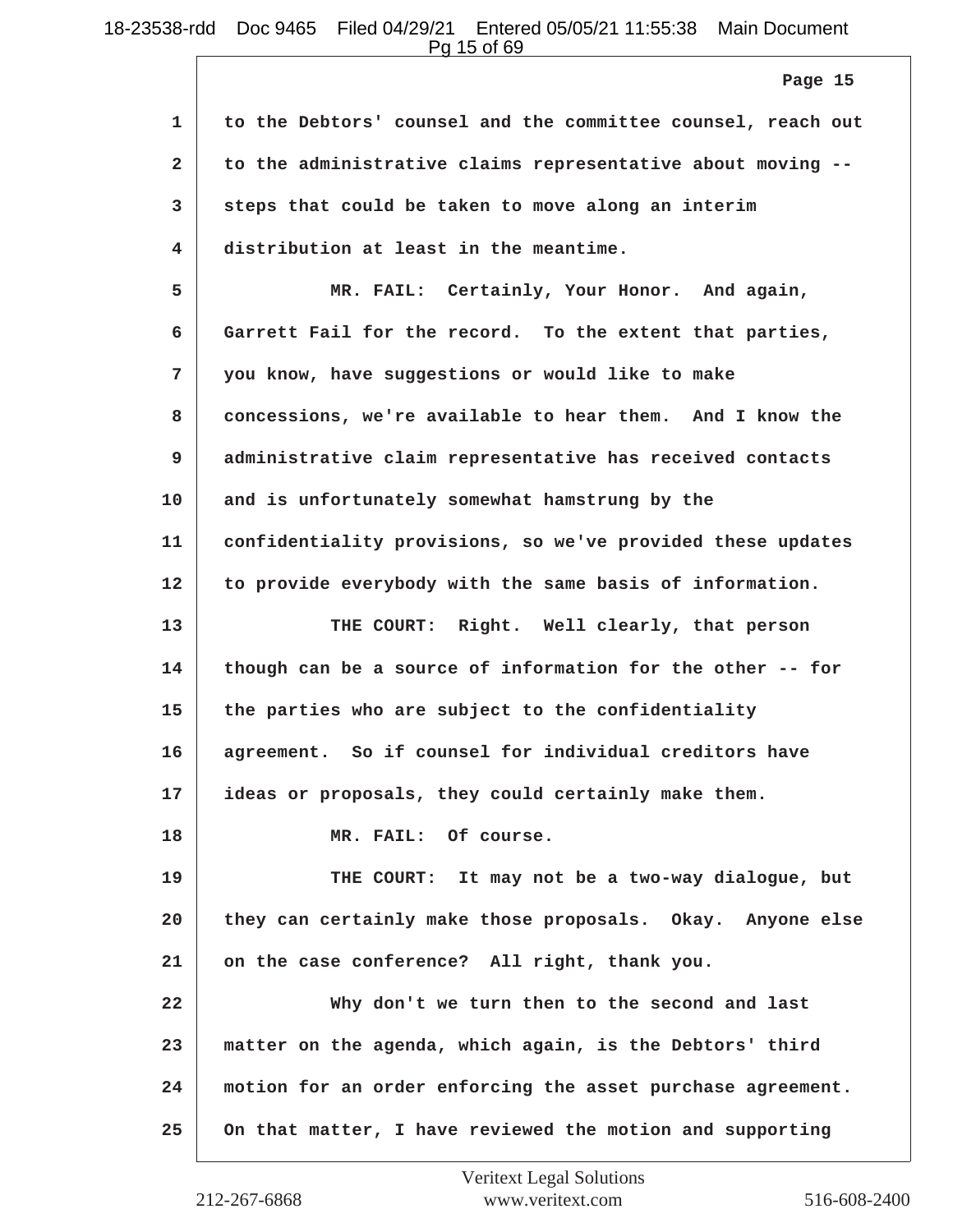to the Debtors' counsel and the committee counsel, reach out to the administrative claims representative about moving -- steps that could be taken to move along an interim distribution at least in the meantime.

MR. FAIL: Certainly, Your Honor. And again, Garrett Fail for the record. To the extent that parties, you know, have suggestions or would like to make concessions, we're available to hear them. And I know the administrative claim representative has received contacts and is unfortunately somewhat hamstrung by the confidentiality provisions, so we've provided these updates to provide everybody with the same basis of information.

THE COURT: Right. Well clearly, that person though can be a source of information for the other -- for the parties who are subject to the confidentiality agreement. So if counsel for individual creditors have ideas or proposals, they could certainly make them.

MR. FAIL: Of course.

THE COURT: It may not be a two-way dialogue, but they can certainly make those proposals. Okay. Anyone else on the case conference? All right, thank you.

Why don't we turn then to the second and last matter on the agenda, which again, is the Debtors' third motion for an order enforcing the asset purchase agreement. On that matter, I have reviewed the motion and supporting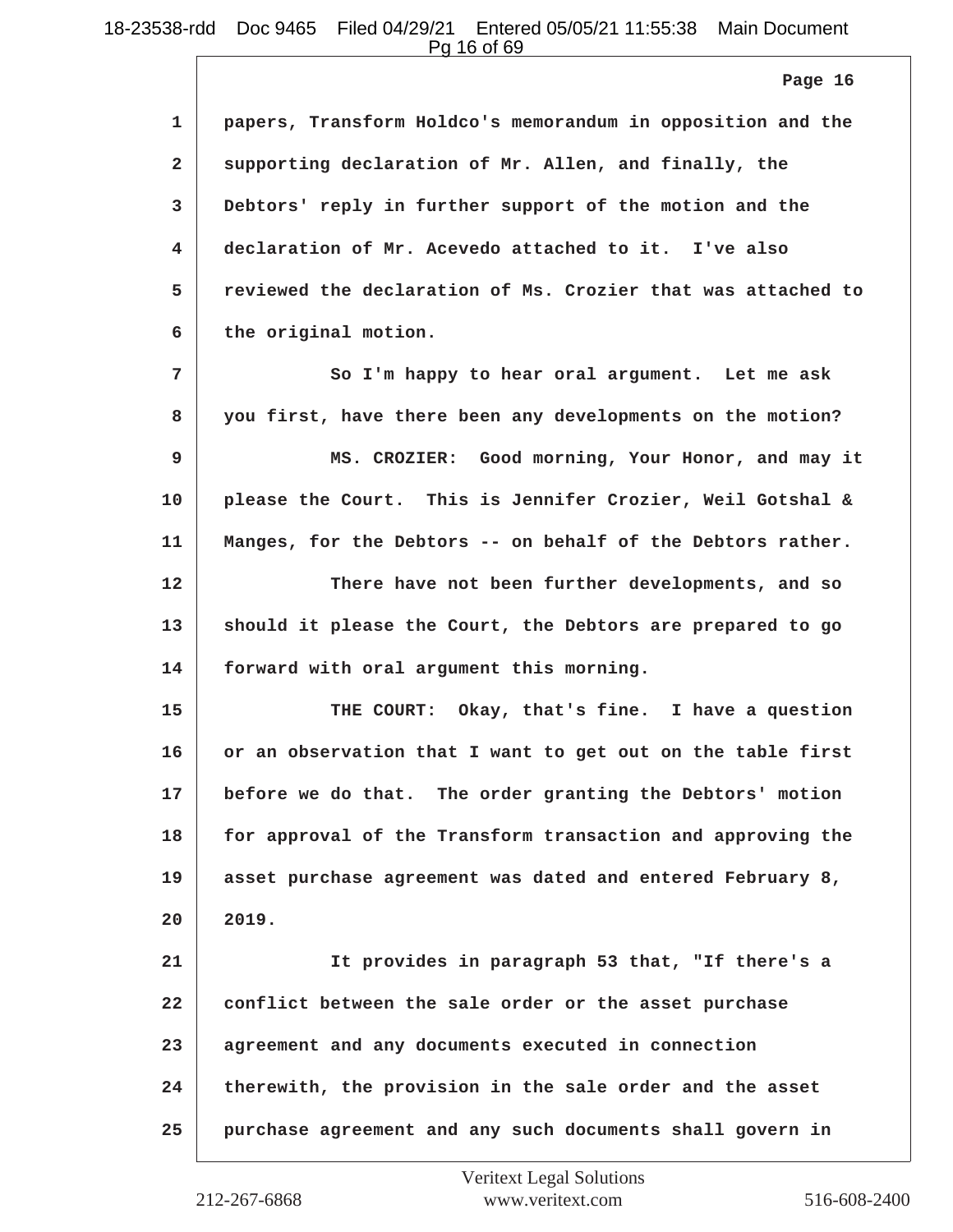papers, Transform Holdco's memorandum in opposition and the supporting declaration of Mr. Allen, and finally, the Debtors' reply in further support of the motion and the declaration of Mr. Acevedo attached to it. I've also reviewed the declaration of Ms. Crozier that was attached to the original motion.

So I'm happy to hear oral argument. Let me ask you first, have there been any developments on the motion?

MS. CROZIER: Good morning, Your Honor, and may it please the Court. This is Jennifer Crozier, Weil Gotshal & Manges, for the Debtors -- on behalf of the Debtors rather.

There have not been further developments, and so should it please the Court, the Debtors are prepared to go forward with oral argument this morning.

THE COURT: Okay, that's fine. I have a question or an observation that I want to get out on the table first before we do that. The order granting the Debtors' motion for approval of the Transform transaction and approving the asset purchase agreement was dated and entered February 8, 2019.

It provides in paragraph 53 that, "If there's a conflict between the sale order or the asset purchase agreement and any documents executed in connection therewith, the provision in the sale order and the asset purchase agreement and any such documents shall govern in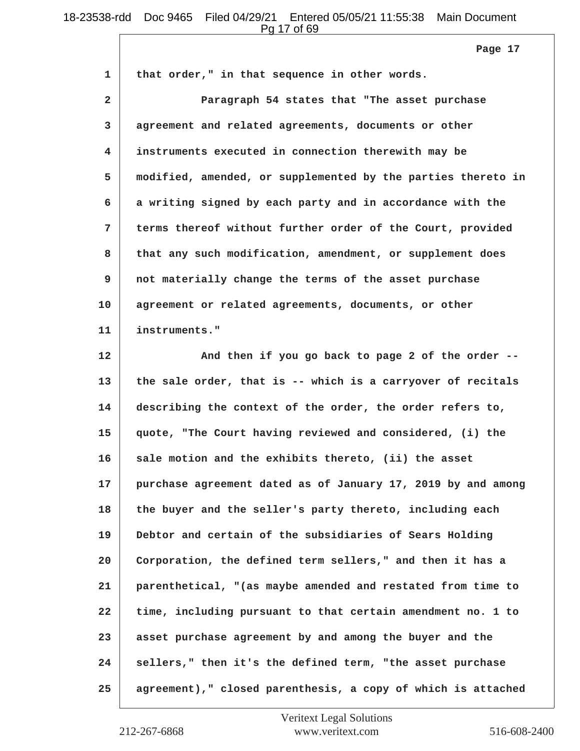that order," in that sequence in other words.

Paragraph 54 states that "The asset purchase agreement and related agreements, documents or other instruments executed in connection therewith may be modified, amended, or supplemented by the parties thereto in a writing signed by each party and in accordance with the terms thereof without further order of the Court, provided that any such modification, amendment, or supplement does not materially change the terms of the asset purchase agreement or related agreements, documents, or other instruments."

And then if you go back to page 2 of the order -- the sale order, that is -- which is a carryover of recitals describing the context of the order, the order refers to, quote, "The Court having reviewed and considered, (i) the sale motion and the exhibits thereto, (ii) the asset purchase agreement dated as of January 17, 2019 by and among the buyer and the seller's party thereto, including each Debtor and certain of the subsidiaries of Sears Holding Corporation, the defined term sellers," and then it has a parenthetical, "(as maybe amended and restated from time to time, including pursuant to that certain amendment no. 1 to asset purchase agreement by and among the buyer and the sellers," then it's the defined term, "the asset purchase agreement)," closed parenthesis, a copy of which is attached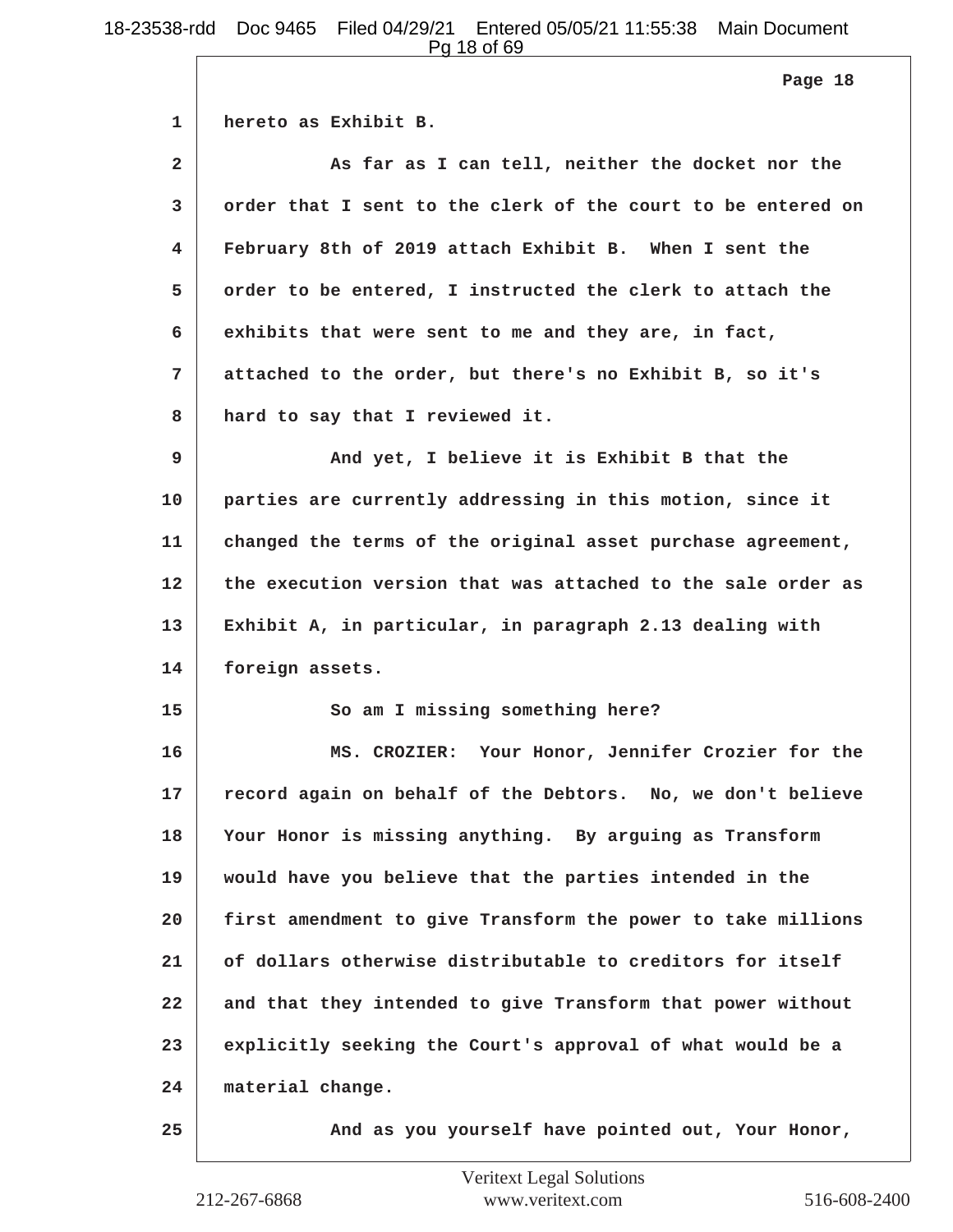hereto as Exhibit B.

As far as I can tell, neither the docket nor the order that I sent to the clerk of the court to be entered on February 8th of 2019 attach Exhibit B. When I sent the order to be entered, I instructed the clerk to attach the exhibits that were sent to me and they are, in fact, attached to the order, but there's no Exhibit B, so it's hard to say that I reviewed it.

And yet, I believe it is Exhibit B that the parties are currently addressing in this motion, since it changed the terms of the original asset purchase agreement, the execution version that was attached to the sale order as Exhibit A, in particular, in paragraph 2.13 dealing with foreign assets.

So am I missing something here?

MS. CROZIER: Your Honor, Jennifer Crozier for the record again on behalf of the Debtors. No, we don't believe Your Honor is missing anything. By arguing as Transform would have you believe that the parties intended in the first amendment to give Transform the power to take millions of dollars otherwise distributable to creditors for itself and that they intended to give Transform that power without explicitly seeking the Court's approval of what would be a material change.

And as you yourself have pointed out, Your Honor,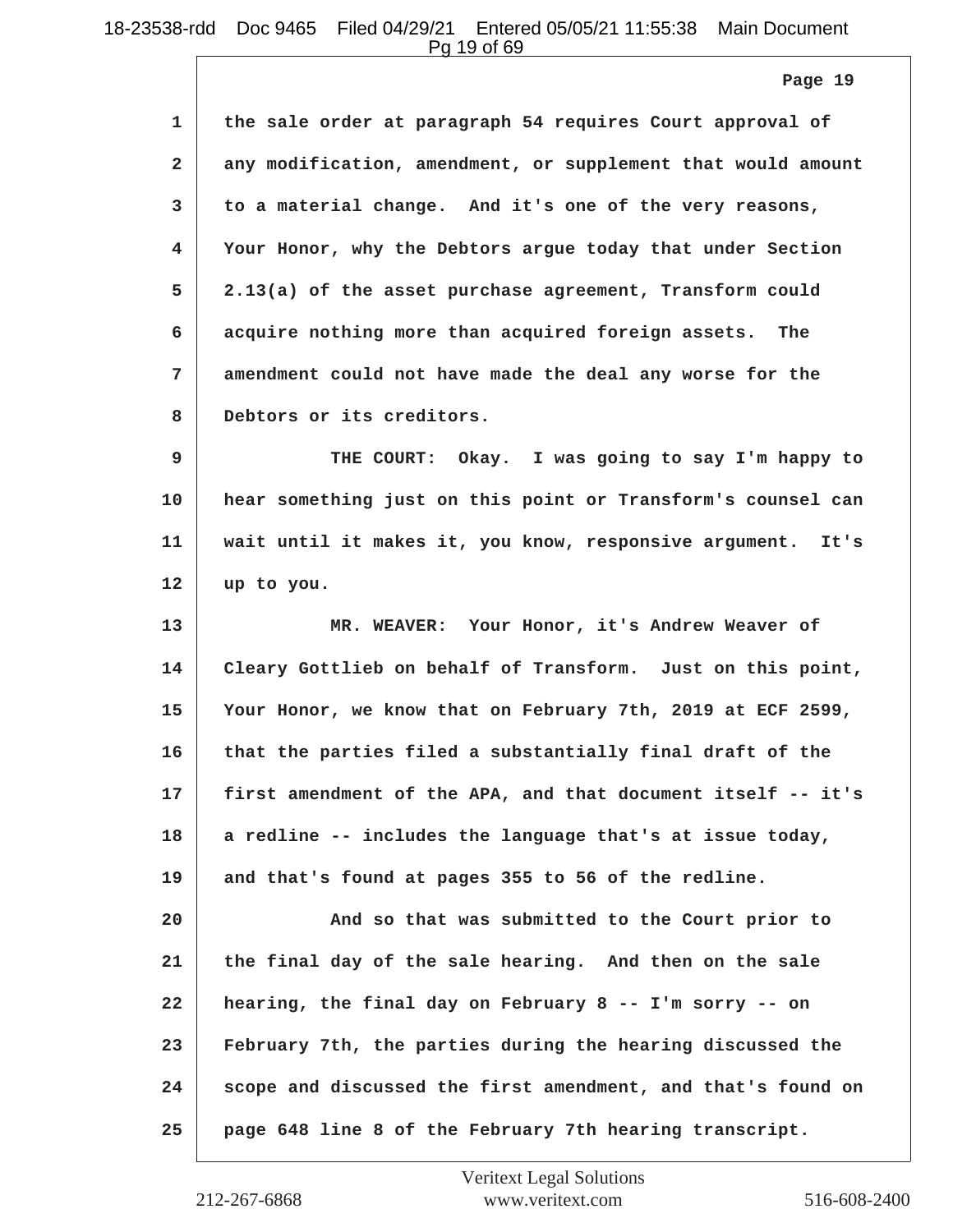1 the sale order at paragraph 54 requires Court approval of
2 any modification, amendment, or supplement that would amount
3 to a material change. And it's one of the very reasons,
4 Your Honor, why the Debtors argue today that under Section
5 2.13(a) of the asset purchase agreement, Transform could
6 acquire nothing more than acquired foreign assets. The
7 amendment could not have made the deal any worse for the
8 Debtors or its creditors.

9 THE COURT: Okay. I was going to say I'm happy to
10 hear something just on this point or Transform's counsel can
11 wait until it makes it, you know, responsive argument. It's
12 up to you.

13 MR. WEAVER: Your Honor, it's Andrew Weaver of
14 Cleary Gottlieb on behalf of Transform. Just on this point,
15 Your Honor, we know that on February 7th, 2019 at ECF 2599,
16 that the parties filed a substantially final draft of the
17 first amendment of the APA, and that document itself -- it's
18 a redline -- includes the language that's at issue today,
19 and that's found at pages 355 to 56 of the redline.

20 And so that was submitted to the Court prior to
21 the final day of the sale hearing. And then on the sale
22 hearing, the final day on February 8 -- I'm sorry -- on
23 February 7th, the parties during the hearing discussed the
24 scope and discussed the first amendment, and that's found on
25 page 648 line 8 of the February 7th hearing transcript.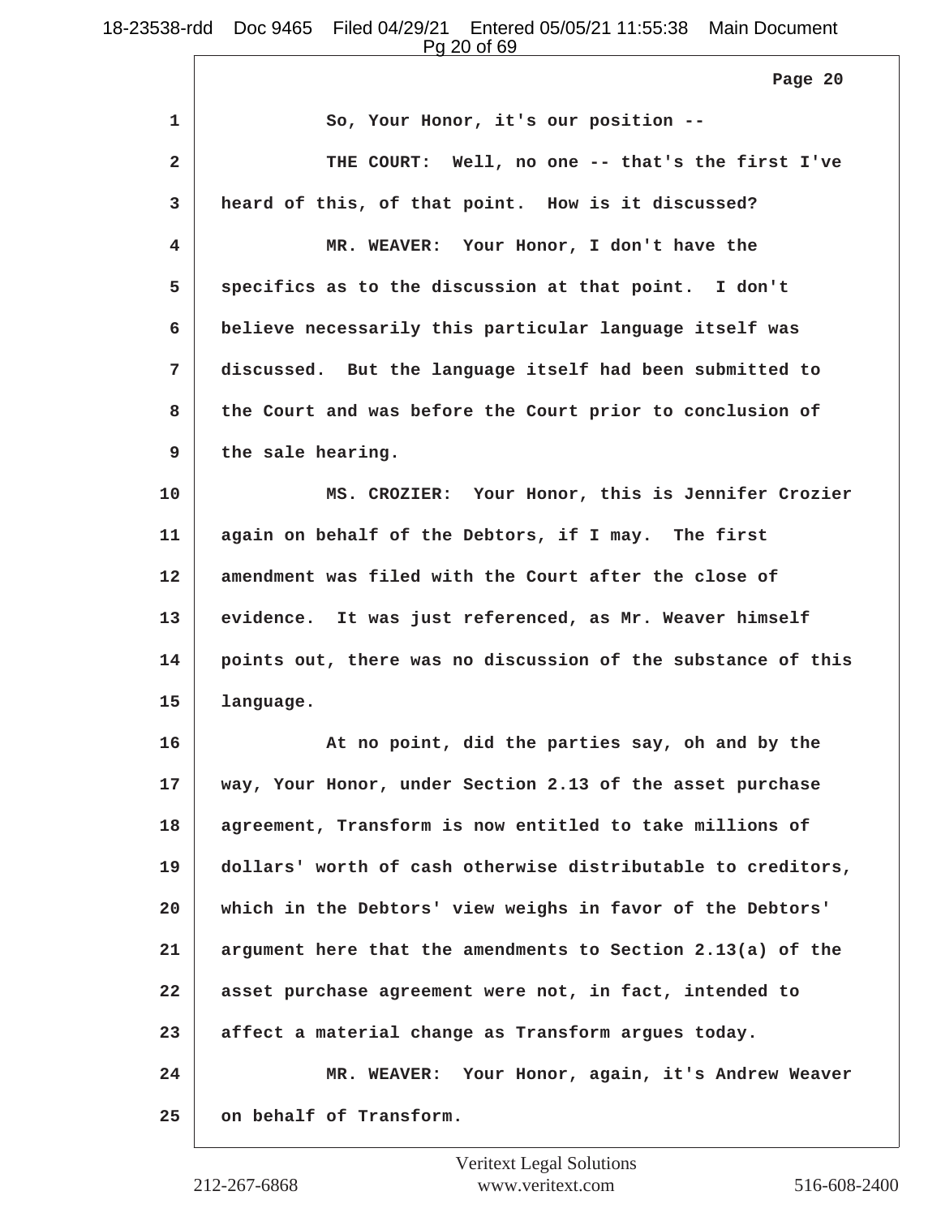1 So, Your Honor, it's our position --

2 THE COURT: Well, no one -- that's the first I've

3 heard of this, of that point. How is it discussed?

4 MR. WEAVER: Your Honor, I don't have the

5 specifics as to the discussion at that point. I don't

6 believe necessarily this particular language itself was

7 discussed. But the language itself had been submitted to

8 the Court and was before the Court prior to conclusion of

9 the sale hearing.

10 MS. CROZIER: Your Honor, this is Jennifer Crozier

11 again on behalf of the Debtors, if I may. The first

12 amendment was filed with the Court after the close of

13 evidence. It was just referenced, as Mr. Weaver himself

14 points out, there was no discussion of the substance of this

15 language.

16 At no point, did the parties say, oh and by the

17 way, Your Honor, under Section 2.13 of the asset purchase

18 agreement, Transform is now entitled to take millions of

19 dollars' worth of cash otherwise distributable to creditors,

20 which in the Debtors' view weighs in favor of the Debtors'

21 argument here that the amendments to Section 2.13(a) of the

22 asset purchase agreement were not, in fact, intended to

23 affect a material change as Transform argues today.

24 MR. WEAVER: Your Honor, again, it's Andrew Weaver

25 on behalf of Transform.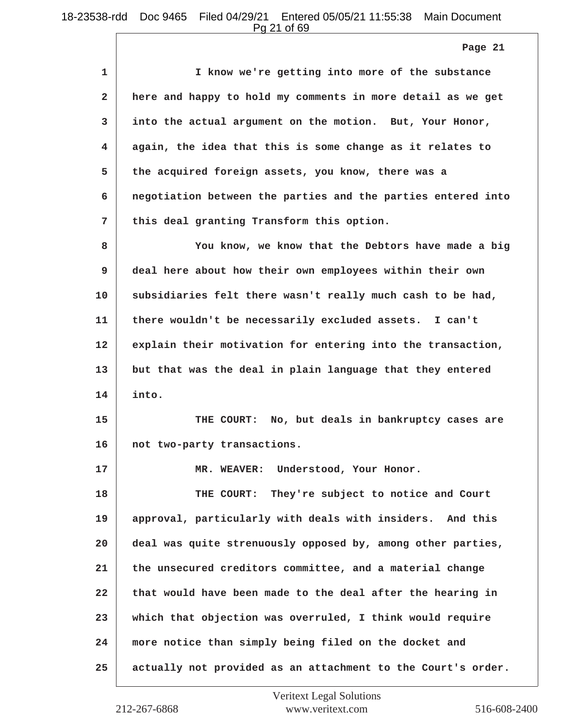I know we're getting into more of the substance here and happy to hold my comments in more detail as we get into the actual argument on the motion. But, Your Honor, again, the idea that this is some change as it relates to the acquired foreign assets, you know, there was a negotiation between the parties and the parties entered into this deal granting Transform this option.

You know, we know that the Debtors have made a big deal here about how their own employees within their own subsidiaries felt there wasn't really much cash to be had, there wouldn't be necessarily excluded assets. I can't explain their motivation for entering into the transaction, but that was the deal in plain language that they entered into.

THE COURT: No, but deals in bankruptcy cases are not two-party transactions.

MR. WEAVER: Understood, Your Honor.

THE COURT: They're subject to notice and Court approval, particularly with deals with insiders. And this deal was quite strenuously opposed by, among other parties, the unsecured creditors committee, and a material change that would have been made to the deal after the hearing in which that objection was overruled, I think would require more notice than simply being filed on the docket and actually not provided as an attachment to the Court's order.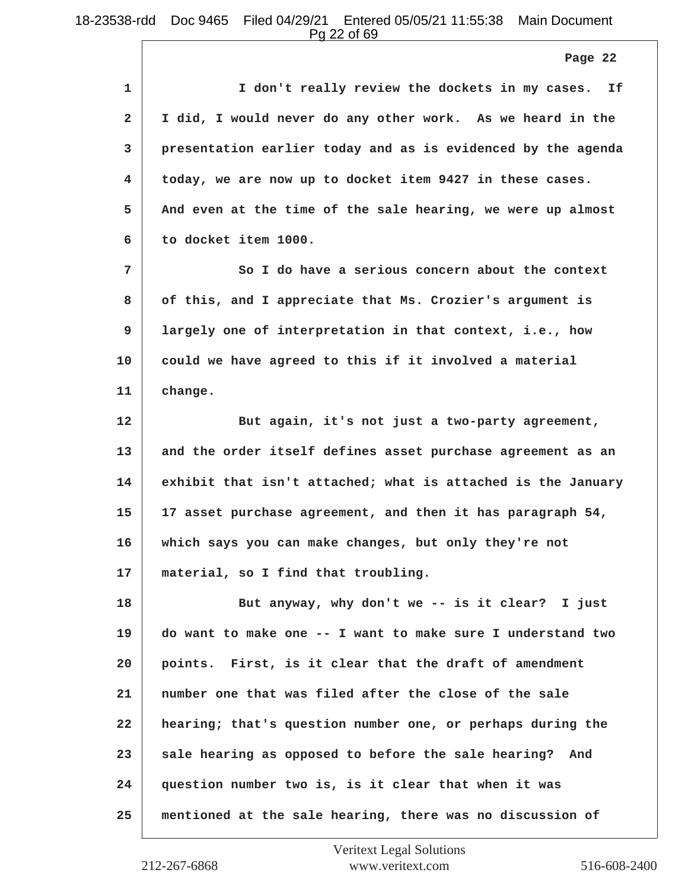1 I don't really review the dockets in my cases. If
2 I did, I would never do any other work. As we heard in the
3 presentation earlier today and as is evidenced by the agenda
4 today, we are now up to docket item 9427 in these cases.
5 And even at the time of the sale hearing, we were up almost
6 to docket item 1000.

7 So I do have a serious concern about the context
8 of this, and I appreciate that Ms. Crozier's argument is
9 largely one of interpretation in that context, i.e., how
10 could we have agreed to this if it involved a material
11 change.

12 But again, it's not just a two-party agreement,
13 and the order itself defines asset purchase agreement as an
14 exhibit that isn't attached; what is attached is the January
15 17 asset purchase agreement, and then it has paragraph 54,
16 which says you can make changes, but only they're not
17 material, so I find that troubling.

18 But anyway, why don't we -- is it clear? I just
19 do want to make one -- I want to make sure I understand two
20 points. First, is it clear that the draft of amendment
21 number one that was filed after the close of the sale
22 hearing; that's question number one, or perhaps during the
23 sale hearing as opposed to before the sale hearing? And
24 question number two is, is it clear that when it was
25 mentioned at the sale hearing, there was no discussion of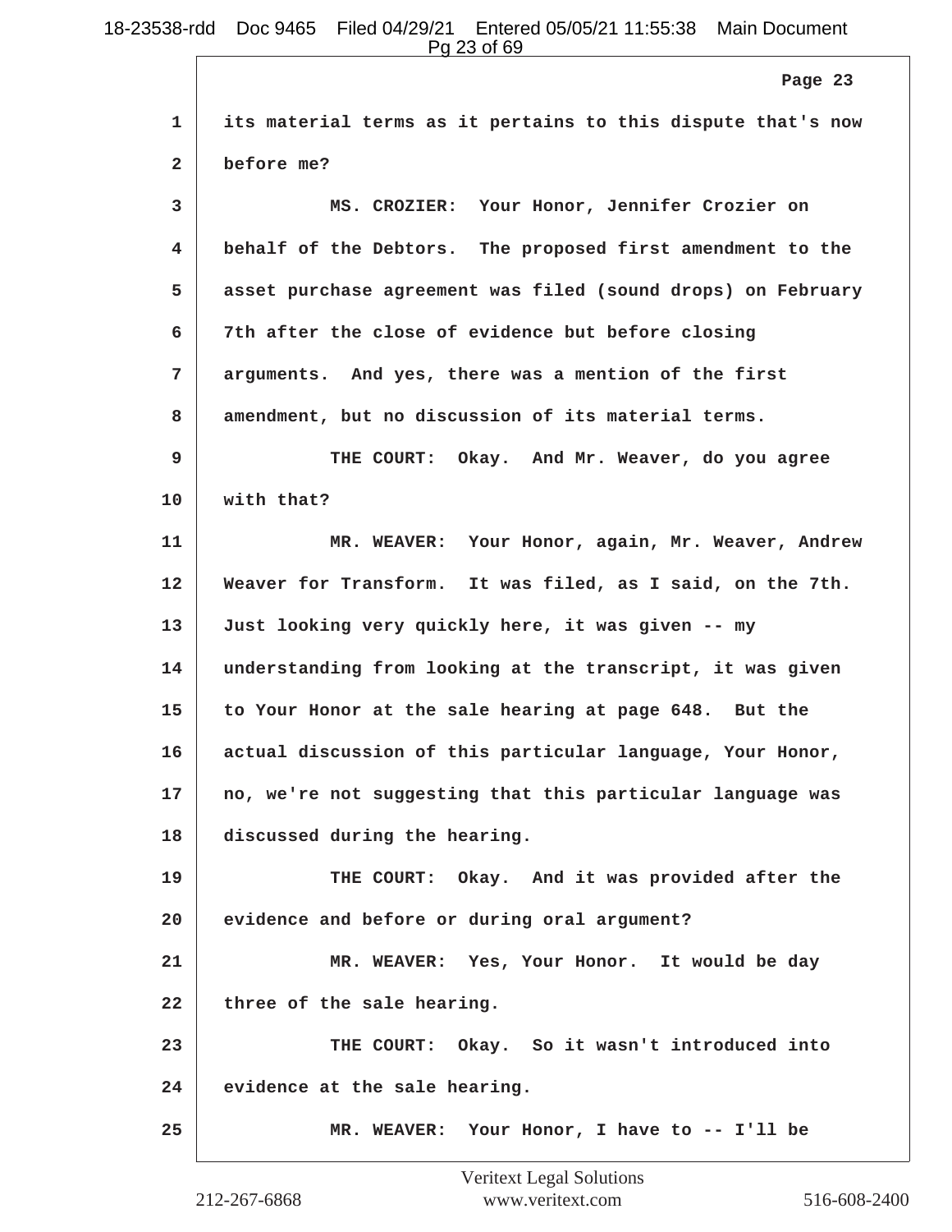1 its material terms as it pertains to this dispute that's now

2 before me?

3 MS. CROZIER: Your Honor, Jennifer Crozier on

4 behalf of the Debtors. The proposed first amendment to the

5 asset purchase agreement was filed (sound drops) on February

6 7th after the close of evidence but before closing

7 arguments. And yes, there was a mention of the first

8 amendment, but no discussion of its material terms.

9 THE COURT: Okay. And Mr. Weaver, do you agree

10 with that?

11 MR. WEAVER: Your Honor, again, Mr. Weaver, Andrew

12 Weaver for Transform. It was filed, as I said, on the 7th.

13 Just looking very quickly here, it was given -- my

14 understanding from looking at the transcript, it was given

15 to Your Honor at the sale hearing at page 648. But the

16 actual discussion of this particular language, Your Honor,

17 no, we're not suggesting that this particular language was

18 discussed during the hearing.

19 THE COURT: Okay. And it was provided after the

20 evidence and before or during oral argument?

21 MR. WEAVER: Yes, Your Honor. It would be day

22 three of the sale hearing.

23 THE COURT: Okay. So it wasn't introduced into

24 evidence at the sale hearing.

25 MR. WEAVER: Your Honor, I have to -- I'll be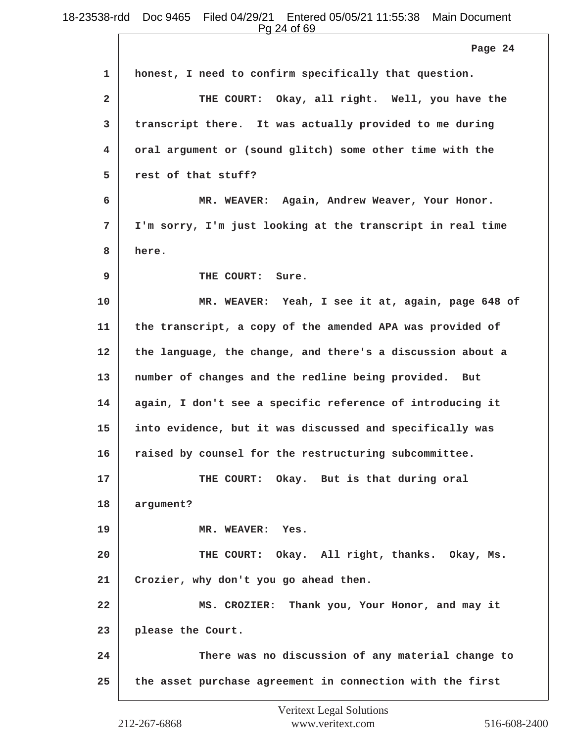1 honest, I need to confirm specifically that question.

2 THE COURT: Okay, all right. Well, you have the

3 transcript there. It was actually provided to me during

4 oral argument or (sound glitch) some other time with the

5 rest of that stuff?

6 MR. WEAVER: Again, Andrew Weaver, Your Honor.

7 I'm sorry, I'm just looking at the transcript in real time

8 here.

9 THE COURT: Sure.

10 MR. WEAVER: Yeah, I see it at, again, page 648 of

11 the transcript, a copy of the amended APA was provided of

12 the language, the change, and there's a discussion about a

13 number of changes and the redline being provided. But

14 again, I don't see a specific reference of introducing it

15 into evidence, but it was discussed and specifically was

16 raised by counsel for the restructuring subcommittee.

17 THE COURT: Okay. But is that during oral

18 argument?

19 MR. WEAVER: Yes.

20 THE COURT: Okay. All right, thanks. Okay, Ms.

21 Crozier, why don't you go ahead then.

22 MS. CROZIER: Thank you, Your Honor, and may it

23 please the Court.

24 There was no discussion of any material change to

25 the asset purchase agreement in connection with the first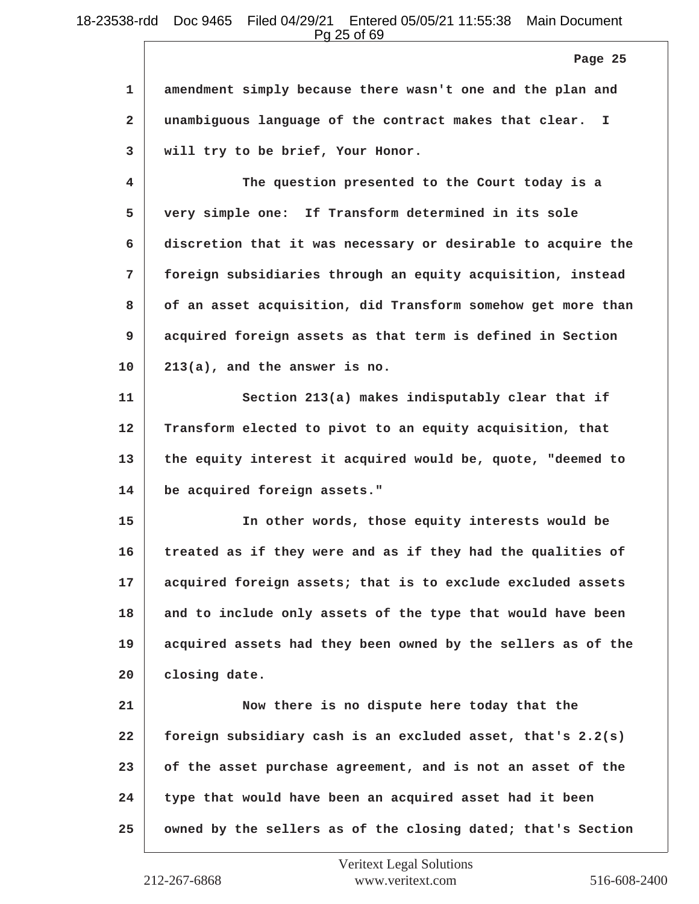1 amendment simply because there wasn't one and the plan and
2 unambiguous language of the contract makes that clear. I
3 will try to be brief, Your Honor.
4 The question presented to the Court today is a
5 very simple one: If Transform determined in its sole
6 discretion that it was necessary or desirable to acquire the
7 foreign subsidiaries through an equity acquisition, instead
8 of an asset acquisition, did Transform somehow get more than
9 acquired foreign assets as that term is defined in Section
10 213(a), and the answer is no.
11 Section 213(a) makes indisputably clear that if
12 Transform elected to pivot to an equity acquisition, that
13 the equity interest it acquired would be, quote, "deemed to
14 be acquired foreign assets."
15 In other words, those equity interests would be
16 treated as if they were and as if they had the qualities of
17 acquired foreign assets; that is to exclude excluded assets
18 and to include only assets of the type that would have been
19 acquired assets had they been owned by the sellers as of the
20 closing date.
21 Now there is no dispute here today that the
22 foreign subsidiary cash is an excluded asset, that's 2.2(s)
23 of the asset purchase agreement, and is not an asset of the
24 type that would have been an acquired asset had it been
25 owned by the sellers as of the closing dated; that's Section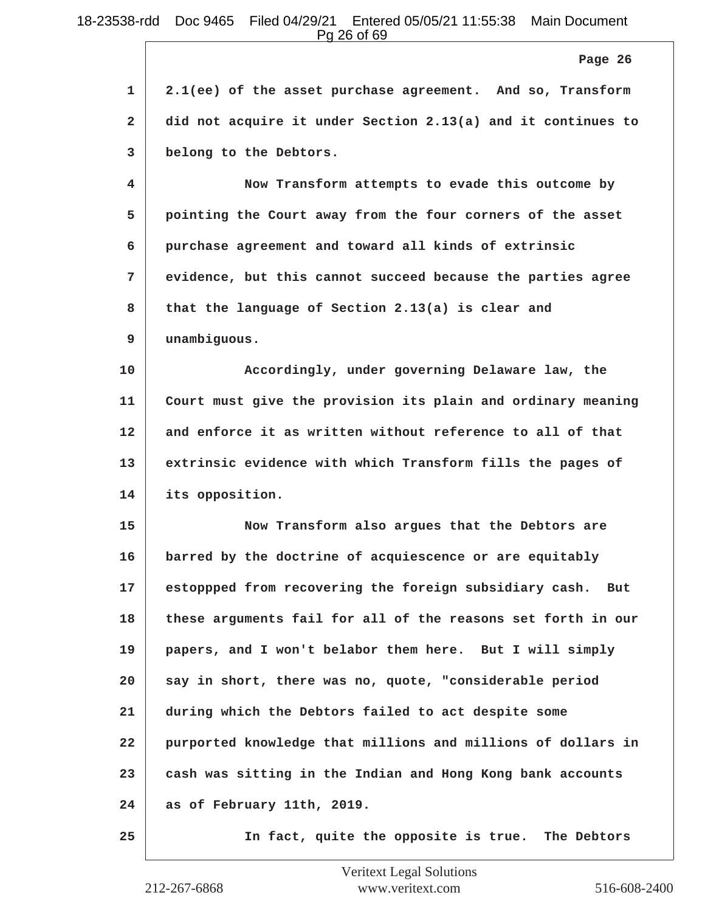1 2.1(ee) of the asset purchase agreement. And so, Transform
2 did not acquire it under Section 2.13(a) and it continues to
3 belong to the Debtors.
4 Now Transform attempts to evade this outcome by
5 pointing the Court away from the four corners of the asset
6 purchase agreement and toward all kinds of extrinsic
7 evidence, but this cannot succeed because the parties agree
8 that the language of Section 2.13(a) is clear and
9 unambiguous.
10 Accordingly, under governing Delaware law, the
11 Court must give the provision its plain and ordinary meaning
12 and enforce it as written without reference to all of that
13 extrinsic evidence with which Transform fills the pages of
14 its opposition.
15 Now Transform also argues that the Debtors are
16 barred by the doctrine of acquiescence or are equitably
17 estoppped from recovering the foreign subsidiary cash. But
18 these arguments fail for all of the reasons set forth in our
19 papers, and I won't belabor them here. But I will simply
20 say in short, there was no, quote, "considerable period
21 during which the Debtors failed to act despite some
22 purported knowledge that millions and millions of dollars in
23 cash was sitting in the Indian and Hong Kong bank accounts
24 as of February 11th, 2019.
25 In fact, quite the opposite is true. The Debtors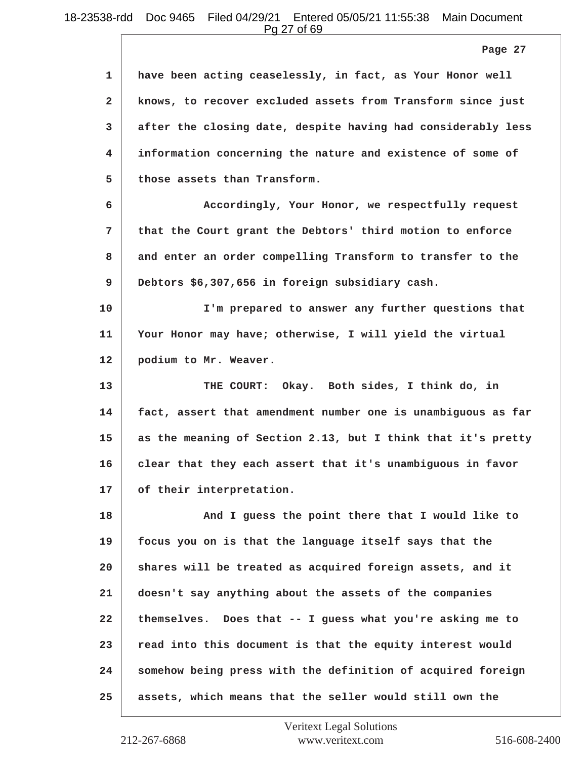have been acting ceaselessly, in fact, as Your Honor well knows, to recover excluded assets from Transform since just after the closing date, despite having had considerably less information concerning the nature and existence of some of those assets than Transform.

Accordingly, Your Honor, we respectfully request that the Court grant the Debtors' third motion to enforce and enter an order compelling Transform to transfer to the Debtors $6,307,656 in foreign subsidiary cash.

I'm prepared to answer any further questions that Your Honor may have; otherwise, I will yield the virtual podium to Mr. Weaver.

THE COURT: Okay. Both sides, I think do, in fact, assert that amendment number one is unambiguous as far as the meaning of Section 2.13, but I think that it's pretty clear that they each assert that it's unambiguous in favor of their interpretation.

And I guess the point there that I would like to focus you on is that the language itself says that the shares will be treated as acquired foreign assets, and it doesn't say anything about the assets of the companies themselves. Does that -- I guess what you're asking me to read into this document is that the equity interest would somehow being press with the definition of acquired foreign assets, which means that the seller would still own the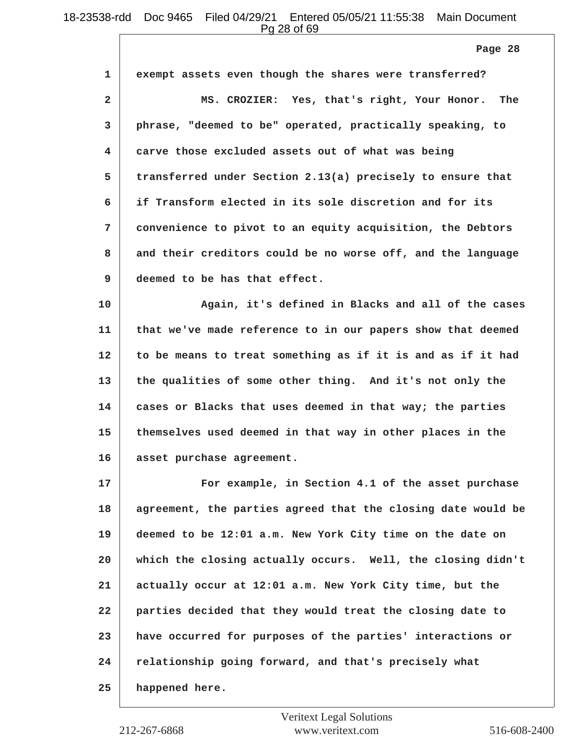exempt assets even though the shares were transferred?

MS. CROZIER: Yes, that's right, Your Honor. The phrase, "deemed to be" operated, practically speaking, to carve those excluded assets out of what was being transferred under Section 2.13(a) precisely to ensure that if Transform elected in its sole discretion and for its convenience to pivot to an equity acquisition, the Debtors and their creditors could be no worse off, and the language deemed to be has that effect.

Again, it's defined in Blacks and all of the cases that we've made reference to in our papers show that deemed to be means to treat something as if it is and as if it had the qualities of some other thing. And it's not only the cases or Blacks that uses deemed in that way; the parties themselves used deemed in that way in other places in the asset purchase agreement.

For example, in Section 4.1 of the asset purchase agreement, the parties agreed that the closing date would be deemed to be 12:01 a.m. New York City time on the date on which the closing actually occurs. Well, the closing didn't actually occur at 12:01 a.m. New York City time, but the parties decided that they would treat the closing date to have occurred for purposes of the parties' interactions or relationship going forward, and that's precisely what happened here.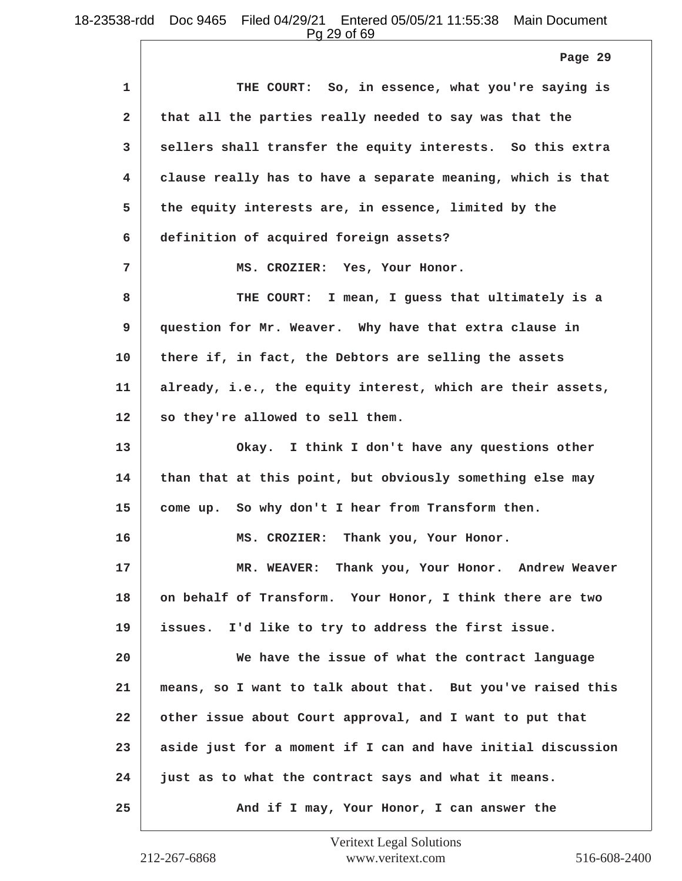1 THE COURT: So, in essence, what you're saying is
2 that all the parties really needed to say was that the
3 sellers shall transfer the equity interests. So this extra
4 clause really has to have a separate meaning, which is that
5 the equity interests are, in essence, limited by the
6 definition of acquired foreign assets?
7 MS. CROZIER: Yes, Your Honor.
8 THE COURT: I mean, I guess that ultimately is a
9 question for Mr. Weaver. Why have that extra clause in
10 there if, in fact, the Debtors are selling the assets
11 already, i.e., the equity interest, which are their assets,
12 so they're allowed to sell them.
13 Okay. I think I don't have any questions other
14 than that at this point, but obviously something else may
15 come up. So why don't I hear from Transform then.
16 MS. CROZIER: Thank you, Your Honor.
17 MR. WEAVER: Thank you, Your Honor. Andrew Weaver
18 on behalf of Transform. Your Honor, I think there are two
19 issues. I'd like to try to address the first issue.
20 We have the issue of what the contract language
21 means, so I want to talk about that. But you've raised this
22 other issue about Court approval, and I want to put that
23 aside just for a moment if I can and have initial discussion
24 just as to what the contract says and what it means.
25 And if I may, Your Honor, I can answer the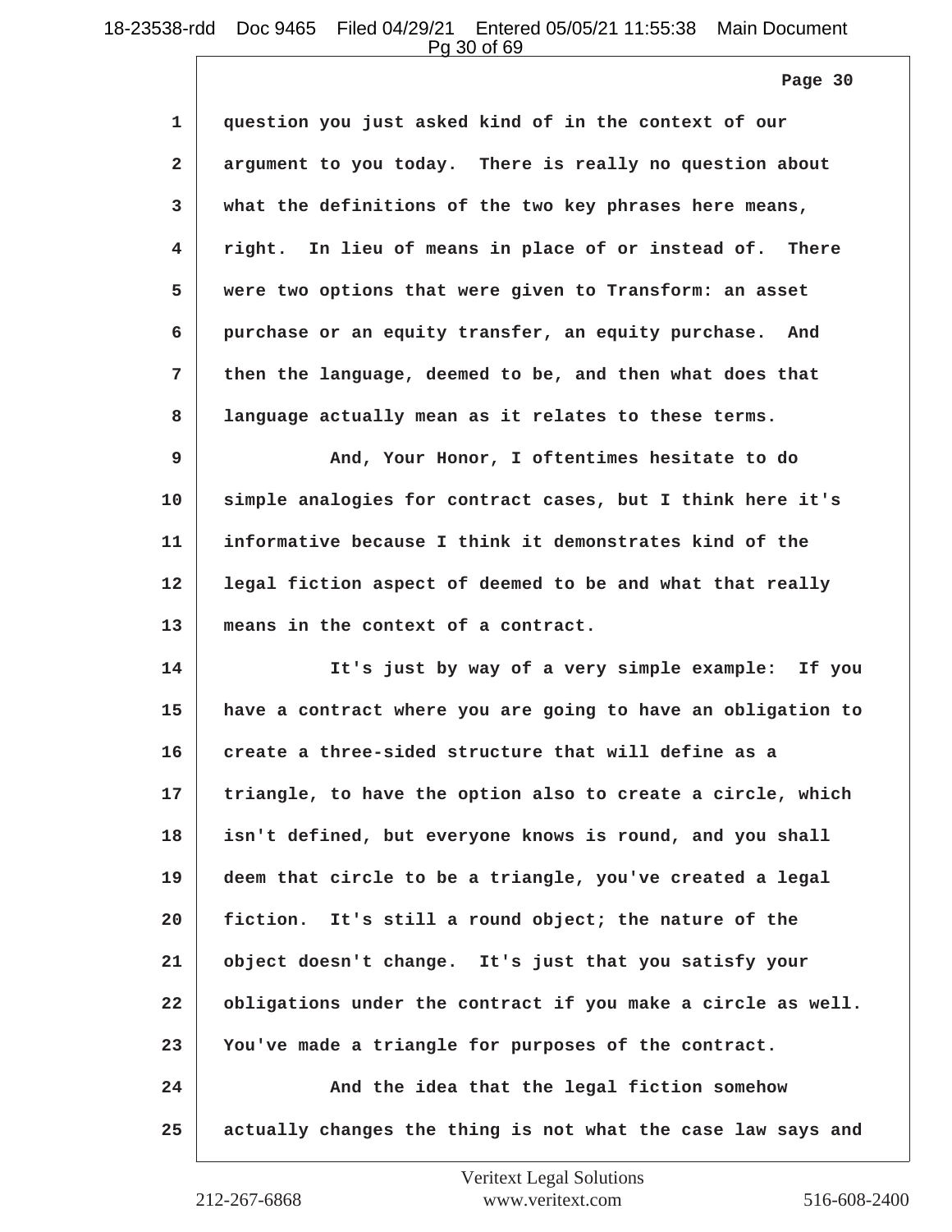1 question you just asked kind of in the context of our
2 argument to you today. There is really no question about
3 what the definitions of the two key phrases here means,
4 right. In lieu of means in place of or instead of. There
5 were two options that were given to Transform: an asset
6 purchase or an equity transfer, an equity purchase. And
7 then the language, deemed to be, and then what does that
8 language actually mean as it relates to these terms.

9 And, Your Honor, I oftentimes hesitate to do
10 simple analogies for contract cases, but I think here it's
11 informative because I think it demonstrates kind of the
12 legal fiction aspect of deemed to be and what that really
13 means in the context of a contract.

14 It's just by way of a very simple example: If you
15 have a contract where you are going to have an obligation to
16 create a three-sided structure that will define as a
17 triangle, to have the option also to create a circle, which
18 isn't defined, but everyone knows is round, and you shall
19 deem that circle to be a triangle, you've created a legal
20 fiction. It's still a round object; the nature of the
21 object doesn't change. It's just that you satisfy your
22 obligations under the contract if you make a circle as well.
23 You've made a triangle for purposes of the contract.

24 And the idea that the legal fiction somehow
25 actually changes the thing is not what the case law says and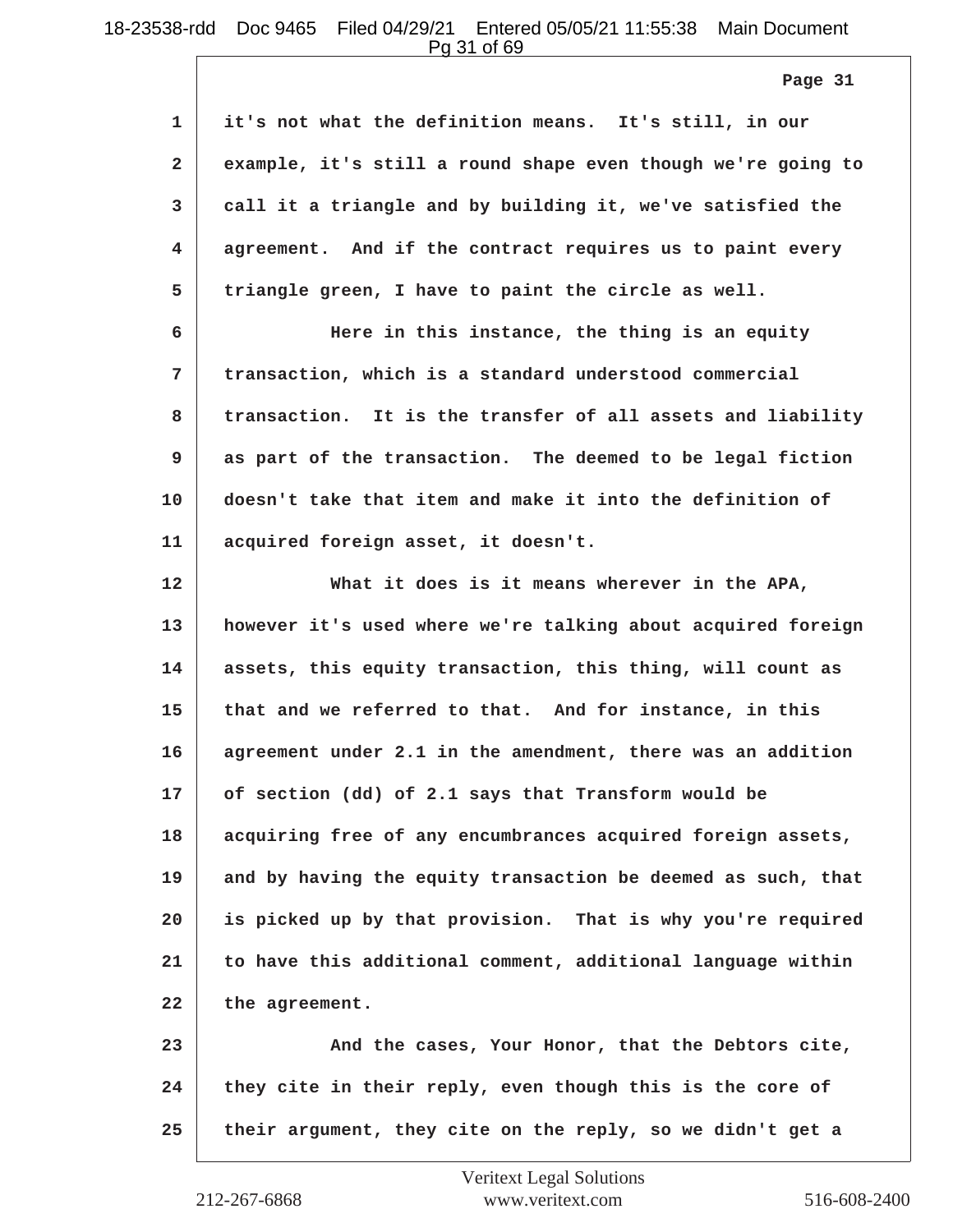it's not what the definition means. It's still, in our example, it's still a round shape even though we're going to call it a triangle and by building it, we've satisfied the agreement. And if the contract requires us to paint every triangle green, I have to paint the circle as well.

Here in this instance, the thing is an equity transaction, which is a standard understood commercial transaction. It is the transfer of all assets and liability as part of the transaction. The deemed to be legal fiction doesn't take that item and make it into the definition of acquired foreign asset, it doesn't.

What it does is it means wherever in the APA, however it's used where we're talking about acquired foreign assets, this equity transaction, this thing, will count as that and we referred to that. And for instance, in this agreement under 2.1 in the amendment, there was an addition of section (dd) of 2.1 says that Transform would be acquiring free of any encumbrances acquired foreign assets, and by having the equity transaction be deemed as such, that is picked up by that provision. That is why you're required to have this additional comment, additional language within the agreement.

And the cases, Your Honor, that the Debtors cite, they cite in their reply, even though this is the core of their argument, they cite on the reply, so we didn't get a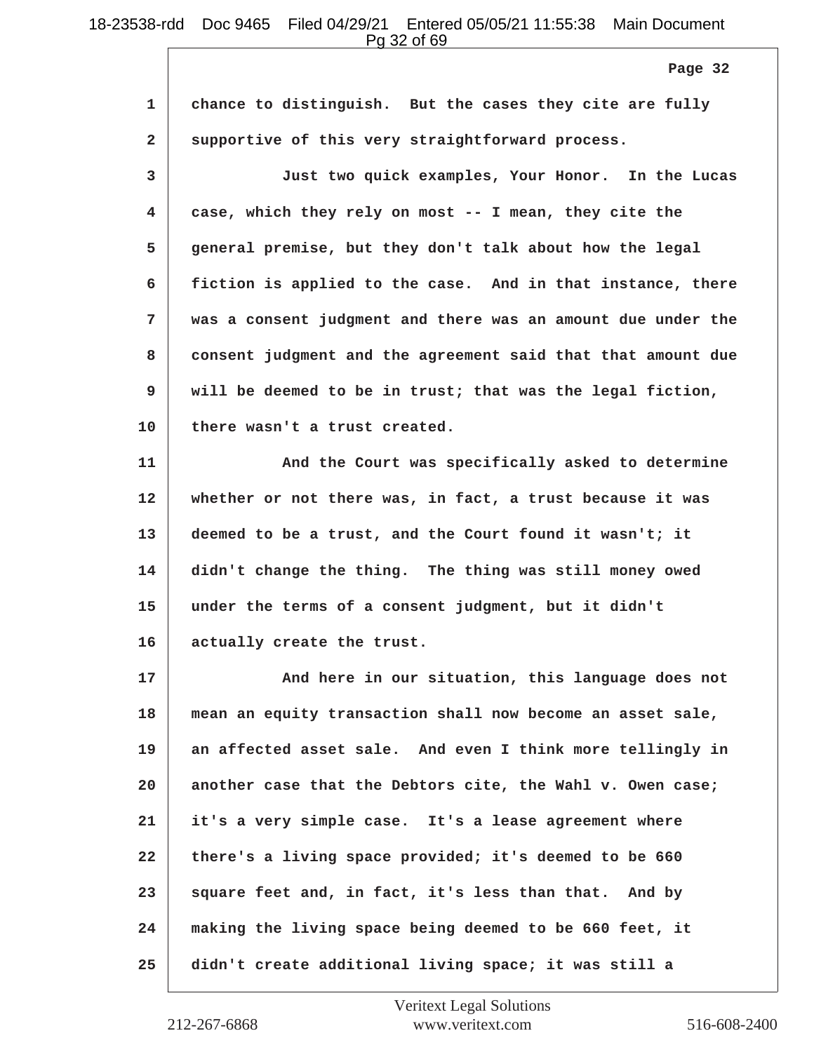chance to distinguish. But the cases they cite are fully supportive of this very straightforward process.

Just two quick examples, Your Honor. In the Lucas case, which they rely on most -- I mean, they cite the general premise, but they don't talk about how the legal fiction is applied to the case. And in that instance, there was a consent judgment and there was an amount due under the consent judgment and the agreement said that that amount due will be deemed to be in trust; that was the legal fiction, there wasn't a trust created.

And the Court was specifically asked to determine whether or not there was, in fact, a trust because it was deemed to be a trust, and the Court found it wasn't; it didn't change the thing. The thing was still money owed under the terms of a consent judgment, but it didn't actually create the trust.

And here in our situation, this language does not mean an equity transaction shall now become an asset sale, an affected asset sale. And even I think more tellingly in another case that the Debtors cite, the Wahl v. Owen case; it's a very simple case. It's a lease agreement where there's a living space provided; it's deemed to be 660 square feet and, in fact, it's less than that. And by making the living space being deemed to be 660 feet, it didn't create additional living space; it was still a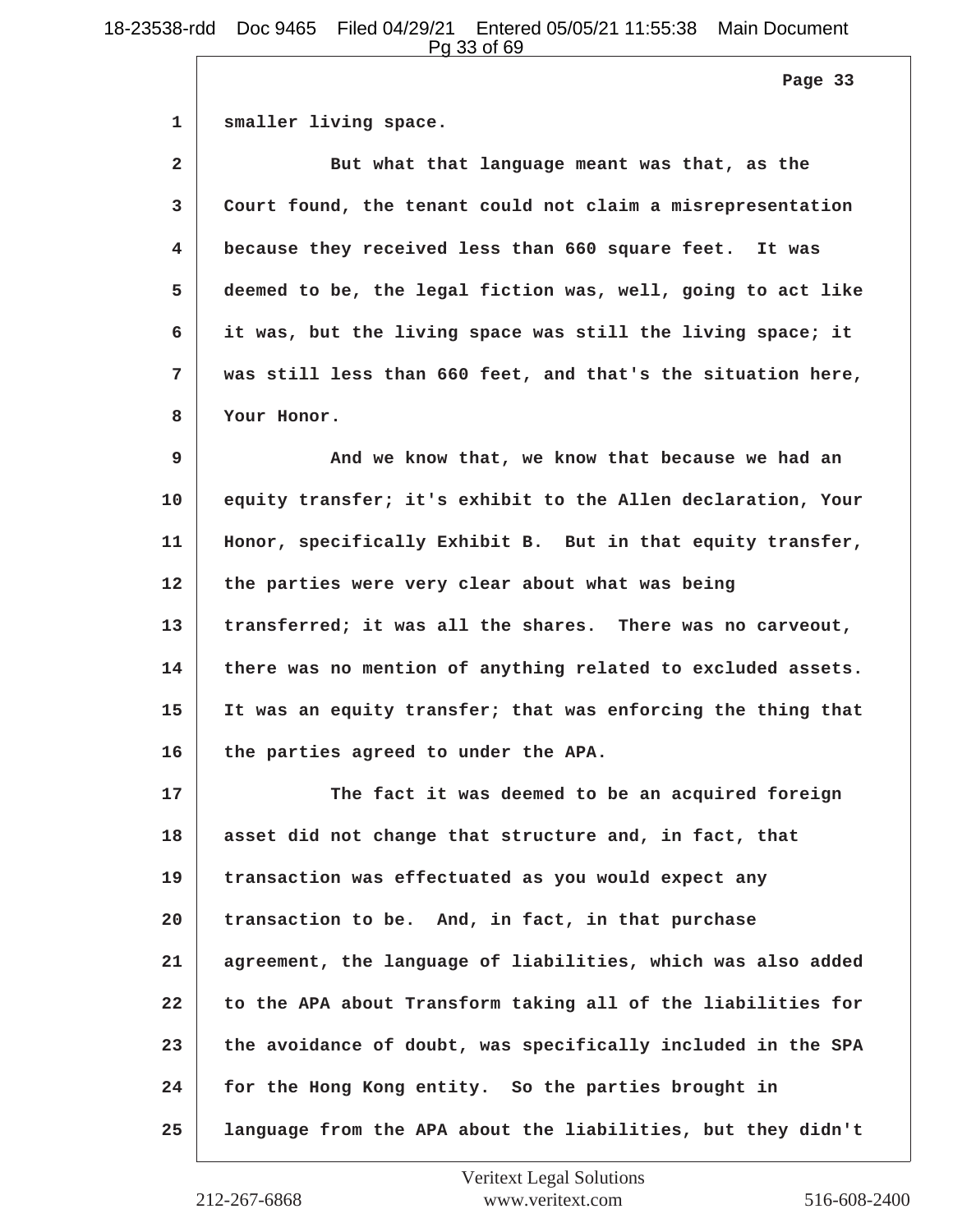smaller living space.

But what that language meant was that, as the Court found, the tenant could not claim a misrepresentation because they received less than 660 square feet. It was deemed to be, the legal fiction was, well, going to act like it was, but the living space was still the living space; it was still less than 660 feet, and that's the situation here, Your Honor.

And we know that, we know that because we had an equity transfer; it's exhibit to the Allen declaration, Your Honor, specifically Exhibit B. But in that equity transfer, the parties were very clear about what was being transferred; it was all the shares. There was no carveout, there was no mention of anything related to excluded assets. It was an equity transfer; that was enforcing the thing that the parties agreed to under the APA.

The fact it was deemed to be an acquired foreign asset did not change that structure and, in fact, that transaction was effectuated as you would expect any transaction to be. And, in fact, in that purchase agreement, the language of liabilities, which was also added to the APA about Transform taking all of the liabilities for the avoidance of doubt, was specifically included in the SPA for the Hong Kong entity. So the parties brought in language from the APA about the liabilities, but they didn't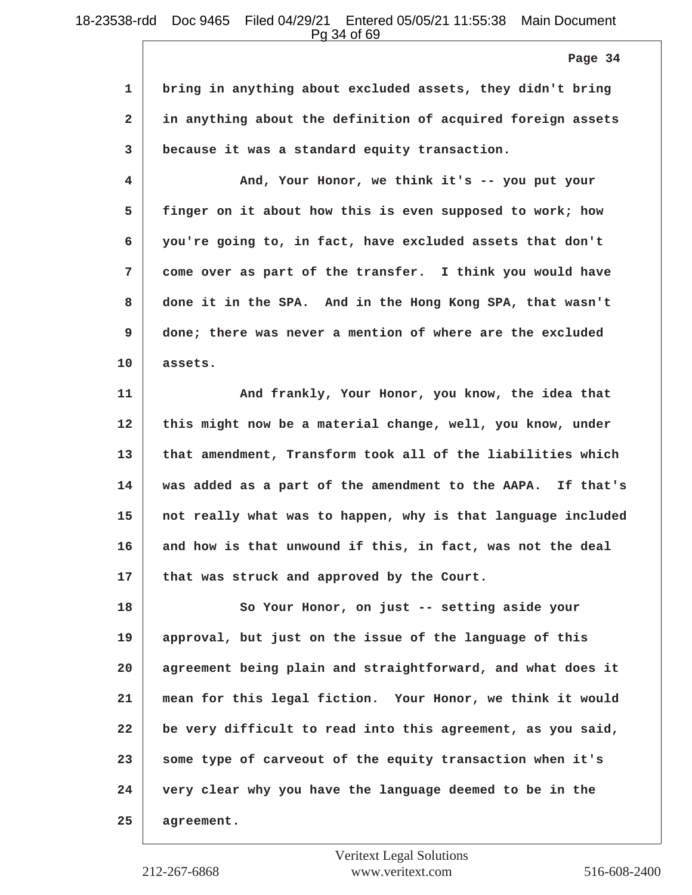bring in anything about excluded assets, they didn't bring in anything about the definition of acquired foreign assets because it was a standard equity transaction.

And, Your Honor, we think it's -- you put your finger on it about how this is even supposed to work; how you're going to, in fact, have excluded assets that don't come over as part of the transfer. I think you would have done it in the SPA. And in the Hong Kong SPA, that wasn't done; there was never a mention of where are the excluded assets.

And frankly, Your Honor, you know, the idea that this might now be a material change, well, you know, under that amendment, Transform took all of the liabilities which was added as a part of the amendment to the AAPA. If that's not really what was to happen, why is that language included and how is that unwound if this, in fact, was not the deal that was struck and approved by the Court.

So Your Honor, on just -- setting aside your approval, but just on the issue of the language of this agreement being plain and straightforward, and what does it mean for this legal fiction. Your Honor, we think it would be very difficult to read into this agreement, as you said, some type of carveout of the equity transaction when it's very clear why you have the language deemed to be in the agreement.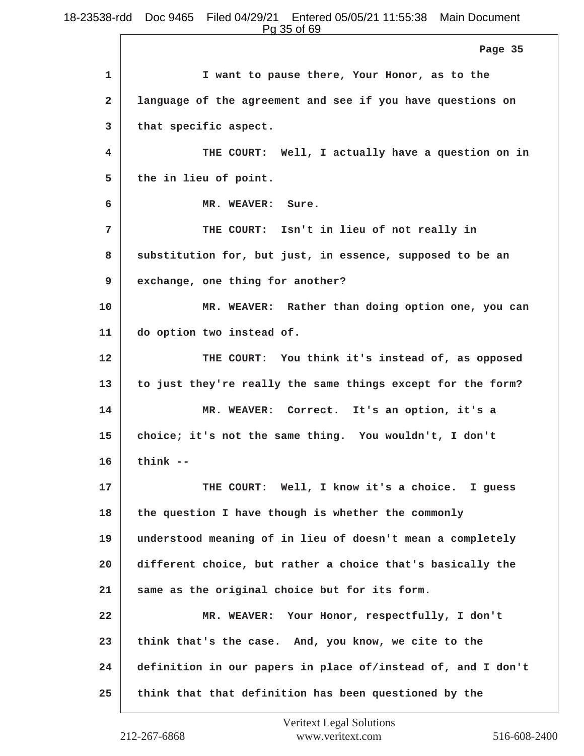1 I want to pause there, Your Honor, as to the
2 language of the agreement and see if you have questions on
3 that specific aspect.
4 THE COURT: Well, I actually have a question on in
5 the in lieu of point.
6 MR. WEAVER: Sure.
7 THE COURT: Isn't in lieu of not really in
8 substitution for, but just, in essence, supposed to be an
9 exchange, one thing for another?
10 MR. WEAVER: Rather than doing option one, you can
11 do option two instead of.
12 THE COURT: You think it's instead of, as opposed
13 to just they're really the same things except for the form?
14 MR. WEAVER: Correct. It's an option, it's a
15 choice; it's not the same thing. You wouldn't, I don't
16 think --
17 THE COURT: Well, I know it's a choice. I guess
18 the question I have though is whether the commonly
19 understood meaning of in lieu of doesn't mean a completely
20 different choice, but rather a choice that's basically the
21 same as the original choice but for its form.
22 MR. WEAVER: Your Honor, respectfully, I don't
23 think that's the case. And, you know, we cite to the
24 definition in our papers in place of/instead of, and I don't
25 think that that definition has been questioned by the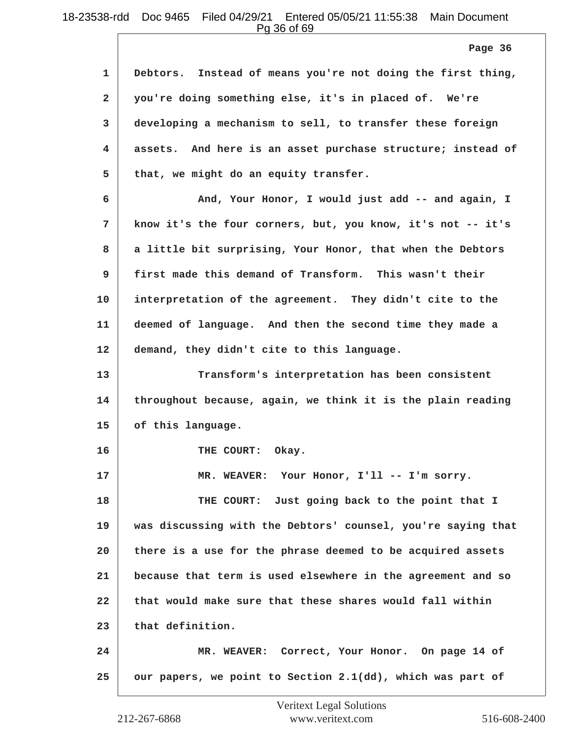1 Debtors. Instead of means you're not doing the first thing,
2 you're doing something else, it's in placed of. We're
3 developing a mechanism to sell, to transfer these foreign
4 assets. And here is an asset purchase structure; instead of
5 that, we might do an equity transfer.

6 And, Your Honor, I would just add -- and again, I
7 know it's the four corners, but, you know, it's not -- it's
8 a little bit surprising, Your Honor, that when the Debtors
9 first made this demand of Transform. This wasn't their
10 interpretation of the agreement. They didn't cite to the
11 deemed of language. And then the second time they made a
12 demand, they didn't cite to this language.

13 Transform's interpretation has been consistent
14 throughout because, again, we think it is the plain reading
15 of this language.

16 THE COURT: Okay.

17 MR. WEAVER: Your Honor, I'll -- I'm sorry.

18 THE COURT: Just going back to the point that I
19 was discussing with the Debtors' counsel, you're saying that
20 there is a use for the phrase deemed to be acquired assets
21 because that term is used elsewhere in the agreement and so
22 that would make sure that these shares would fall within
23 that definition.

24 MR. WEAVER: Correct, Your Honor. On page 14 of
25 our papers, we point to Section 2.1(dd), which was part of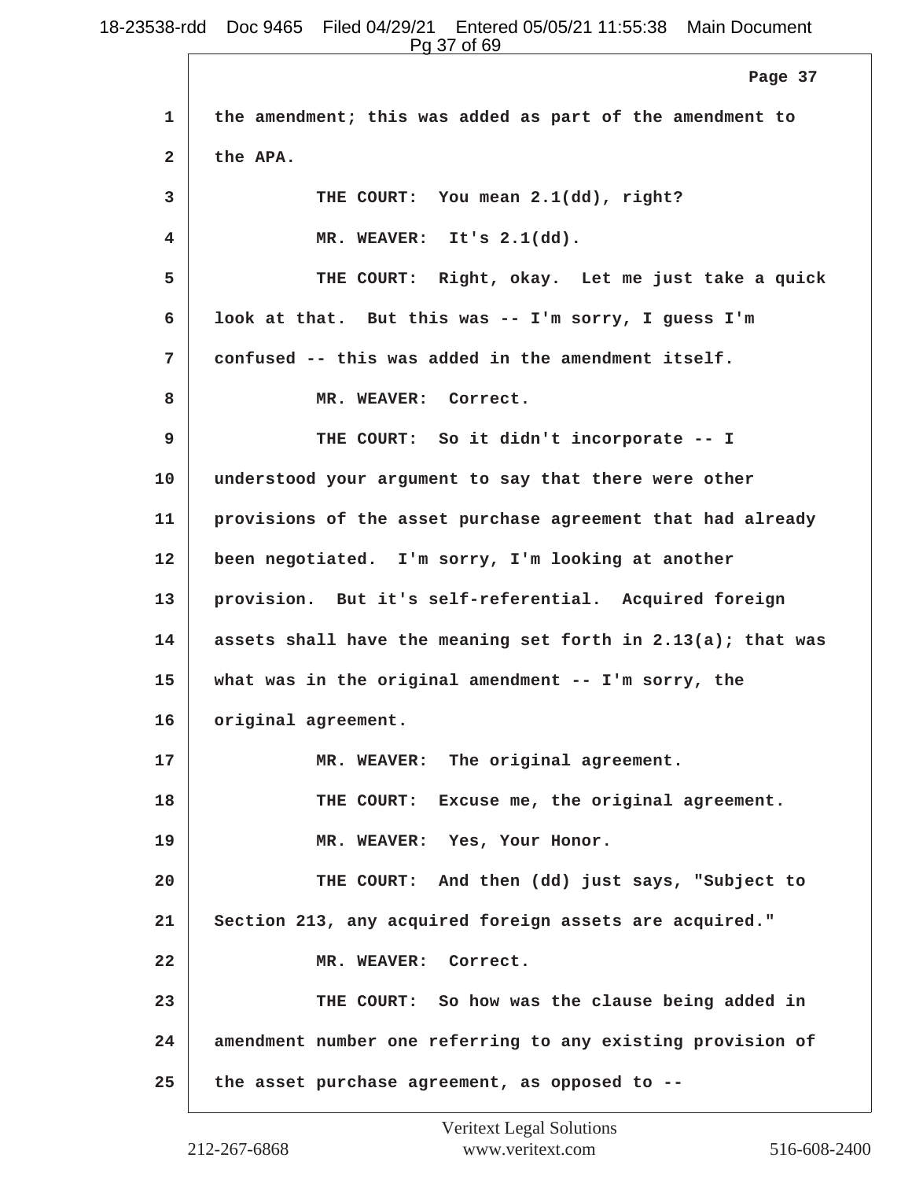1 the amendment; this was added as part of the amendment to

2 the APA.

3 THE COURT: You mean 2.1(dd), right?

4 MR. WEAVER: It's 2.1(dd).

5 THE COURT: Right, okay. Let me just take a quick

6 look at that. But this was -- I'm sorry, I guess I'm

7 confused -- this was added in the amendment itself.

8 MR. WEAVER: Correct.

9 THE COURT: So it didn't incorporate -- I

10 understood your argument to say that there were other

11 provisions of the asset purchase agreement that had already

12 been negotiated. I'm sorry, I'm looking at another

13 provision. But it's self-referential. Acquired foreign

14 assets shall have the meaning set forth in 2.13(a); that was

15 what was in the original amendment -- I'm sorry, the

16 original agreement.

17 MR. WEAVER: The original agreement.

18 THE COURT: Excuse me, the original agreement.

19 MR. WEAVER: Yes, Your Honor.

20 THE COURT: And then (dd) just says, "Subject to

21 Section 213, any acquired foreign assets are acquired."

22 MR. WEAVER: Correct.

23 THE COURT: So how was the clause being added in

24 amendment number one referring to any existing provision of

25 the asset purchase agreement, as opposed to --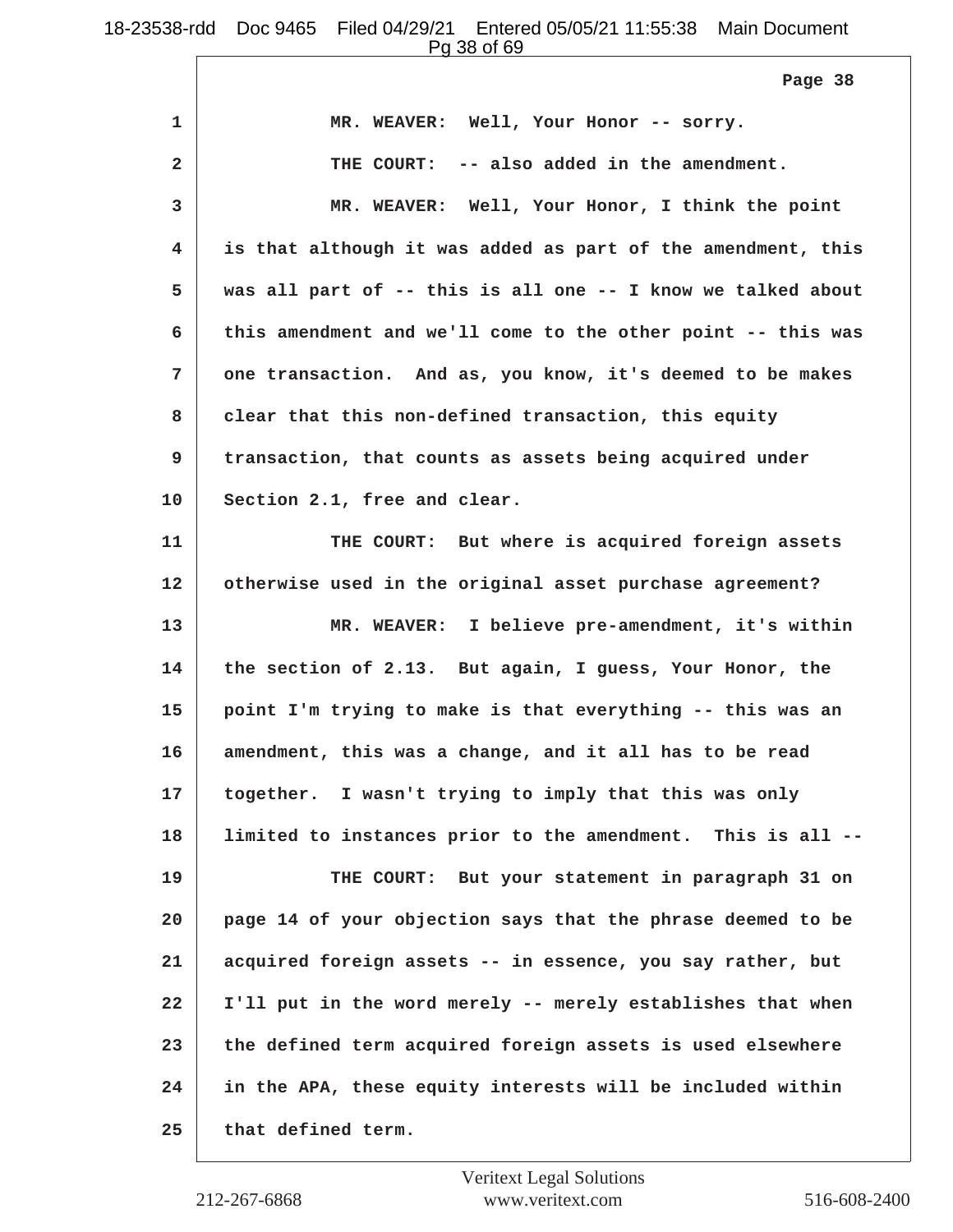Page 38

1 MR. WEAVER: Well, Your Honor -- sorry.

2 THE COURT: -- also added in the amendment.

3 MR. WEAVER: Well, Your Honor, I think the point

4 is that although it was added as part of the amendment, this

5 was all part of -- this is all one -- I know we talked about

6 this amendment and we'll come to the other point -- this was

7 one transaction. And as, you know, it's deemed to be makes

8 clear that this non-defined transaction, this equity

9 transaction, that counts as assets being acquired under

10 Section 2.1, free and clear.

11 THE COURT: But where is acquired foreign assets

12 otherwise used in the original asset purchase agreement?

13 MR. WEAVER: I believe pre-amendment, it's within

14 the section of 2.13. But again, I guess, Your Honor, the

15 point I'm trying to make is that everything -- this was an

16 amendment, this was a change, and it all has to be read

17 together. I wasn't trying to imply that this was only

18 limited to instances prior to the amendment. This is all --

19 THE COURT: But your statement in paragraph 31 on

20 page 14 of your objection says that the phrase deemed to be

21 acquired foreign assets -- in essence, you say rather, but

22 I'll put in the word merely -- merely establishes that when

23 the defined term acquired foreign assets is used elsewhere

24 in the APA, these equity interests will be included within

25 that defined term.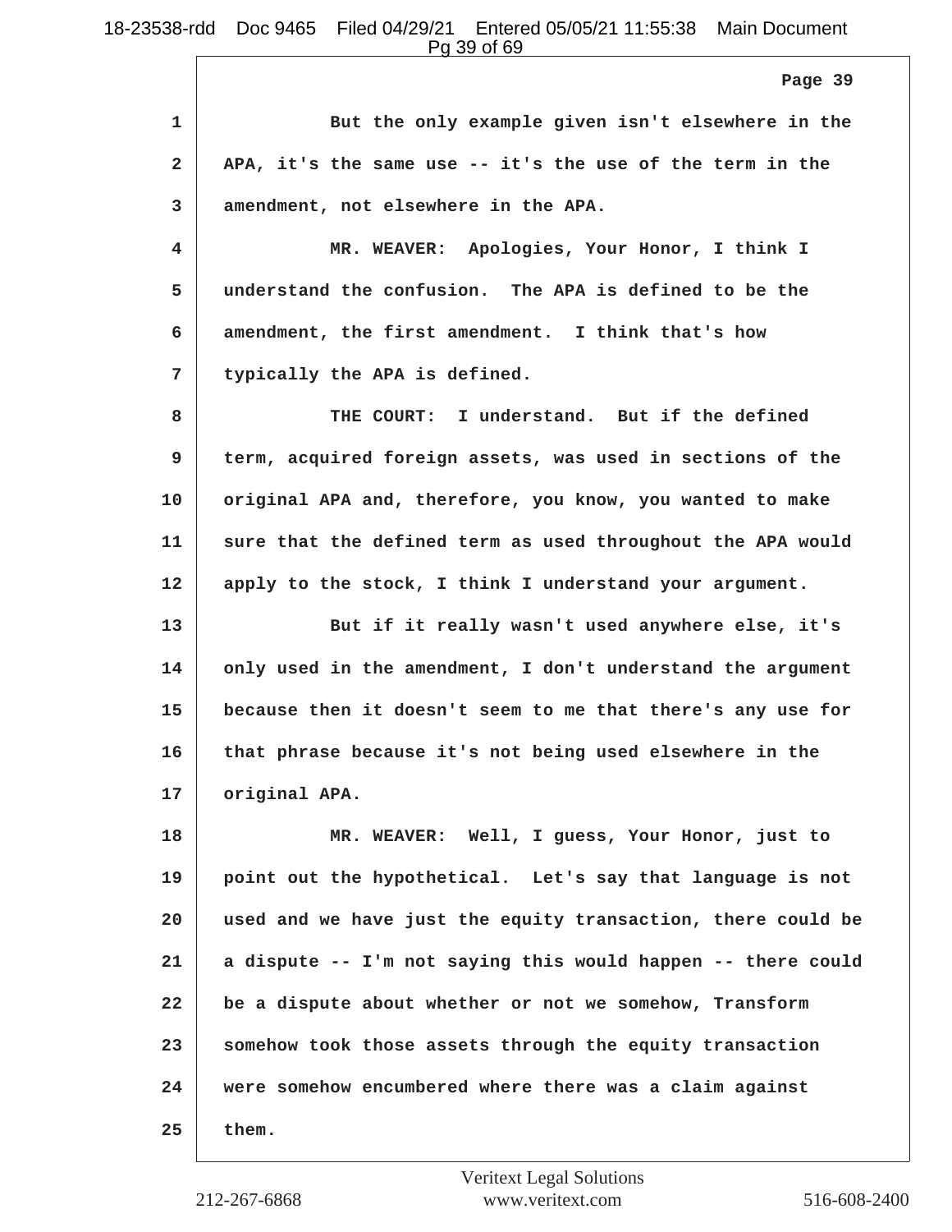But the only example given isn't elsewhere in the APA, it's the same use -- it's the use of the term in the amendment, not elsewhere in the APA.

MR. WEAVER: Apologies, Your Honor, I think I understand the confusion. The APA is defined to be the amendment, the first amendment. I think that's how typically the APA is defined.

THE COURT: I understand. But if the defined term, acquired foreign assets, was used in sections of the original APA and, therefore, you know, you wanted to make sure that the defined term as used throughout the APA would apply to the stock, I think I understand your argument.

But if it really wasn't used anywhere else, it's only used in the amendment, I don't understand the argument because then it doesn't seem to me that there's any use for that phrase because it's not being used elsewhere in the original APA.

MR. WEAVER: Well, I guess, Your Honor, just to point out the hypothetical. Let's say that language is not used and we have just the equity transaction, there could be a dispute -- I'm not saying this would happen -- there could be a dispute about whether or not we somehow, Transform somehow took those assets through the equity transaction were somehow encumbered where there was a claim against them.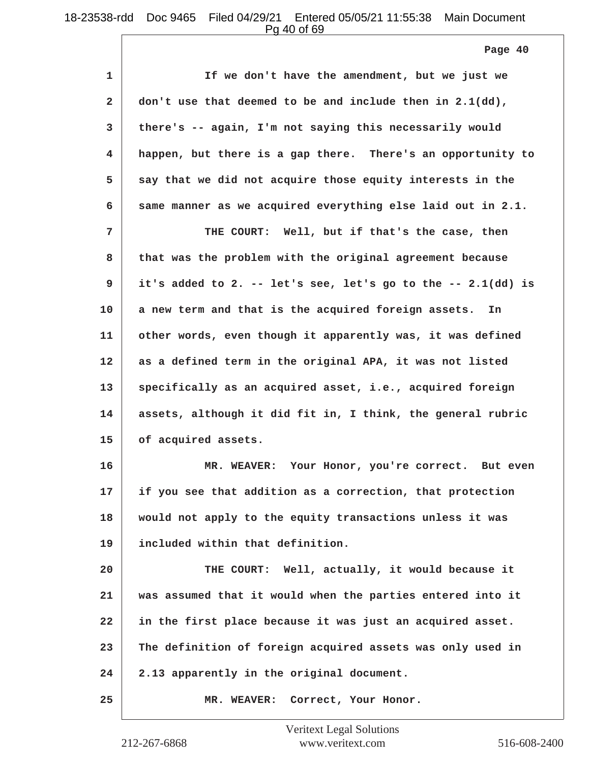Page 40

1 If we don't have the amendment, but we just we
2 don't use that deemed to be and include then in 2.1(dd),
3 there's -- again, I'm not saying this necessarily would
4 happen, but there is a gap there. There's an opportunity to
5 say that we did not acquire those equity interests in the
6 same manner as we acquired everything else laid out in 2.1.
7 THE COURT: Well, but if that's the case, then
8 that was the problem with the original agreement because
9 it's added to 2. -- let's see, let's go to the -- 2.1(dd) is
10 a new term and that is the acquired foreign assets. In
11 other words, even though it apparently was, it was defined
12 as a defined term in the original APA, it was not listed
13 specifically as an acquired asset, i.e., acquired foreign
14 assets, although it did fit in, I think, the general rubric
15 of acquired assets.
16 MR. WEAVER: Your Honor, you're correct. But even
17 if you see that addition as a correction, that protection
18 would not apply to the equity transactions unless it was
19 included within that definition.
20 THE COURT: Well, actually, it would because it
21 was assumed that it would when the parties entered into it
22 in the first place because it was just an acquired asset.
23 The definition of foreign acquired assets was only used in
24 2.13 apparently in the original document.
25 MR. WEAVER: Correct, Your Honor.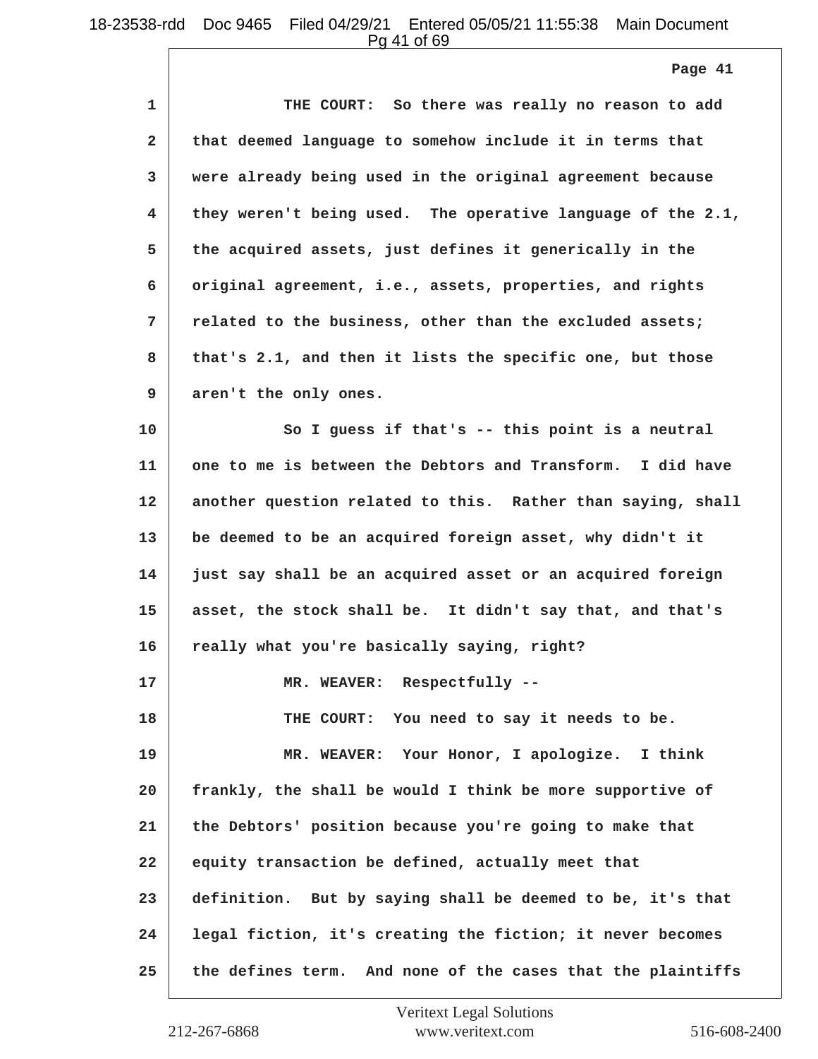1 THE COURT: So there was really no reason to add
2 that deemed language to somehow include it in terms that
3 were already being used in the original agreement because
4 they weren't being used. The operative language of the 2.1,
5 the acquired assets, just defines it generically in the
6 original agreement, i.e., assets, properties, and rights
7 related to the business, other than the excluded assets;
8 that's 2.1, and then it lists the specific one, but those
9 aren't the only ones.
10 So I guess if that's -- this point is a neutral
11 one to me is between the Debtors and Transform. I did have
12 another question related to this. Rather than saying, shall
13 be deemed to be an acquired foreign asset, why didn't it
14 just say shall be an acquired asset or an acquired foreign
15 asset, the stock shall be. It didn't say that, and that's
16 really what you're basically saying, right?
17 MR. WEAVER: Respectfully --
18 THE COURT: You need to say it needs to be.
19 MR. WEAVER: Your Honor, I apologize. I think
20 frankly, the shall be would I think be more supportive of
21 the Debtors' position because you're going to make that
22 equity transaction be defined, actually meet that
23 definition. But by saying shall be deemed to be, it's that
24 legal fiction, it's creating the fiction; it never becomes
25 the defines term. And none of the cases that the plaintiffs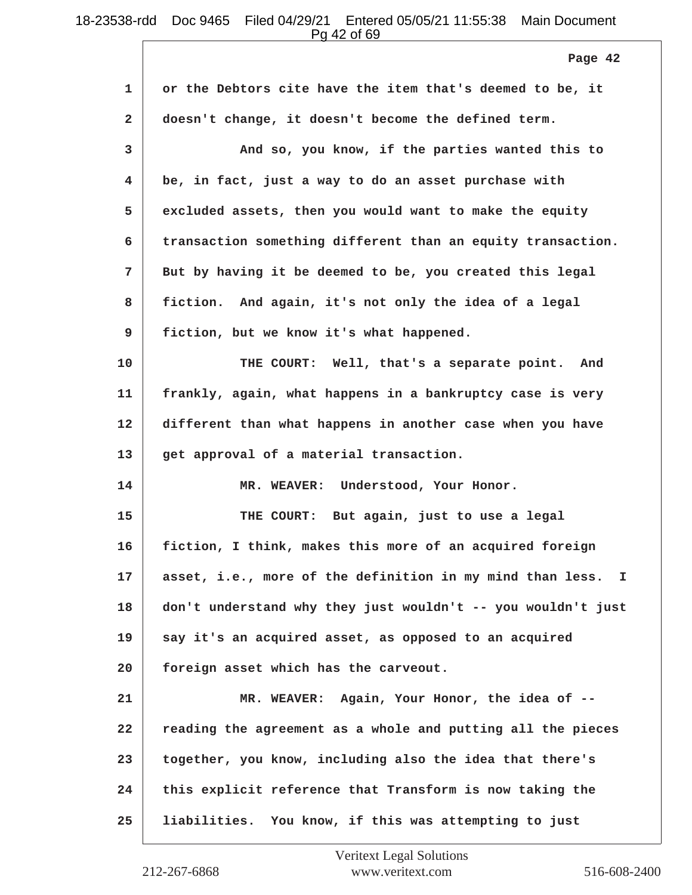or the Debtors cite have the item that's deemed to be, it doesn't change, it doesn't become the defined term.

And so, you know, if the parties wanted this to be, in fact, just a way to do an asset purchase with excluded assets, then you would want to make the equity transaction something different than an equity transaction. But by having it be deemed to be, you created this legal fiction. And again, it's not only the idea of a legal fiction, but we know it's what happened.

THE COURT: Well, that's a separate point. And frankly, again, what happens in a bankruptcy case is very different than what happens in another case when you have get approval of a material transaction.

MR. WEAVER: Understood, Your Honor.

THE COURT: But again, just to use a legal fiction, I think, makes this more of an acquired foreign asset, i.e., more of the definition in my mind than less. I don't understand why they just wouldn't -- you wouldn't just say it's an acquired asset, as opposed to an acquired foreign asset which has the carveout.

MR. WEAVER: Again, Your Honor, the idea of -- reading the agreement as a whole and putting all the pieces together, you know, including also the idea that there's this explicit reference that Transform is now taking the liabilities. You know, if this was attempting to just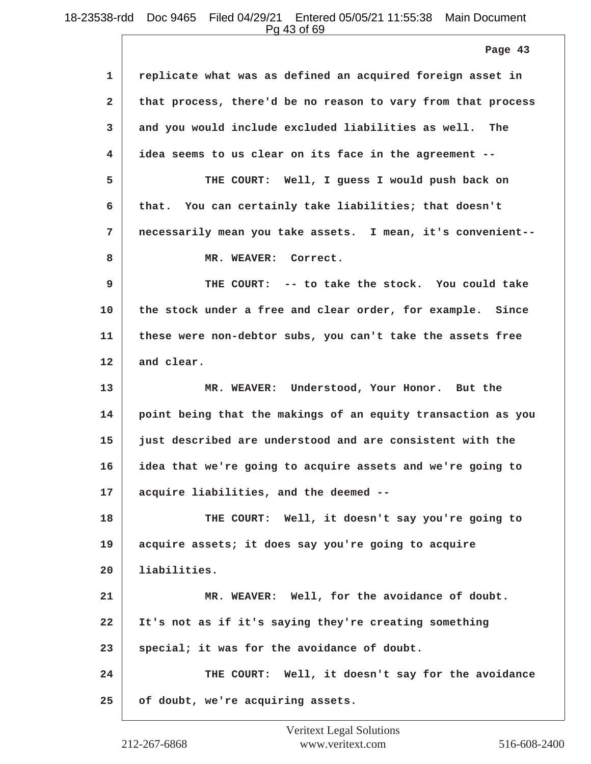1 replicate what was as defined an acquired foreign asset in
2 that process, there'd be no reason to vary from that process
3 and you would include excluded liabilities as well. The
4 idea seems to us clear on its face in the agreement --
5 THE COURT: Well, I guess I would push back on
6 that. You can certainly take liabilities; that doesn't
7 necessarily mean you take assets. I mean, it's convenient--
8 MR. WEAVER: Correct.
9 THE COURT: -- to take the stock. You could take
10 the stock under a free and clear order, for example. Since
11 these were non-debtor subs, you can't take the assets free
12 and clear.
13 MR. WEAVER: Understood, Your Honor. But the
14 point being that the makings of an equity transaction as you
15 just described are understood and are consistent with the
16 idea that we're going to acquire assets and we're going to
17 acquire liabilities, and the deemed --
18 THE COURT: Well, it doesn't say you're going to
19 acquire assets; it does say you're going to acquire
20 liabilities.
21 MR. WEAVER: Well, for the avoidance of doubt.
22 It's not as if it's saying they're creating something
23 special; it was for the avoidance of doubt.
24 THE COURT: Well, it doesn't say for the avoidance
25 of doubt, we're acquiring assets.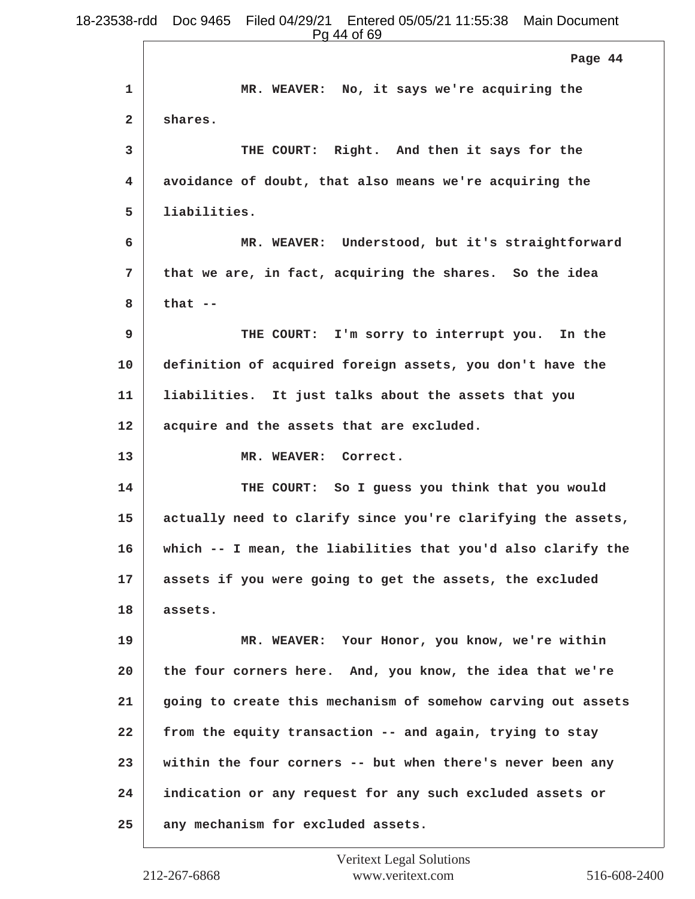MR. WEAVER: No, it says we're acquiring the shares.

THE COURT: Right. And then it says for the avoidance of doubt, that also means we're acquiring the liabilities.

MR. WEAVER: Understood, but it's straightforward that we are, in fact, acquiring the shares. So the idea that --

THE COURT: I'm sorry to interrupt you. In the definition of acquired foreign assets, you don't have the liabilities. It just talks about the assets that you acquire and the assets that are excluded.

MR. WEAVER: Correct.

THE COURT: So I guess you think that you would actually need to clarify since you're clarifying the assets, which -- I mean, the liabilities that you'd also clarify the assets if you were going to get the assets, the excluded assets.

MR. WEAVER: Your Honor, you know, we're within the four corners here. And, you know, the idea that we're going to create this mechanism of somehow carving out assets from the equity transaction -- and again, trying to stay within the four corners -- but when there's never been any indication or any request for any such excluded assets or any mechanism for excluded assets.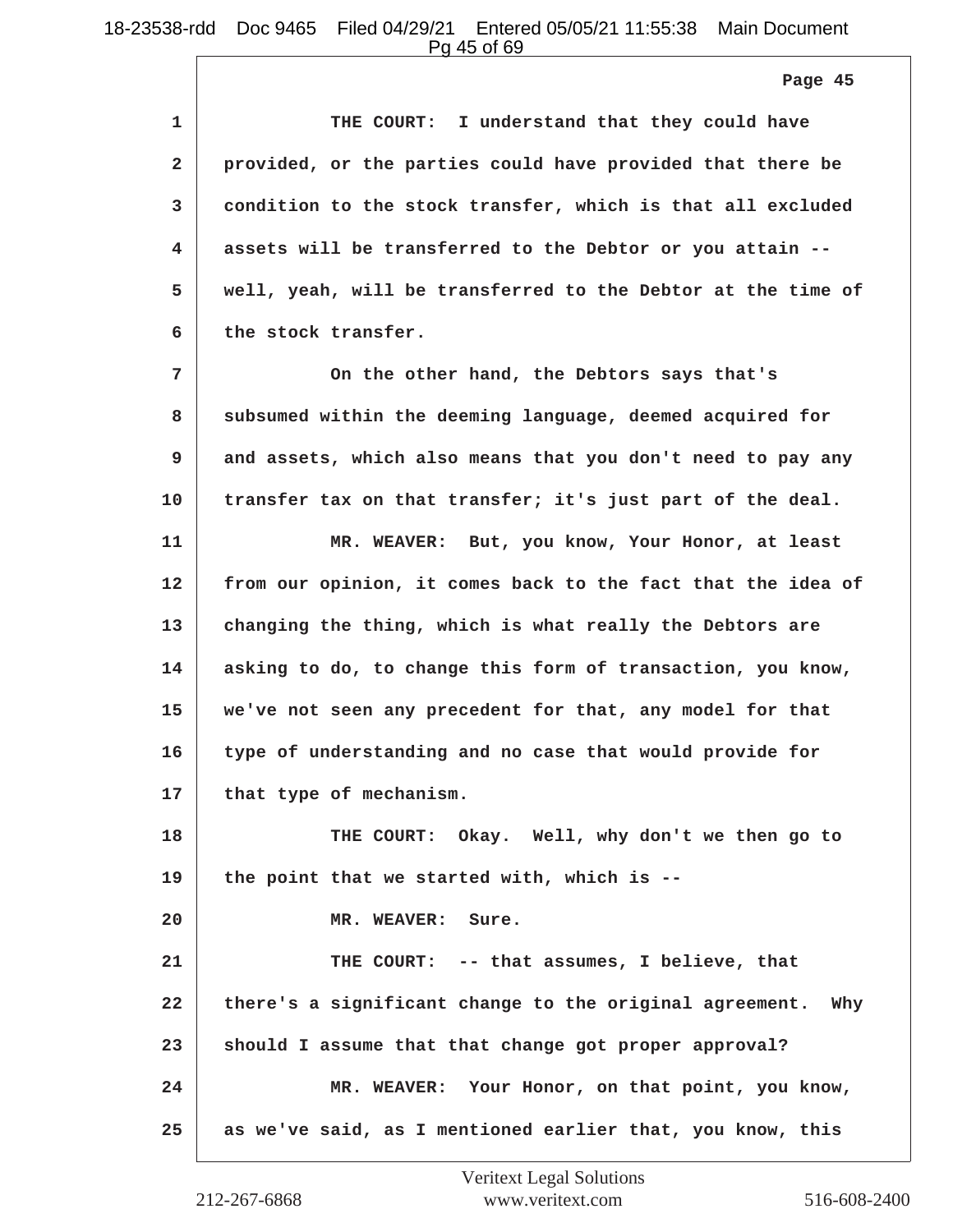1 THE COURT: I understand that they could have
2 provided, or the parties could have provided that there be
3 condition to the stock transfer, which is that all excluded
4 assets will be transferred to the Debtor or you attain --
5 well, yeah, will be transferred to the Debtor at the time of
6 the stock transfer.
7 On the other hand, the Debtors says that's
8 subsumed within the deeming language, deemed acquired for
9 and assets, which also means that you don't need to pay any
10 transfer tax on that transfer; it's just part of the deal.
11 MR. WEAVER: But, you know, Your Honor, at least
12 from our opinion, it comes back to the fact that the idea of
13 changing the thing, which is what really the Debtors are
14 asking to do, to change this form of transaction, you know,
15 we've not seen any precedent for that, any model for that
16 type of understanding and no case that would provide for
17 that type of mechanism.
18 THE COURT: Okay. Well, why don't we then go to
19 the point that we started with, which is --
20 MR. WEAVER: Sure.
21 THE COURT: -- that assumes, I believe, that
22 there's a significant change to the original agreement. Why
23 should I assume that that change got proper approval?
24 MR. WEAVER: Your Honor, on that point, you know,
25 as we've said, as I mentioned earlier that, you know, this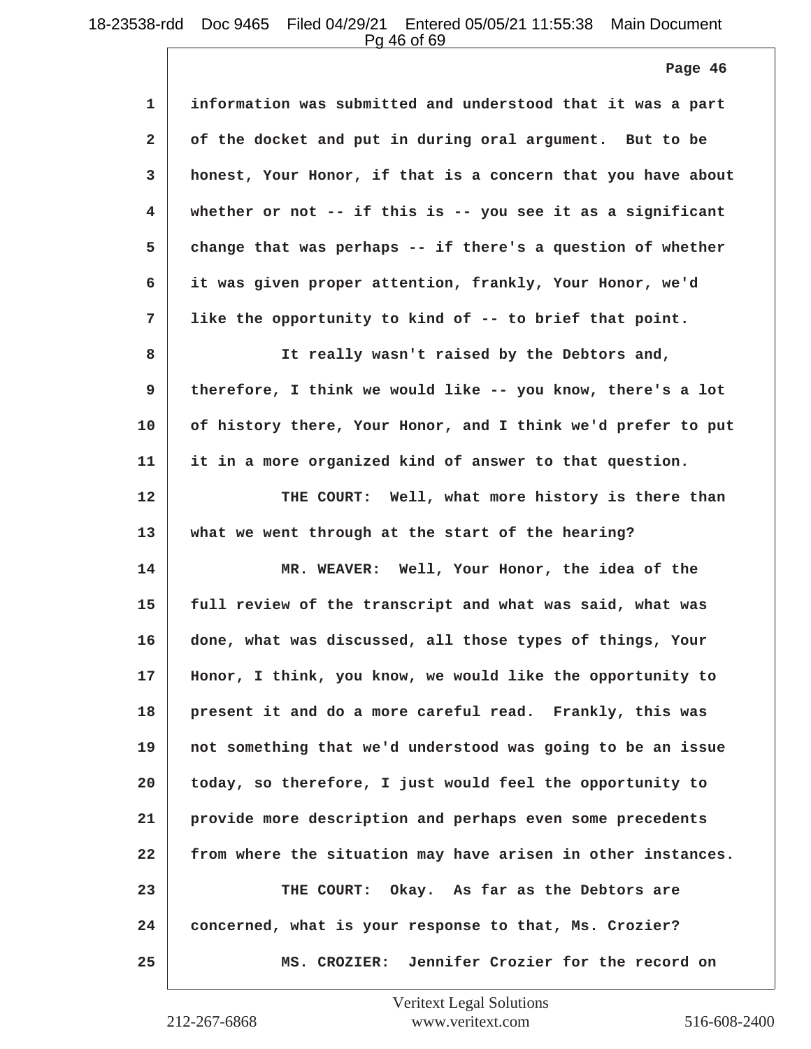1 information was submitted and understood that it was a part
2 of the docket and put in during oral argument. But to be
3 honest, Your Honor, if that is a concern that you have about
4 whether or not -- if this is -- you see it as a significant
5 change that was perhaps -- if there's a question of whether
6 it was given proper attention, frankly, Your Honor, we'd
7 like the opportunity to kind of -- to brief that point.
8 It really wasn't raised by the Debtors and,
9 therefore, I think we would like -- you know, there's a lot
10 of history there, Your Honor, and I think we'd prefer to put
11 it in a more organized kind of answer to that question.
12 THE COURT: Well, what more history is there than
13 what we went through at the start of the hearing?
14 MR. WEAVER: Well, Your Honor, the idea of the
15 full review of the transcript and what was said, what was
16 done, what was discussed, all those types of things, Your
17 Honor, I think, you know, we would like the opportunity to
18 present it and do a more careful read. Frankly, this was
19 not something that we'd understood was going to be an issue
20 today, so therefore, I just would feel the opportunity to
21 provide more description and perhaps even some precedents
22 from where the situation may have arisen in other instances.
23 THE COURT: Okay. As far as the Debtors are
24 concerned, what is your response to that, Ms. Crozier?
25 MS. CROZIER: Jennifer Crozier for the record on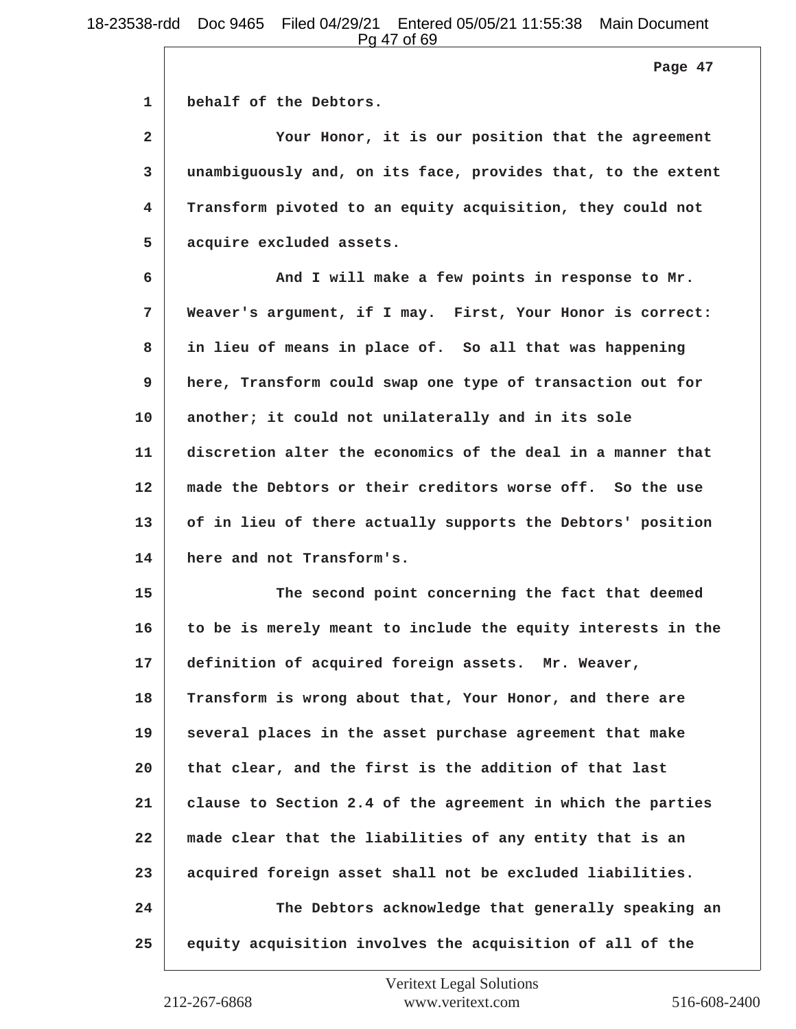1 behalf of the Debtors.

2 Your Honor, it is our position that the agreement

3 unambiguously and, on its face, provides that, to the extent

4 Transform pivoted to an equity acquisition, they could not

5 acquire excluded assets.

6 And I will make a few points in response to Mr.

7 Weaver's argument, if I may. First, Your Honor is correct:

8 in lieu of means in place of. So all that was happening

9 here, Transform could swap one type of transaction out for

10 another; it could not unilaterally and in its sole

11 discretion alter the economics of the deal in a manner that

12 made the Debtors or their creditors worse off. So the use

13 of in lieu of there actually supports the Debtors' position

14 here and not Transform's.

15 The second point concerning the fact that deemed

16 to be is merely meant to include the equity interests in the

17 definition of acquired foreign assets. Mr. Weaver,

18 Transform is wrong about that, Your Honor, and there are

19 several places in the asset purchase agreement that make

20 that clear, and the first is the addition of that last

21 clause to Section 2.4 of the agreement in which the parties

22 made clear that the liabilities of any entity that is an

23 acquired foreign asset shall not be excluded liabilities.

24 The Debtors acknowledge that generally speaking an

25 equity acquisition involves the acquisition of all of the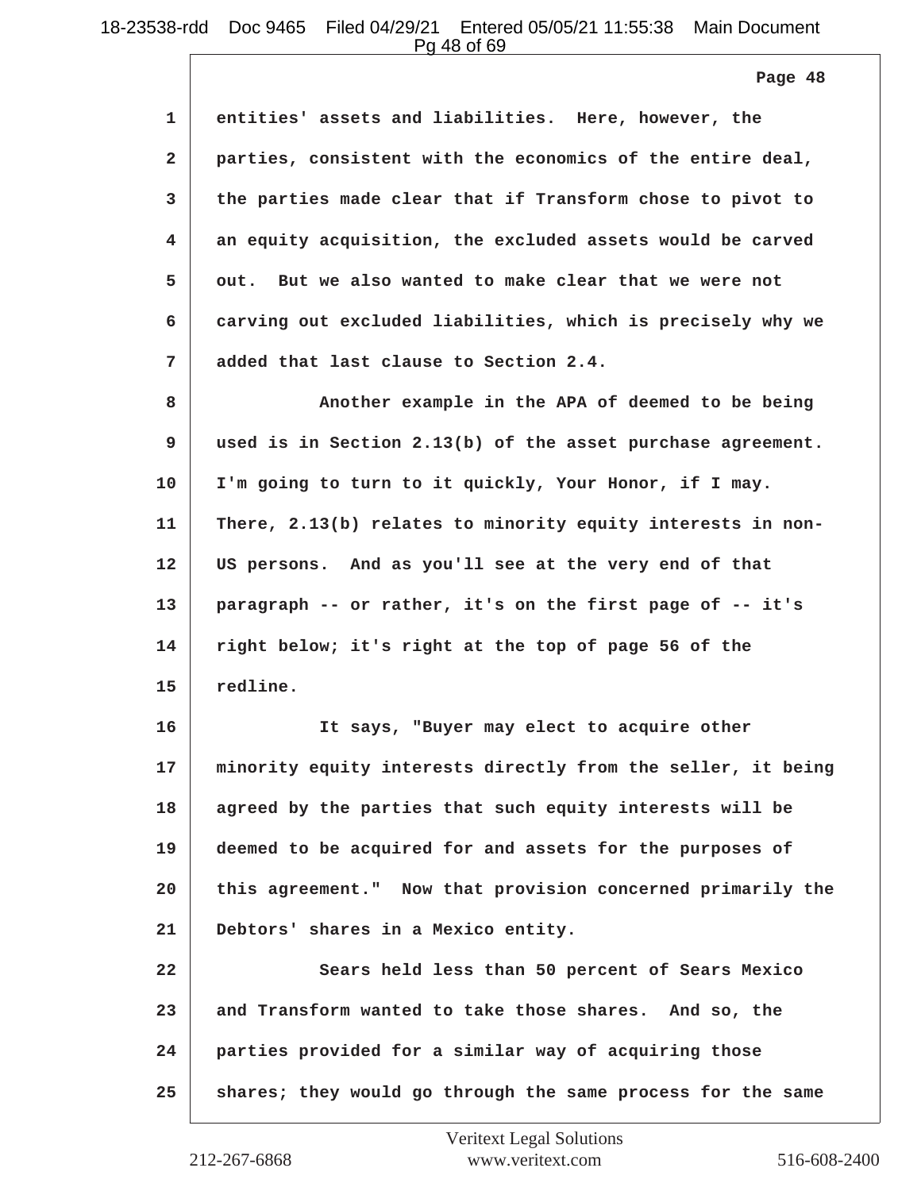entities' assets and liabilities. Here, however, the parties, consistent with the economics of the entire deal, the parties made clear that if Transform chose to pivot to an equity acquisition, the excluded assets would be carved out. But we also wanted to make clear that we were not carving out excluded liabilities, which is precisely why we added that last clause to Section 2.4.

Another example in the APA of deemed to be being used is in Section 2.13(b) of the asset purchase agreement. I'm going to turn to it quickly, Your Honor, if I may. There, 2.13(b) relates to minority equity interests in non-US persons. And as you'll see at the very end of that paragraph -- or rather, it's on the first page of -- it's right below; it's right at the top of page 56 of the redline.

It says, "Buyer may elect to acquire other minority equity interests directly from the seller, it being agreed by the parties that such equity interests will be deemed to be acquired for and assets for the purposes of this agreement." Now that provision concerned primarily the Debtors' shares in a Mexico entity.

Sears held less than 50 percent of Sears Mexico and Transform wanted to take those shares. And so, the parties provided for a similar way of acquiring those shares; they would go through the same process for the same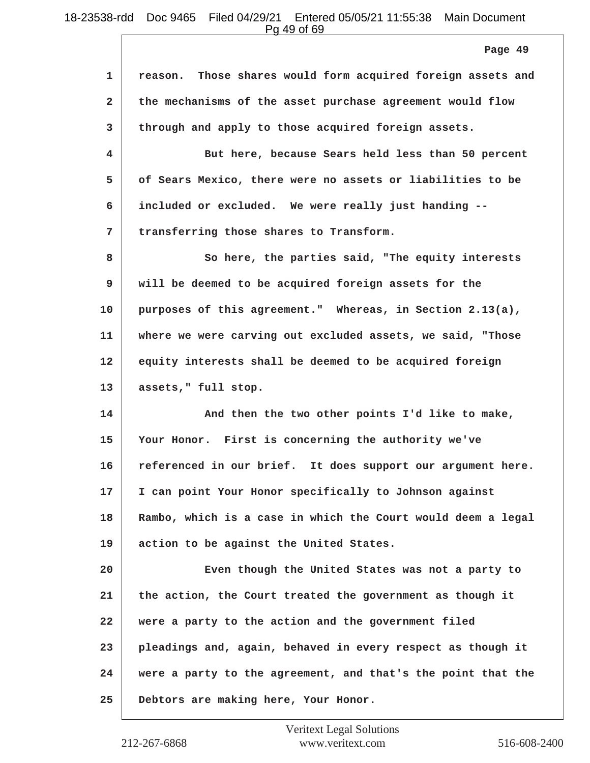reason. Those shares would form acquired foreign assets and the mechanisms of the asset purchase agreement would flow through and apply to those acquired foreign assets.

But here, because Sears held less than 50 percent of Sears Mexico, there were no assets or liabilities to be included or excluded. We were really just handing -- transferring those shares to Transform.

So here, the parties said, "The equity interests will be deemed to be acquired foreign assets for the purposes of this agreement." Whereas, in Section 2.13(a), where we were carving out excluded assets, we said, "Those equity interests shall be deemed to be acquired foreign assets," full stop.

And then the two other points I'd like to make, Your Honor. First is concerning the authority we've referenced in our brief. It does support our argument here. I can point Your Honor specifically to Johnson against Rambo, which is a case in which the Court would deem a legal action to be against the United States.

Even though the United States was not a party to the action, the Court treated the government as though it were a party to the action and the government filed pleadings and, again, behaved in every respect as though it were a party to the agreement, and that's the point that the Debtors are making here, Your Honor.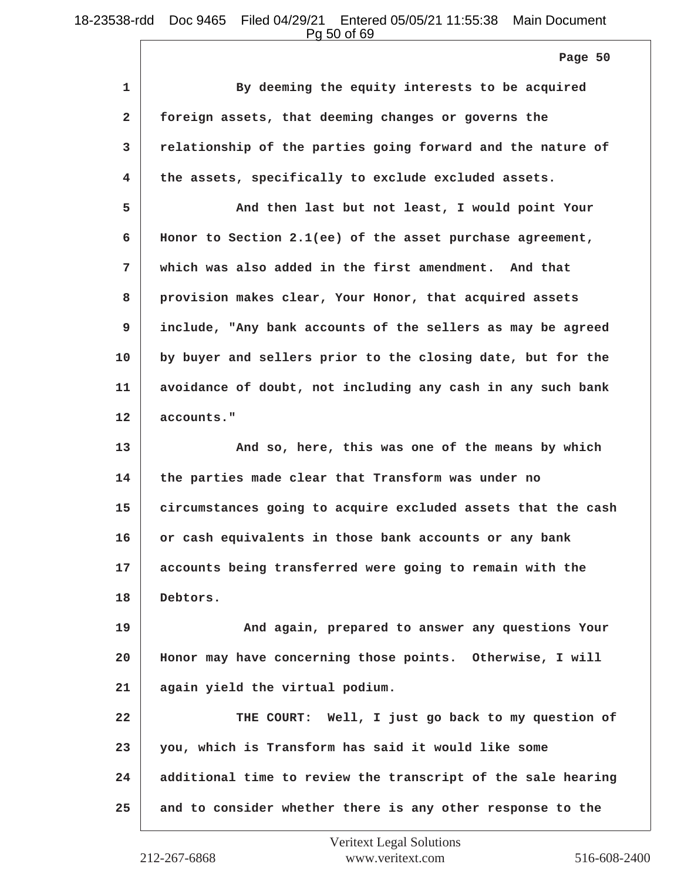By deeming the equity interests to be acquired foreign assets, that deeming changes or governs the relationship of the parties going forward and the nature of the assets, specifically to exclude excluded assets.

And then last but not least, I would point Your Honor to Section 2.1(ee) of the asset purchase agreement, which was also added in the first amendment. And that provision makes clear, Your Honor, that acquired assets include, "Any bank accounts of the sellers as may be agreed by buyer and sellers prior to the closing date, but for the avoidance of doubt, not including any cash in any such bank accounts."

And so, here, this was one of the means by which the parties made clear that Transform was under no circumstances going to acquire excluded assets that the cash or cash equivalents in those bank accounts or any bank accounts being transferred were going to remain with the Debtors.

And again, prepared to answer any questions Your Honor may have concerning those points. Otherwise, I will again yield the virtual podium.

THE COURT: Well, I just go back to my question of you, which is Transform has said it would like some additional time to review the transcript of the sale hearing and to consider whether there is any other response to the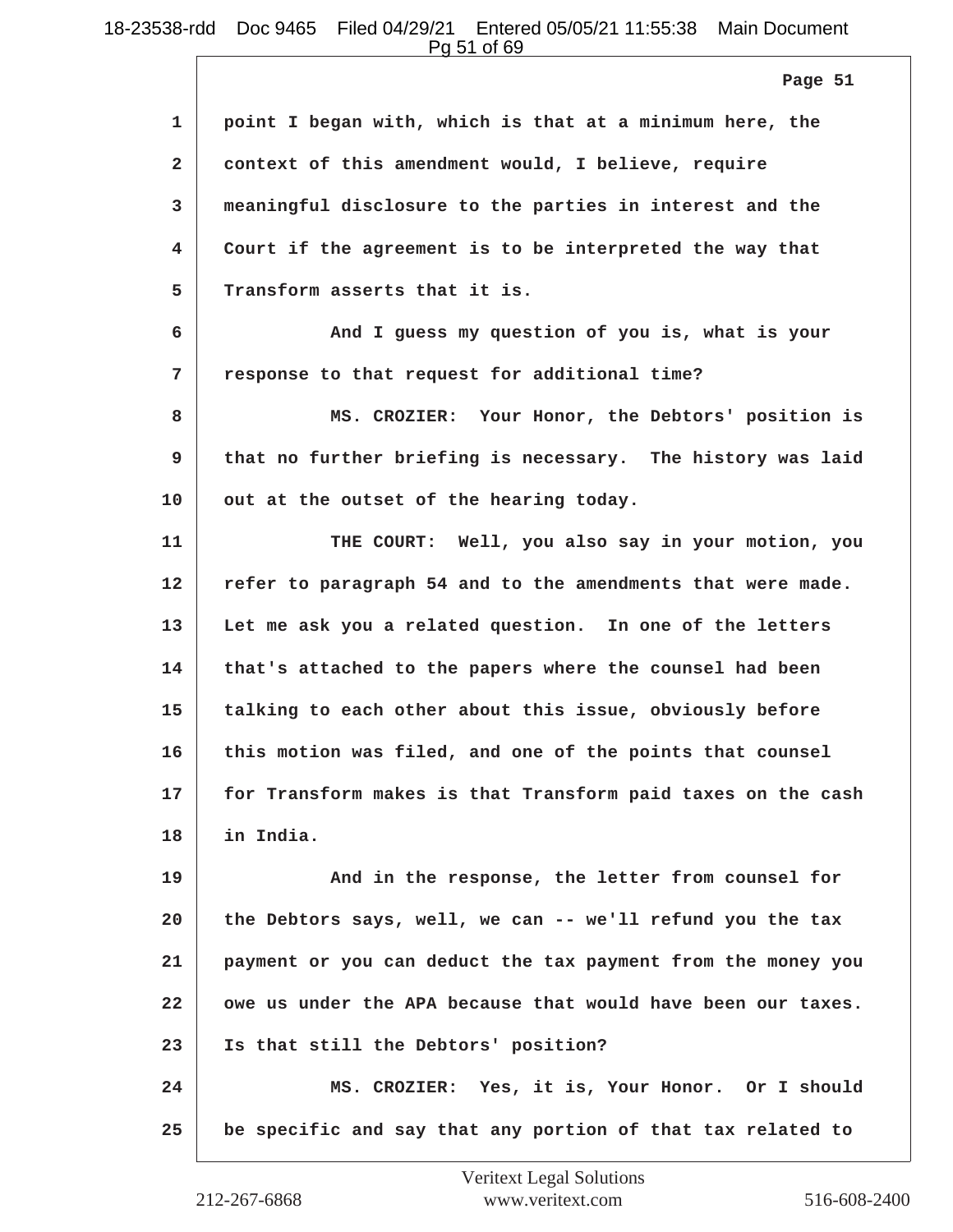1 point I began with, which is that at a minimum here, the
2 context of this amendment would, I believe, require
3 meaningful disclosure to the parties in interest and the
4 Court if the agreement is to be interpreted the way that
5 Transform asserts that it is.

6 And I guess my question of you is, what is your
7 response to that request for additional time?

8 MS. CROZIER: Your Honor, the Debtors' position is
9 that no further briefing is necessary. The history was laid
10 out at the outset of the hearing today.

11 THE COURT: Well, you also say in your motion, you
12 refer to paragraph 54 and to the amendments that were made.
13 Let me ask you a related question. In one of the letters
14 that's attached to the papers where the counsel had been
15 talking to each other about this issue, obviously before
16 this motion was filed, and one of the points that counsel
17 for Transform makes is that Transform paid taxes on the cash
18 in India.

19 And in the response, the letter from counsel for
20 the Debtors says, well, we can -- we'll refund you the tax
21 payment or you can deduct the tax payment from the money you
22 owe us under the APA because that would have been our taxes.
23 Is that still the Debtors' position?

24 MS. CROZIER: Yes, it is, Your Honor. Or I should
25 be specific and say that any portion of that tax related to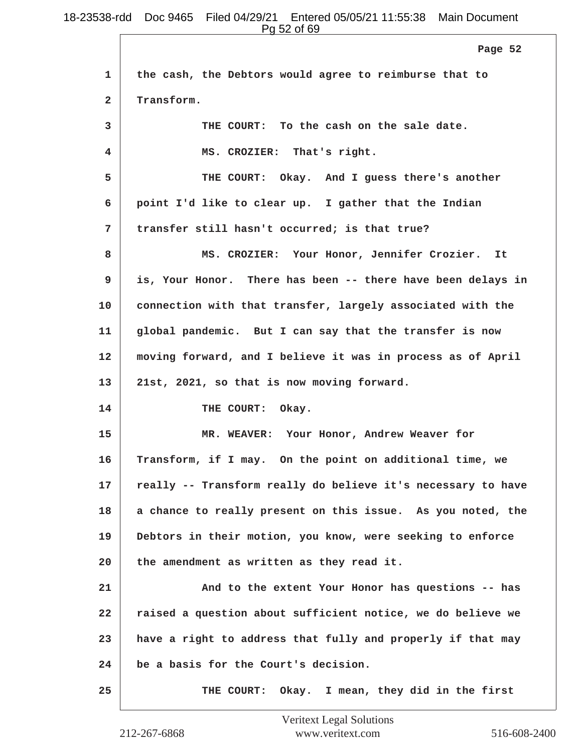1 the cash, the Debtors would agree to reimburse that to

2 Transform.

3 THE COURT: To the cash on the sale date.

4 MS. CROZIER: That's right.

5 THE COURT: Okay. And I guess there's another

6 point I'd like to clear up. I gather that the Indian

7 transfer still hasn't occurred; is that true?

8 MS. CROZIER: Your Honor, Jennifer Crozier. It

9 is, Your Honor. There has been -- there have been delays in

10 connection with that transfer, largely associated with the

11 global pandemic. But I can say that the transfer is now

12 moving forward, and I believe it was in process as of April

13 21st, 2021, so that is now moving forward.

14 THE COURT: Okay.

15 MR. WEAVER: Your Honor, Andrew Weaver for

16 Transform, if I may. On the point on additional time, we

17 really -- Transform really do believe it's necessary to have

18 a chance to really present on this issue. As you noted, the

19 Debtors in their motion, you know, were seeking to enforce

20 the amendment as written as they read it.

21 And to the extent Your Honor has questions -- has

22 raised a question about sufficient notice, we do believe we

23 have a right to address that fully and properly if that may

24 be a basis for the Court's decision.

25 THE COURT: Okay. I mean, they did in the first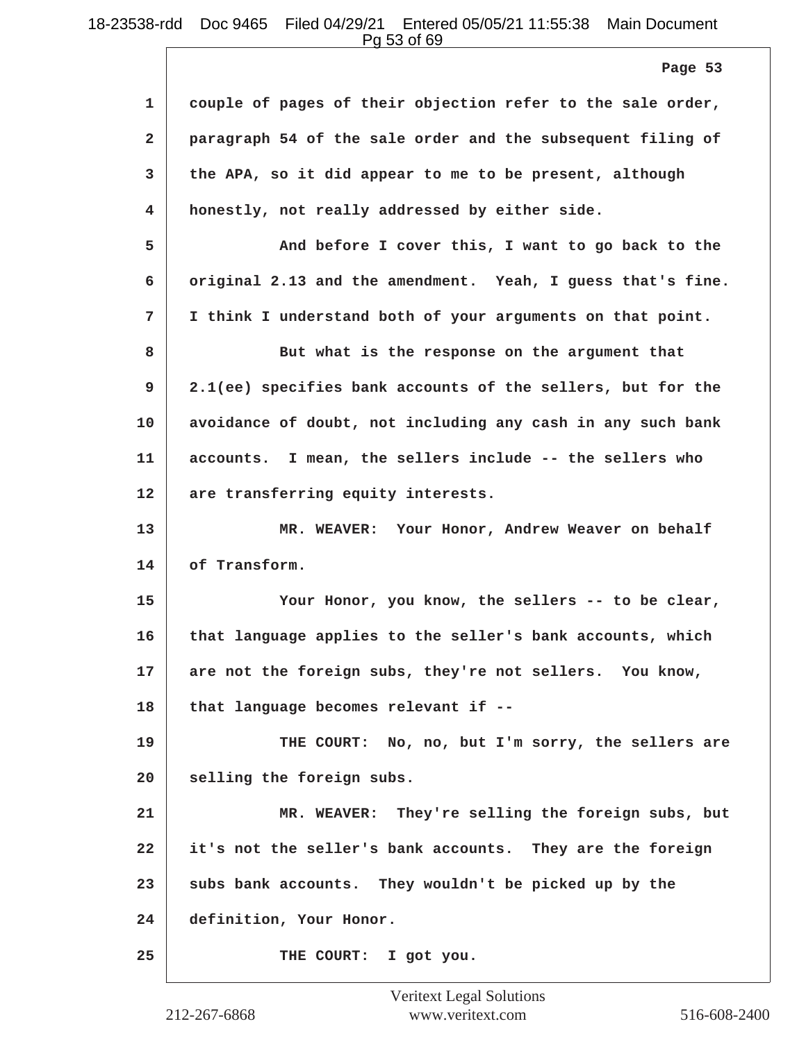couple of pages of their objection refer to the sale order, paragraph 54 of the sale order and the subsequent filing of the APA, so it did appear to me to be present, although honestly, not really addressed by either side.

And before I cover this, I want to go back to the original 2.13 and the amendment. Yeah, I guess that's fine. I think I understand both of your arguments on that point.

But what is the response on the argument that 2.1(ee) specifies bank accounts of the sellers, but for the avoidance of doubt, not including any cash in any such bank accounts. I mean, the sellers include -- the sellers who are transferring equity interests.

MR. WEAVER: Your Honor, Andrew Weaver on behalf of Transform.

Your Honor, you know, the sellers -- to be clear, that language applies to the seller's bank accounts, which are not the foreign subs, they're not sellers. You know, that language becomes relevant if --

THE COURT: No, no, but I'm sorry, the sellers are selling the foreign subs.

MR. WEAVER: They're selling the foreign subs, but it's not the seller's bank accounts. They are the foreign subs bank accounts. They wouldn't be picked up by the definition, Your Honor.

THE COURT: I got you.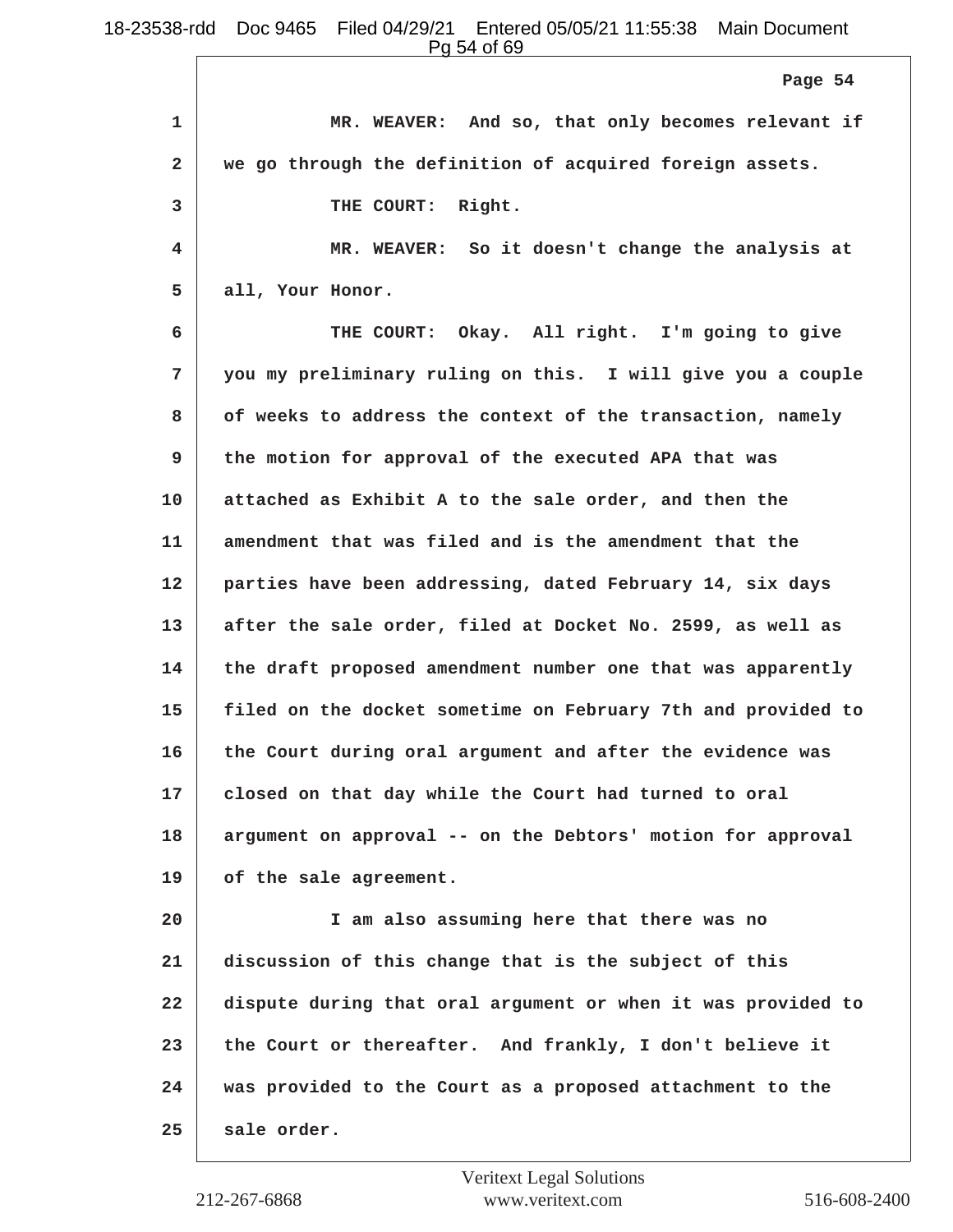MR. WEAVER: And so, that only becomes relevant if we go through the definition of acquired foreign assets.

THE COURT: Right.

MR. WEAVER: So it doesn't change the analysis at all, Your Honor.

THE COURT: Okay. All right. I'm going to give you my preliminary ruling on this. I will give you a couple of weeks to address the context of the transaction, namely the motion for approval of the executed APA that was attached as Exhibit A to the sale order, and then the amendment that was filed and is the amendment that the parties have been addressing, dated February 14, six days after the sale order, filed at Docket No. 2599, as well as the draft proposed amendment number one that was apparently filed on the docket sometime on February 7th and provided to the Court during oral argument and after the evidence was closed on that day while the Court had turned to oral argument on approval -- on the Debtors' motion for approval of the sale agreement.

I am also assuming here that there was no discussion of this change that is the subject of this dispute during that oral argument or when it was provided to the Court or thereafter. And frankly, I don't believe it was provided to the Court as a proposed attachment to the sale order.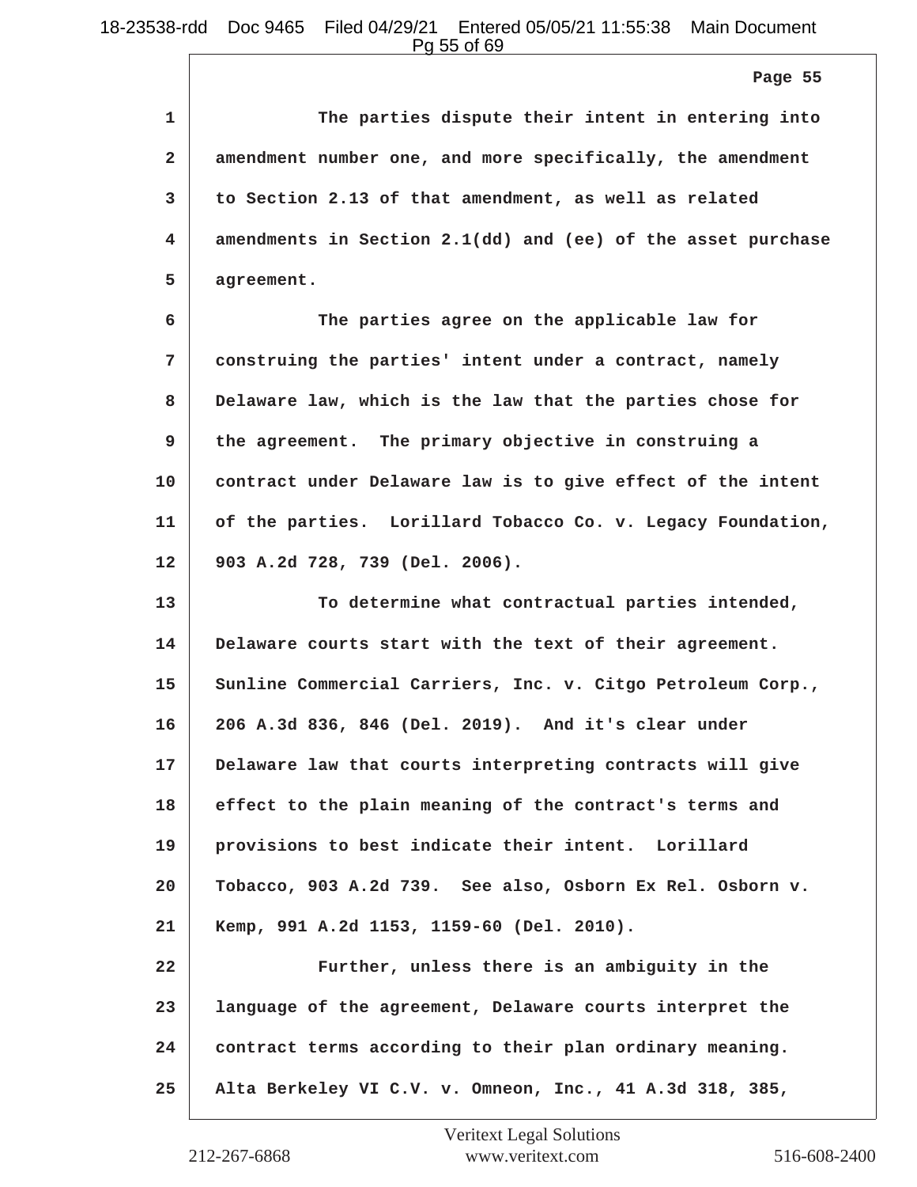The parties dispute their intent in entering into amendment number one, and more specifically, the amendment to Section 2.13 of that amendment, as well as related amendments in Section 2.1(dd) and (ee) of the asset purchase agreement.

The parties agree on the applicable law for construing the parties' intent under a contract, namely Delaware law, which is the law that the parties chose for the agreement. The primary objective in construing a contract under Delaware law is to give effect of the intent of the parties. Lorillard Tobacco Co. v. Legacy Foundation, 903 A.2d 728, 739 (Del. 2006).

To determine what contractual parties intended, Delaware courts start with the text of their agreement. Sunline Commercial Carriers, Inc. v. Citgo Petroleum Corp., 206 A.3d 836, 846 (Del. 2019). And it's clear under Delaware law that courts interpreting contracts will give effect to the plain meaning of the contract's terms and provisions to best indicate their intent. Lorillard Tobacco, 903 A.2d 739. See also, Osborn Ex Rel. Osborn v. Kemp, 991 A.2d 1153, 1159-60 (Del. 2010).

Further, unless there is an ambiguity in the language of the agreement, Delaware courts interpret the contract terms according to their plan ordinary meaning. Alta Berkeley VI C.V. v. Omneon, Inc., 41 A.3d 318, 385,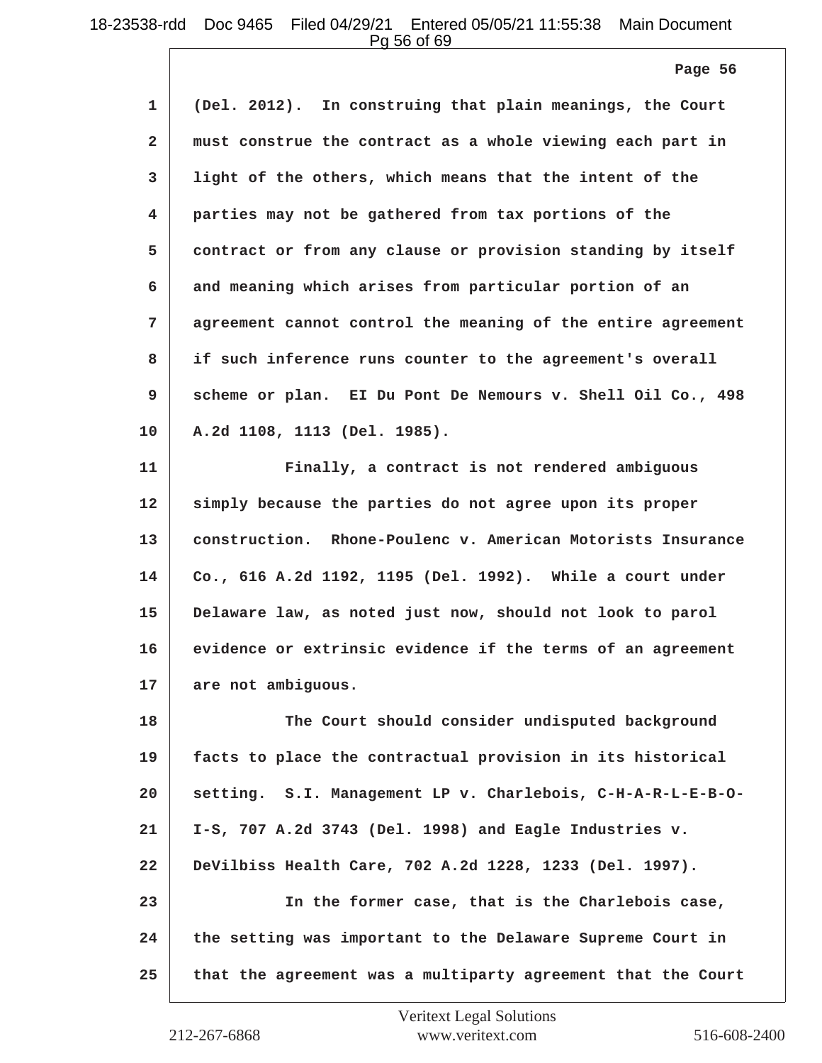Page 56

1 (Del. 2012). In construing that plain meanings, the Court
2 must construe the contract as a whole viewing each part in
3 light of the others, which means that the intent of the
4 parties may not be gathered from tax portions of the
5 contract or from any clause or provision standing by itself
6 and meaning which arises from particular portion of an
7 agreement cannot control the meaning of the entire agreement
8 if such inference runs counter to the agreement's overall
9 scheme or plan. EI Du Pont De Nemours v. Shell Oil Co., 498
10 A.2d 1108, 1113 (Del. 1985).
11 Finally, a contract is not rendered ambiguous
12 simply because the parties do not agree upon its proper
13 construction. Rhone-Poulenc v. American Motorists Insurance
14 Co., 616 A.2d 1192, 1195 (Del. 1992). While a court under
15 Delaware law, as noted just now, should not look to parol
16 evidence or extrinsic evidence if the terms of an agreement
17 are not ambiguous.
18 The Court should consider undisputed background
19 facts to place the contractual provision in its historical
20 setting. S.I. Management LP v. Charlebois, C-H-A-R-L-E-B-O-
21 I-S, 707 A.2d 3743 (Del. 1998) and Eagle Industries v.
22 DeVilbiss Health Care, 702 A.2d 1228, 1233 (Del. 1997).
23 In the former case, that is the Charlebois case,
24 the setting was important to the Delaware Supreme Court in
25 that the agreement was a multiparty agreement that the Court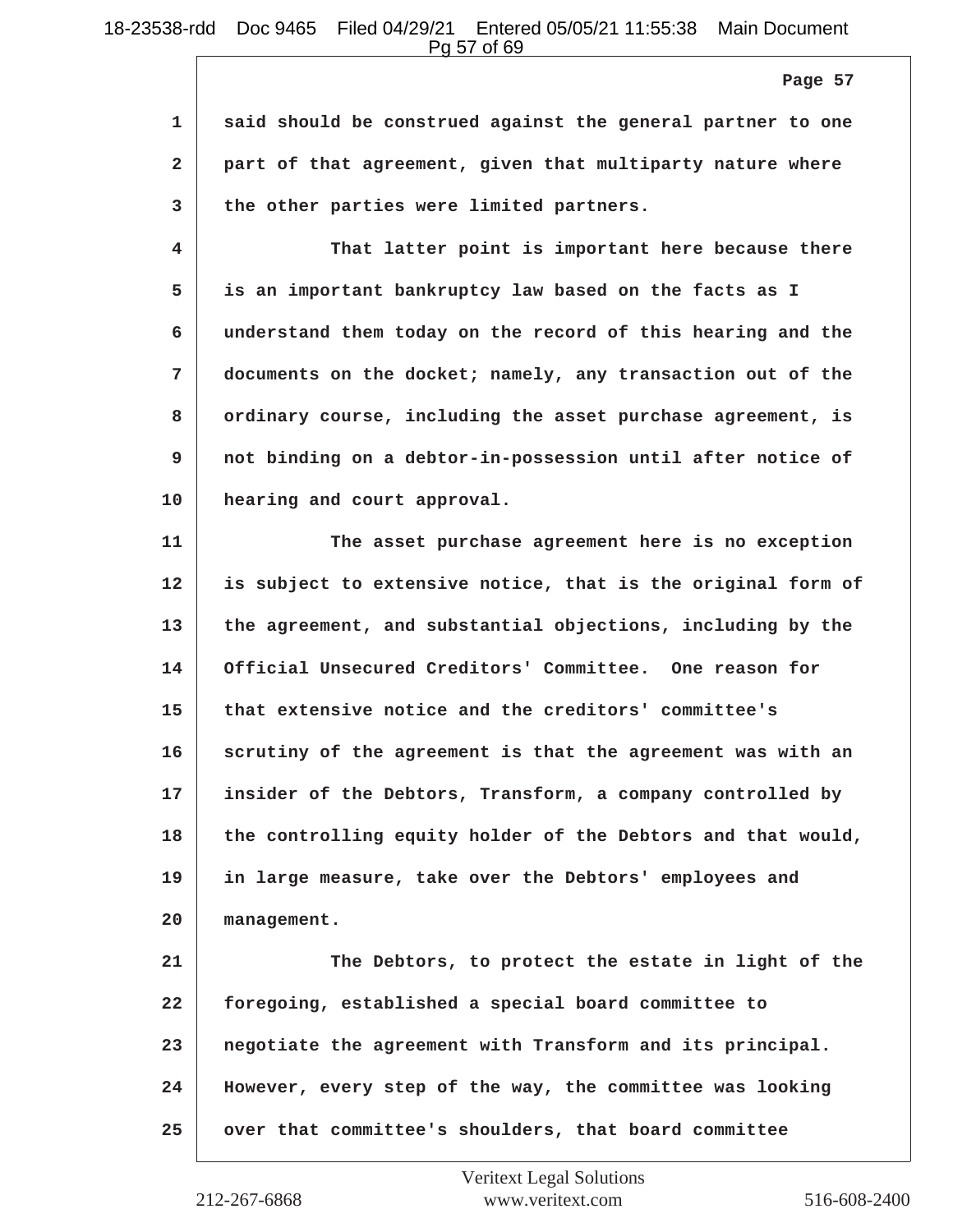Page 57

1 said should be construed against the general partner to one
2 part of that agreement, given that multiparty nature where
3 the other parties were limited partners.

4 That latter point is important here because there
5 is an important bankruptcy law based on the facts as I
6 understand them today on the record of this hearing and the
7 documents on the docket; namely, any transaction out of the
8 ordinary course, including the asset purchase agreement, is
9 not binding on a debtor-in-possession until after notice of
10 hearing and court approval.

11 The asset purchase agreement here is no exception
12 is subject to extensive notice, that is the original form of
13 the agreement, and substantial objections, including by the
14 Official Unsecured Creditors' Committee. One reason for
15 that extensive notice and the creditors' committee's
16 scrutiny of the agreement is that the agreement was with an
17 insider of the Debtors, Transform, a company controlled by
18 the controlling equity holder of the Debtors and that would,
19 in large measure, take over the Debtors' employees and
20 management.

21 The Debtors, to protect the estate in light of the
22 foregoing, established a special board committee to
23 negotiate the agreement with Transform and its principal.
24 However, every step of the way, the committee was looking
25 over that committee's shoulders, that board committee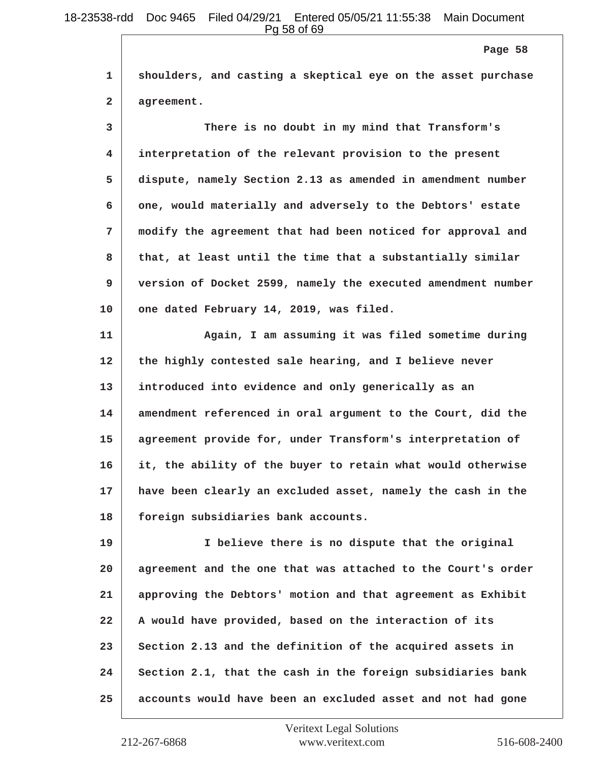shoulders, and casting a skeptical eye on the asset purchase agreement.

There is no doubt in my mind that Transform's interpretation of the relevant provision to the present dispute, namely Section 2.13 as amended in amendment number one, would materially and adversely to the Debtors' estate modify the agreement that had been noticed for approval and that, at least until the time that a substantially similar version of Docket 2599, namely the executed amendment number one dated February 14, 2019, was filed.

Again, I am assuming it was filed sometime during the highly contested sale hearing, and I believe never introduced into evidence and only generically as an amendment referenced in oral argument to the Court, did the agreement provide for, under Transform's interpretation of it, the ability of the buyer to retain what would otherwise have been clearly an excluded asset, namely the cash in the foreign subsidiaries bank accounts.

I believe there is no dispute that the original agreement and the one that was attached to the Court's order approving the Debtors' motion and that agreement as Exhibit A would have provided, based on the interaction of its Section 2.13 and the definition of the acquired assets in Section 2.1, that the cash in the foreign subsidiaries bank accounts would have been an excluded asset and not had gone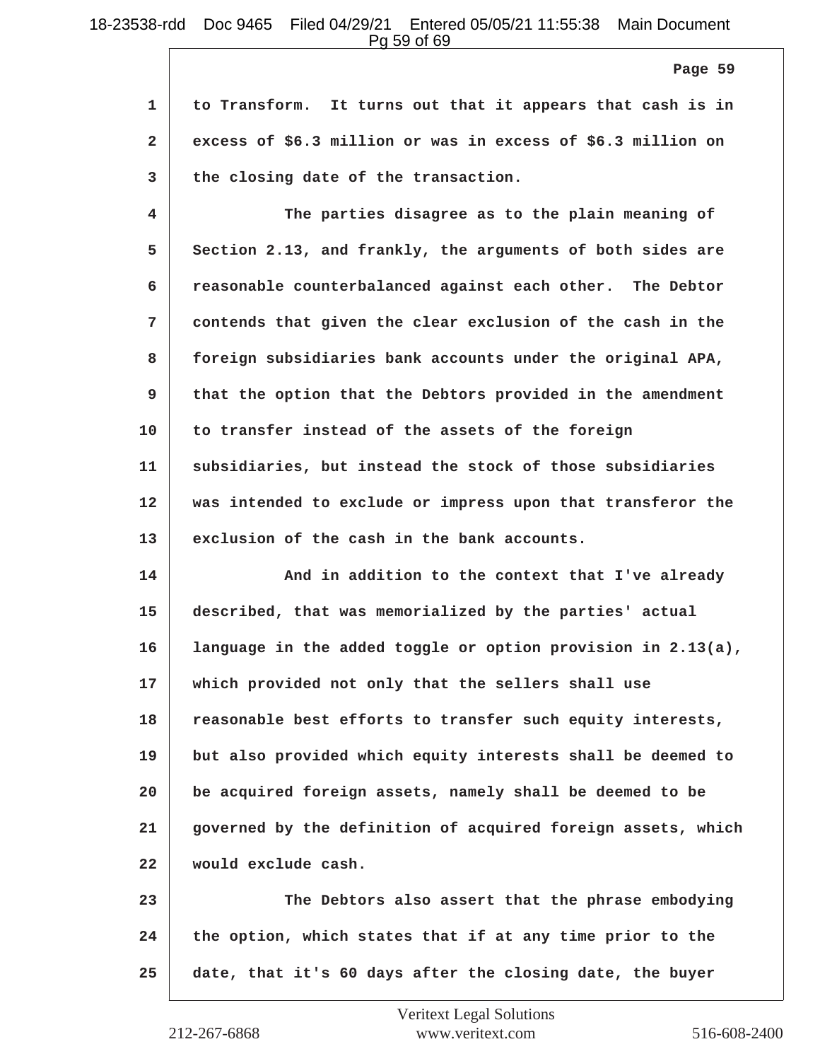to Transform. It turns out that it appears that cash is in excess of $6.3 million or was in excess of $6.3 million on the closing date of the transaction.

The parties disagree as to the plain meaning of Section 2.13, and frankly, the arguments of both sides are reasonable counterbalanced against each other. The Debtor contends that given the clear exclusion of the cash in the foreign subsidiaries bank accounts under the original APA, that the option that the Debtors provided in the amendment to transfer instead of the assets of the foreign subsidiaries, but instead the stock of those subsidiaries was intended to exclude or impress upon that transferor the exclusion of the cash in the bank accounts.

And in addition to the context that I've already described, that was memorialized by the parties' actual language in the added toggle or option provision in 2.13(a), which provided not only that the sellers shall use reasonable best efforts to transfer such equity interests, but also provided which equity interests shall be deemed to be acquired foreign assets, namely shall be deemed to be governed by the definition of acquired foreign assets, which would exclude cash.

The Debtors also assert that the phrase embodying the option, which states that if at any time prior to the date, that it's 60 days after the closing date, the buyer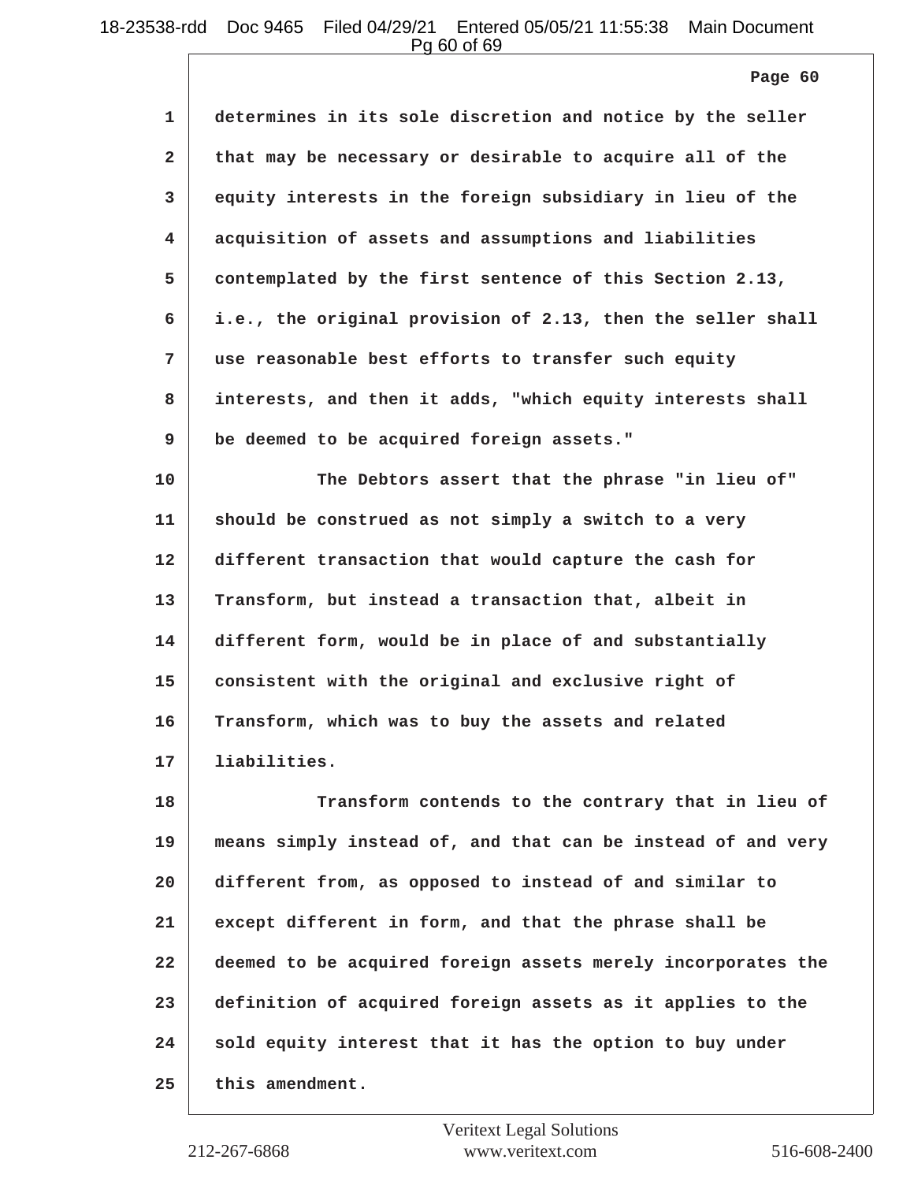determines in its sole discretion and notice by the seller that may be necessary or desirable to acquire all of the equity interests in the foreign subsidiary in lieu of the acquisition of assets and assumptions and liabilities contemplated by the first sentence of this Section 2.13, i.e., the original provision of 2.13, then the seller shall use reasonable best efforts to transfer such equity interests, and then it adds, "which equity interests shall be deemed to be acquired foreign assets."

The Debtors assert that the phrase "in lieu of" should be construed as not simply a switch to a very different transaction that would capture the cash for Transform, but instead a transaction that, albeit in different form, would be in place of and substantially consistent with the original and exclusive right of Transform, which was to buy the assets and related liabilities.

Transform contends to the contrary that in lieu of means simply instead of, and that can be instead of and very different from, as opposed to instead of and similar to except different in form, and that the phrase shall be deemed to be acquired foreign assets merely incorporates the definition of acquired foreign assets as it applies to the sold equity interest that it has the option to buy under this amendment.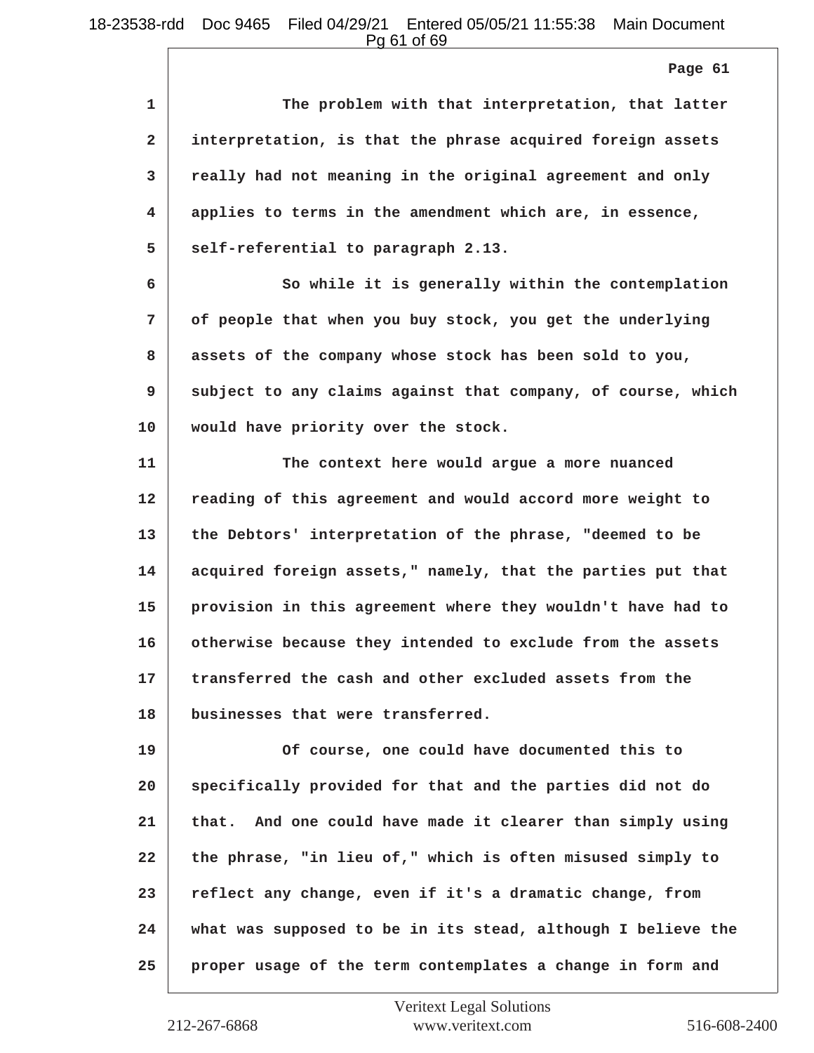The problem with that interpretation, that latter interpretation, is that the phrase acquired foreign assets really had not meaning in the original agreement and only applies to terms in the amendment which are, in essence, self-referential to paragraph 2.13.

So while it is generally within the contemplation of people that when you buy stock, you get the underlying assets of the company whose stock has been sold to you, subject to any claims against that company, of course, which would have priority over the stock.

The context here would argue a more nuanced reading of this agreement and would accord more weight to the Debtors' interpretation of the phrase, "deemed to be acquired foreign assets," namely, that the parties put that provision in this agreement where they wouldn't have had to otherwise because they intended to exclude from the assets transferred the cash and other excluded assets from the businesses that were transferred.

Of course, one could have documented this to specifically provided for that and the parties did not do that. And one could have made it clearer than simply using the phrase, "in lieu of," which is often misused simply to reflect any change, even if it's a dramatic change, from what was supposed to be in its stead, although I believe the proper usage of the term contemplates a change in form and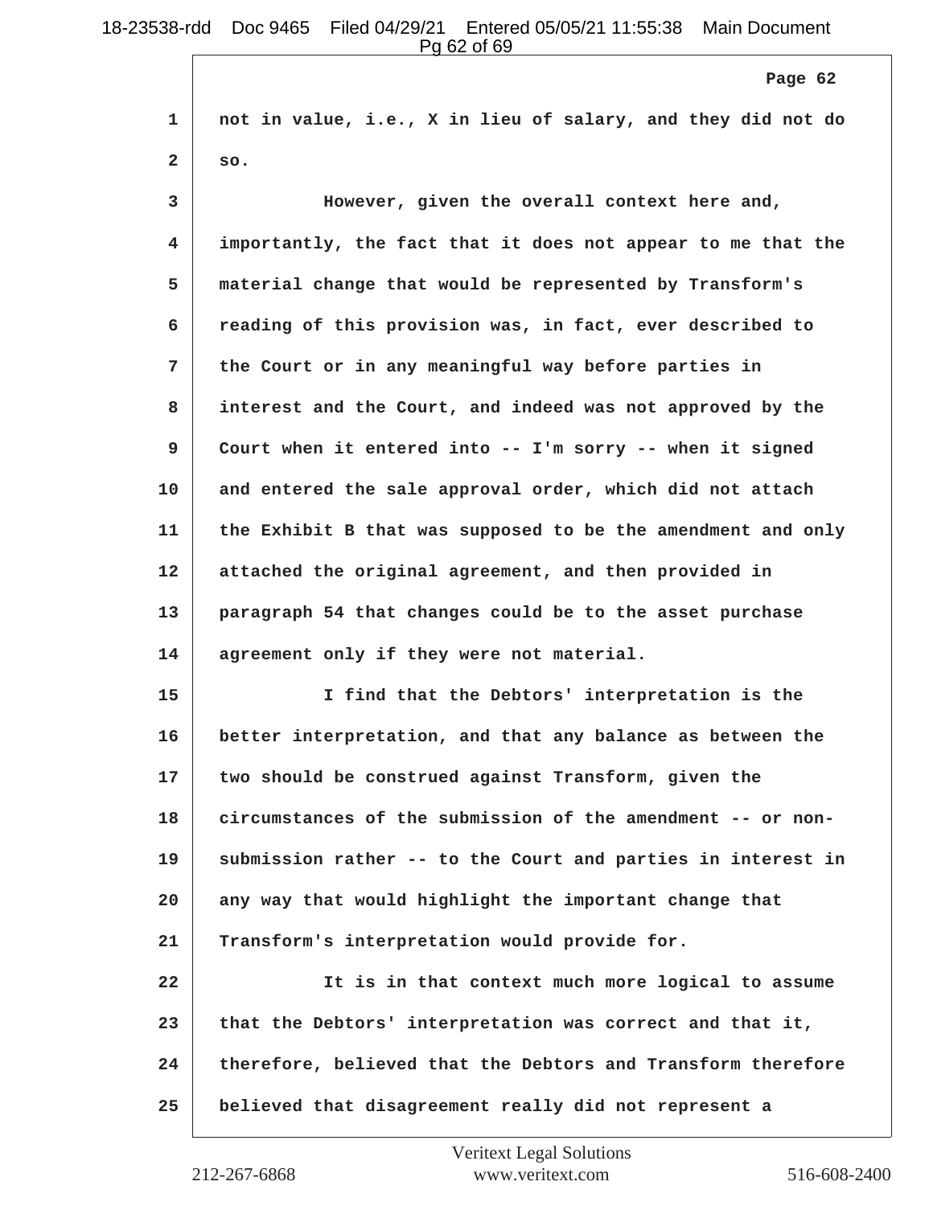not in value, i.e., X in lieu of salary, and they did not do so.

However, given the overall context here and, importantly, the fact that it does not appear to me that the material change that would be represented by Transform's reading of this provision was, in fact, ever described to the Court or in any meaningful way before parties in interest and the Court, and indeed was not approved by the Court when it entered into -- I'm sorry -- when it signed and entered the sale approval order, which did not attach the Exhibit B that was supposed to be the amendment and only attached the original agreement, and then provided in paragraph 54 that changes could be to the asset purchase agreement only if they were not material.

I find that the Debtors' interpretation is the better interpretation, and that any balance as between the two should be construed against Transform, given the circumstances of the submission of the amendment -- or non-submission rather -- to the Court and parties in interest in any way that would highlight the important change that Transform's interpretation would provide for.

It is in that context much more logical to assume that the Debtors' interpretation was correct and that it, therefore, believed that the Debtors and Transform therefore believed that disagreement really did not represent a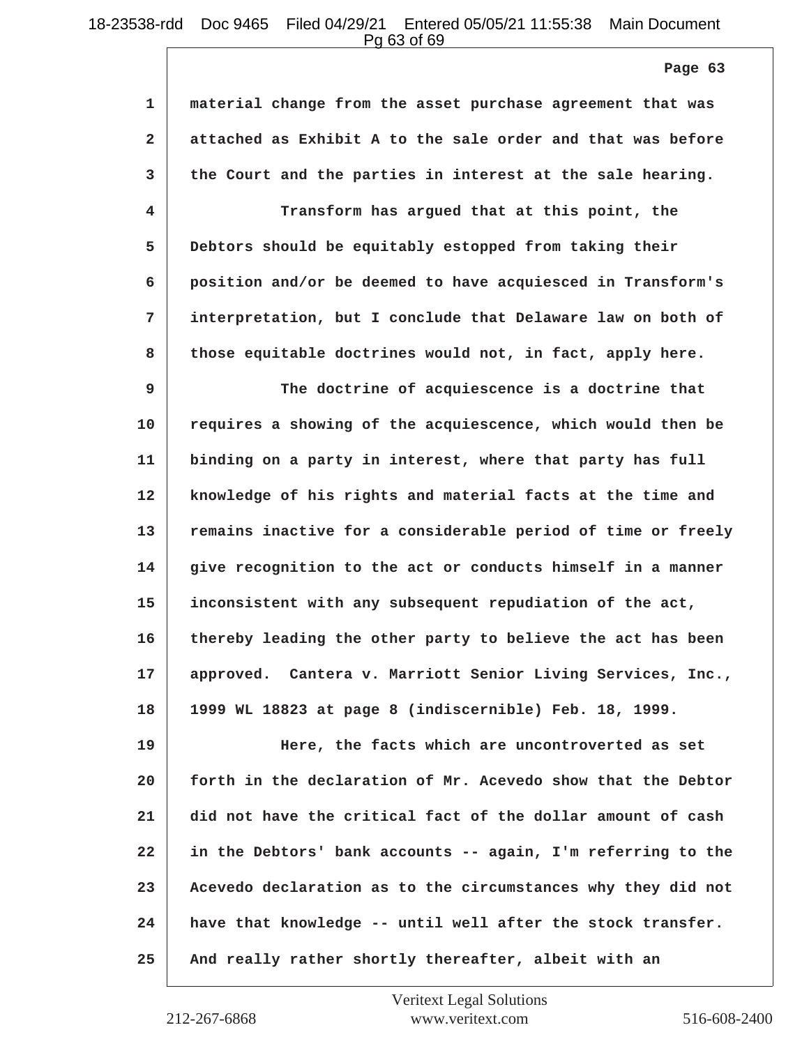material change from the asset purchase agreement that was attached as Exhibit A to the sale order and that was before the Court and the parties in interest at the sale hearing.

Transform has argued that at this point, the Debtors should be equitably estopped from taking their position and/or be deemed to have acquiesced in Transform's interpretation, but I conclude that Delaware law on both of those equitable doctrines would not, in fact, apply here.

The doctrine of acquiescence is a doctrine that requires a showing of the acquiescence, which would then be binding on a party in interest, where that party has full knowledge of his rights and material facts at the time and remains inactive for a considerable period of time or freely give recognition to the act or conducts himself in a manner inconsistent with any subsequent repudiation of the act, thereby leading the other party to believe the act has been approved. Cantera v. Marriott Senior Living Services, Inc., 1999 WL 18823 at page 8 (indiscernible) Feb. 18, 1999.

Here, the facts which are uncontroverted as set forth in the declaration of Mr. Acevedo show that the Debtor did not have the critical fact of the dollar amount of cash in the Debtors' bank accounts -- again, I'm referring to the Acevedo declaration as to the circumstances why they did not have that knowledge -- until well after the stock transfer. And really rather shortly thereafter, albeit with an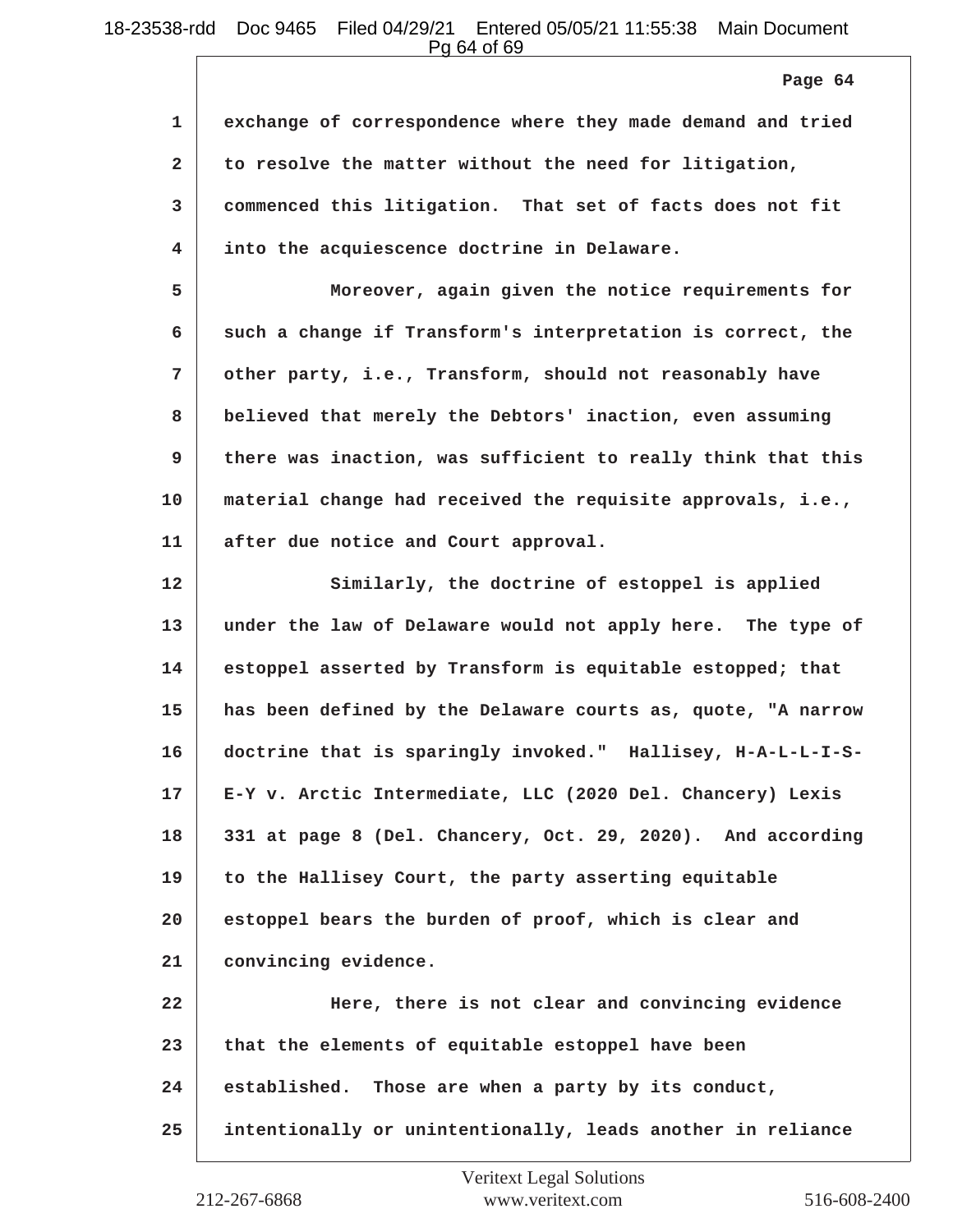exchange of correspondence where they made demand and tried to resolve the matter without the need for litigation, commenced this litigation. That set of facts does not fit into the acquiescence doctrine in Delaware.

Moreover, again given the notice requirements for such a change if Transform's interpretation is correct, the other party, i.e., Transform, should not reasonably have believed that merely the Debtors' inaction, even assuming there was inaction, was sufficient to really think that this material change had received the requisite approvals, i.e., after due notice and Court approval.

Similarly, the doctrine of estoppel is applied under the law of Delaware would not apply here. The type of estoppel asserted by Transform is equitable estopped; that has been defined by the Delaware courts as, quote, "A narrow doctrine that is sparingly invoked." Hallisey, H-A-L-L-I-S-E-Y v. Arctic Intermediate, LLC (2020 Del. Chancery) Lexis 331 at page 8 (Del. Chancery, Oct. 29, 2020). And according to the Hallisey Court, the party asserting equitable estoppel bears the burden of proof, which is clear and convincing evidence.

Here, there is not clear and convincing evidence that the elements of equitable estoppel have been established. Those are when a party by its conduct, intentionally or unintentionally, leads another in reliance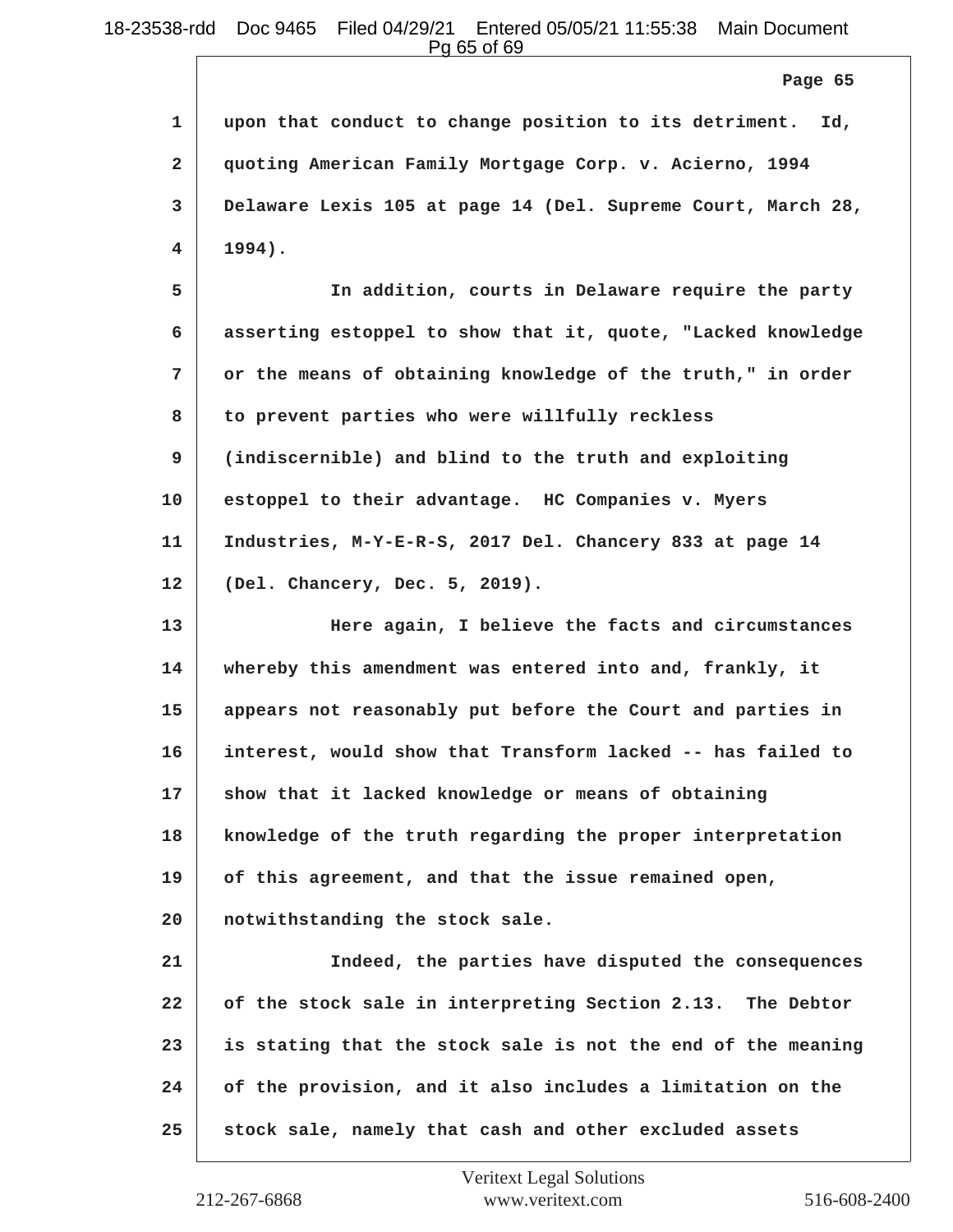upon that conduct to change position to its detriment. Id, quoting American Family Mortgage Corp. v. Acierno, 1994 Delaware Lexis 105 at page 14 (Del. Supreme Court, March 28, 1994).

In addition, courts in Delaware require the party asserting estoppel to show that it, quote, "Lacked knowledge or the means of obtaining knowledge of the truth," in order to prevent parties who were willfully reckless (indiscernible) and blind to the truth and exploiting estoppel to their advantage. HC Companies v. Myers Industries, M-Y-E-R-S, 2017 Del. Chancery 833 at page 14 (Del. Chancery, Dec. 5, 2019).

Here again, I believe the facts and circumstances whereby this amendment was entered into and, frankly, it appears not reasonably put before the Court and parties in interest, would show that Transform lacked -- has failed to show that it lacked knowledge or means of obtaining knowledge of the truth regarding the proper interpretation of this agreement, and that the issue remained open, notwithstanding the stock sale.

Indeed, the parties have disputed the consequences of the stock sale in interpreting Section 2.13. The Debtor is stating that the stock sale is not the end of the meaning of the provision, and it also includes a limitation on the stock sale, namely that cash and other excluded assets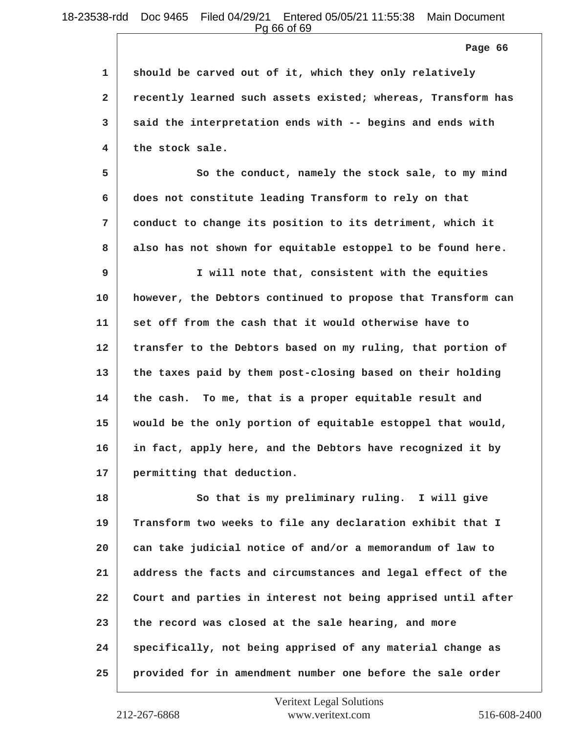should be carved out of it, which they only relatively recently learned such assets existed; whereas, Transform has said the interpretation ends with -- begins and ends with the stock sale.

So the conduct, namely the stock sale, to my mind does not constitute leading Transform to rely on that conduct to change its position to its detriment, which it also has not shown for equitable estoppel to be found here.

I will note that, consistent with the equities however, the Debtors continued to propose that Transform can set off from the cash that it would otherwise have to transfer to the Debtors based on my ruling, that portion of the taxes paid by them post-closing based on their holding the cash. To me, that is a proper equitable result and would be the only portion of equitable estoppel that would, in fact, apply here, and the Debtors have recognized it by permitting that deduction.

So that is my preliminary ruling. I will give Transform two weeks to file any declaration exhibit that I can take judicial notice of and/or a memorandum of law to address the facts and circumstances and legal effect of the Court and parties in interest not being apprised until after the record was closed at the sale hearing, and more specifically, not being apprised of any material change as provided for in amendment number one before the sale order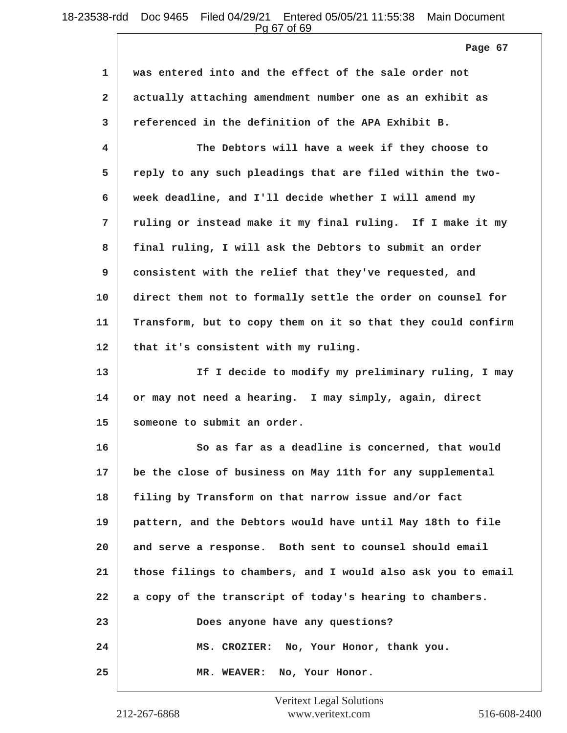was entered into and the effect of the sale order not actually attaching amendment number one as an exhibit as referenced in the definition of the APA Exhibit B.

The Debtors will have a week if they choose to reply to any such pleadings that are filed within the two-week deadline, and I'll decide whether I will amend my ruling or instead make it my final ruling. If I make it my final ruling, I will ask the Debtors to submit an order consistent with the relief that they've requested, and direct them not to formally settle the order on counsel for Transform, but to copy them on it so that they could confirm that it's consistent with my ruling.

If I decide to modify my preliminary ruling, I may or may not need a hearing. I may simply, again, direct someone to submit an order.

So as far as a deadline is concerned, that would be the close of business on May 11th for any supplemental filing by Transform on that narrow issue and/or fact pattern, and the Debtors would have until May 18th to file and serve a response. Both sent to counsel should email those filings to chambers, and I would also ask you to email a copy of the transcript of today's hearing to chambers.

Does anyone have any questions?

MS. CROZIER: No, Your Honor, thank you.

MR. WEAVER: No, Your Honor.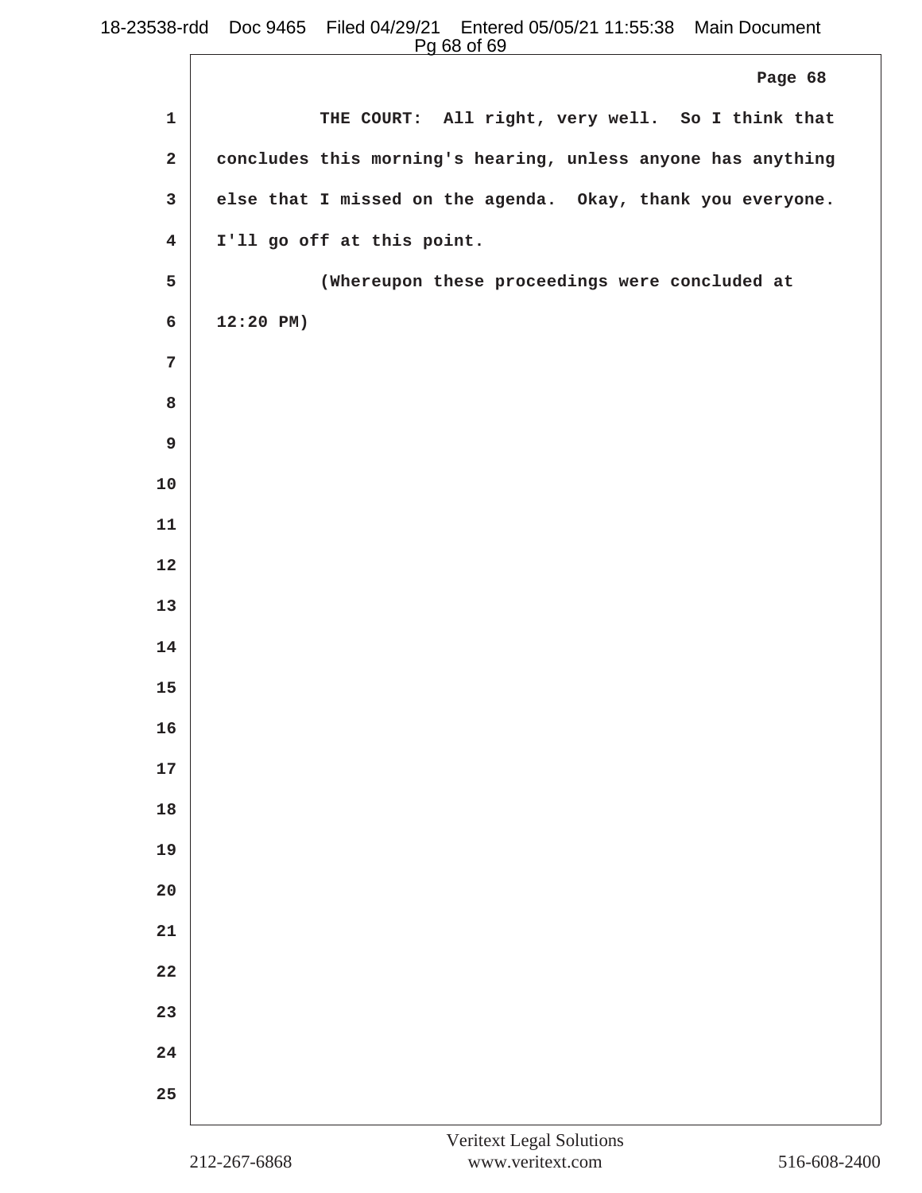THE COURT: All right, very well. So I think that concludes this morning's hearing, unless anyone has anything else that I missed on the agenda. Okay, thank you everyone. I'll go off at this point.

(Whereupon these proceedings were concluded at 12:20 PM)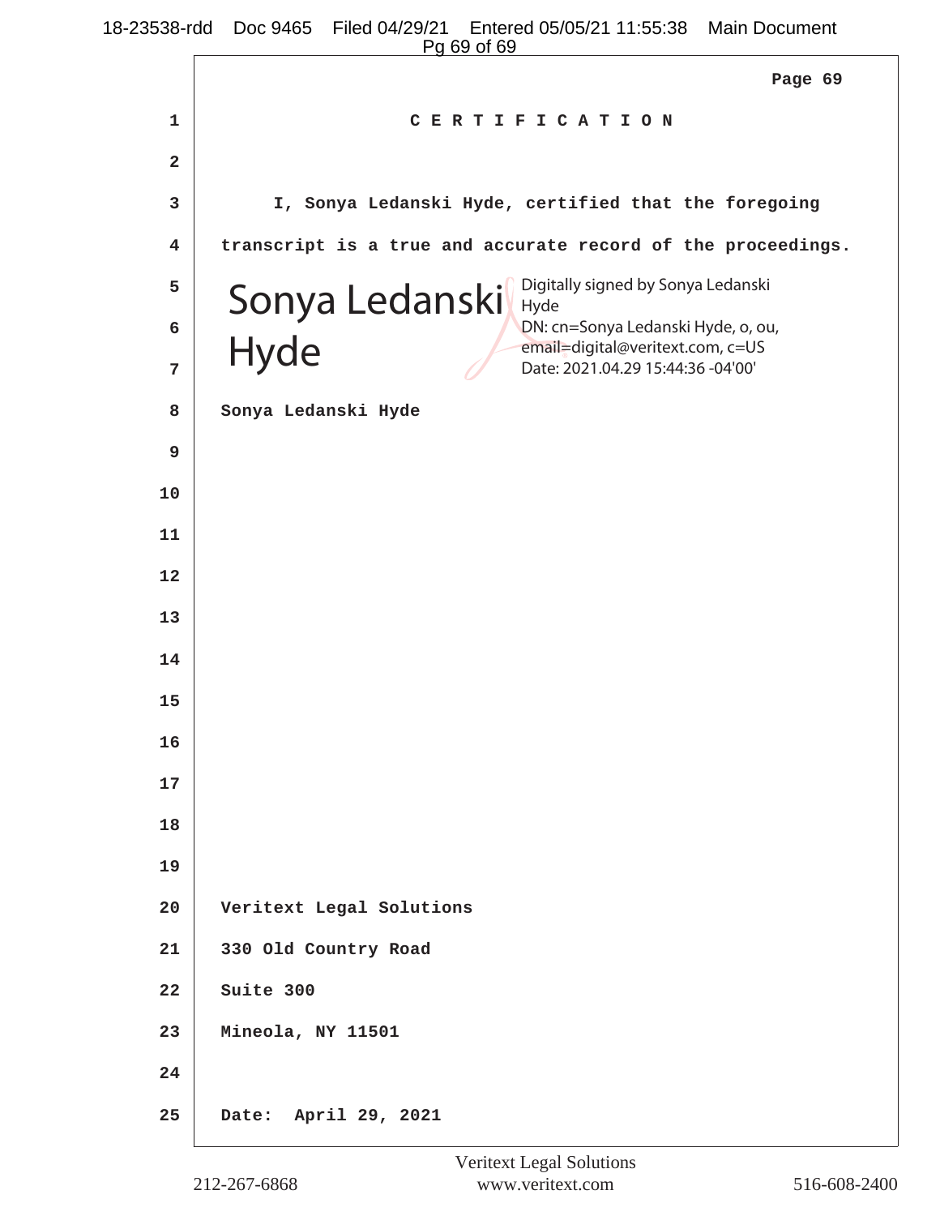# C E R T I F I C A T I O N

I, Sonya Ledanski Hyde, certified that the foregoing transcript is a true and accurate record of the proceedings.

Sonya Ledanski Hyde

Digitally signed by Sonya Ledanski Hyde
DN: cn=Sonya Ledanski Hyde, o, ou, email=digital@veritext.com, c=US
Date: 2021.04.29 15:44:36 -04'00'

Sonya Ledanski Hyde

Veritext Legal Solutions
330 Old Country Road
Suite 300
Mineola, NY 11501

Date: April 29, 2021